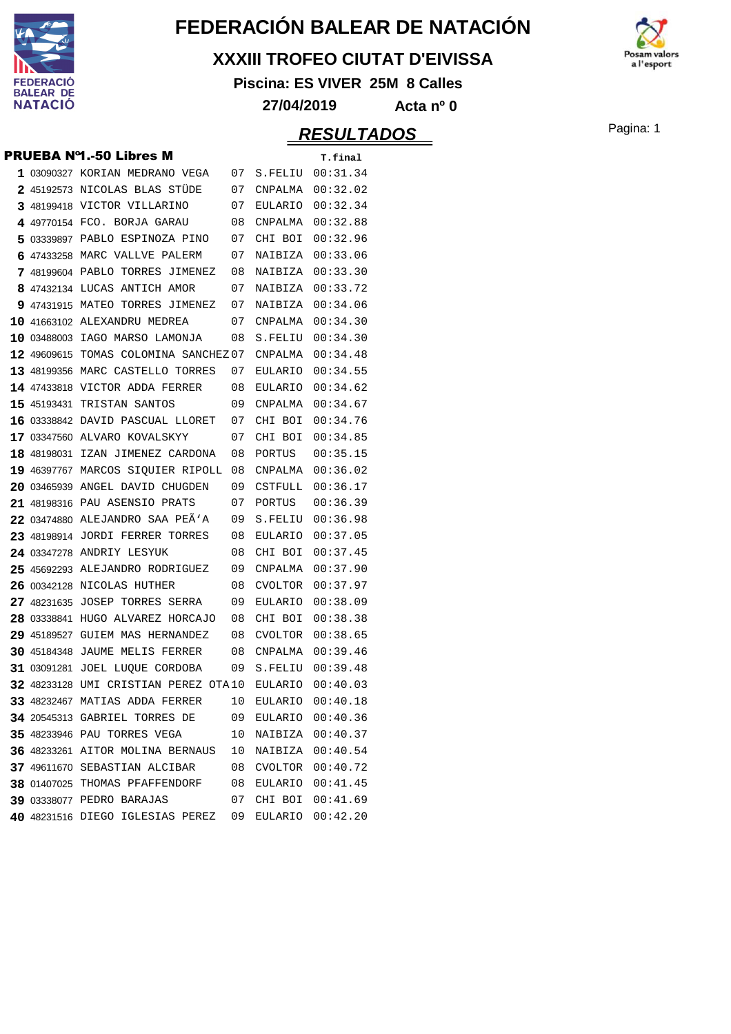# FEDERACIÓN BALEAR DE NATACIÓN

## XXXIII TROFEO CIUTAT D'EIVISSA

**Piscina: ES VIVER 25M 8 Calles**

**27/04/2019** **Acta nº 0**

## RESULTADOS

### PRUEBA Nº1.-50 Libres M

| | | | | | T.final |
|---|---|---|---|---|---|
| **1** | 03090327 | KORIAN MEDRANO VEGA | 07 | S.FELIU | 00:31.34 |
| **2** | 45192573 | NICOLAS BLAS STÜDE | 07 | CNPALMA | 00:32.02 |
| **3** | 48199418 | VICTOR VILLARINO | 07 | EULARIO | 00:32.34 |
| **4** | 49770154 | FCO. BORJA GARAU | 08 | CNPALMA | 00:32.88 |
| **5** | 03339897 | PABLO ESPINOZA PINO | 07 | CHI BOI | 00:32.96 |
| **6** | 47433258 | MARC VALLVE PALERM | 07 | NAIBIZA | 00:33.06 |
| **7** | 48199604 | PABLO TORRES JIMENEZ | 08 | NAIBIZA | 00:33.30 |
| **8** | 47432134 | LUCAS ANTICH AMOR | 07 | NAIBIZA | 00:33.72 |
| **9** | 47431915 | MATEO TORRES JIMENEZ | 07 | NAIBIZA | 00:34.06 |
| **10** | 41663102 | ALEXANDRU MEDREA | 07 | CNPALMA | 00:34.30 |
| **10** | 03488003 | IAGO MARSO LAMONJA | 08 | S.FELIU | 00:34.30 |
| **12** | 49609615 | TOMAS COLOMINA SANCHEZ | 07 | CNPALMA | 00:34.48 |
| **13** | 48199356 | MARC CASTELLO TORRES | 07 | EULARIO | 00:34.55 |
| **14** | 47433818 | VICTOR ADDA FERRER | 08 | EULARIO | 00:34.62 |
| **15** | 45193431 | TRISTAN SANTOS | 09 | CNPALMA | 00:34.67 |
| **16** | 03338842 | DAVID PASCUAL LLORET | 07 | CHI BOI | 00:34.76 |
| **17** | 03347560 | ALVARO KOVALSKYY | 07 | CHI BOI | 00:34.85 |
| **18** | 48198031 | IZAN JIMENEZ CARDONA | 08 | PORTUS | 00:35.15 |
| **19** | 46397767 | MARCOS SIQUIER RIPOLL | 08 | CNPALMA | 00:36.02 |
| **20** | 03465939 | ANGEL DAVID CHUGDEN | 09 | CSTFULL | 00:36.17 |
| **21** | 48198316 | PAU ASENSIO PRATS | 07 | PORTUS | 00:36.39 |
| **22** | 03474880 | ALEJANDRO SAA PEÃ'A | 09 | S.FELIU | 00:36.98 |
| **23** | 48198914 | JORDI FERRER TORRES | 08 | EULARIO | 00:37.05 |
| **24** | 03347278 | ANDRIY LESYUK | 08 | CHI BOI | 00:37.45 |
| **25** | 45692293 | ALEJANDRO RODRIGUEZ | 09 | CNPALMA | 00:37.90 |
| **26** | 00342128 | NICOLAS HUTHER | 08 | CVOLTOR | 00:37.97 |
| **27** | 48231635 | JOSEP TORRES SERRA | 09 | EULARIO | 00:38.09 |
| **28** | 03338841 | HUGO ALVAREZ HORCAJO | 08 | CHI BOI | 00:38.38 |
| **29** | 45189527 | GUIEM MAS HERNANDEZ | 08 | CVOLTOR | 00:38.65 |
| **30** | 45184348 | JAUME MELIS FERRER | 08 | CNPALMA | 00:39.46 |
| **31** | 03091281 | JOEL LUQUE CORDOBA | 09 | S.FELIU | 00:39.48 |
| **32** | 48233128 | UMI CRISTIAN PEREZ OTA | 10 | EULARIO | 00:40.03 |
| **33** | 48232467 | MATIAS ADDA FERRER | 10 | EULARIO | 00:40.18 |
| **34** | 20545313 | GABRIEL TORRES DE | 09 | EULARIO | 00:40.36 |
| **35** | 48233946 | PAU TORRES VEGA | 10 | NAIBIZA | 00:40.37 |
| **36** | 48233261 | AITOR MOLINA BERNAUS | 10 | NAIBIZA | 00:40.54 |
| **37** | 49611670 | SEBASTIAN ALCIBAR | 08 | CVOLTOR | 00:40.72 |
| **38** | 01407025 | THOMAS PFAFFENDORF | 08 | EULARIO | 00:41.45 |
| **39** | 03338077 | PEDRO BARAJAS | 07 | CHI BOI | 00:41.69 |
| **40** | 48231516 | DIEGO IGLESIAS PEREZ | 09 | EULARIO | 00:42.20 |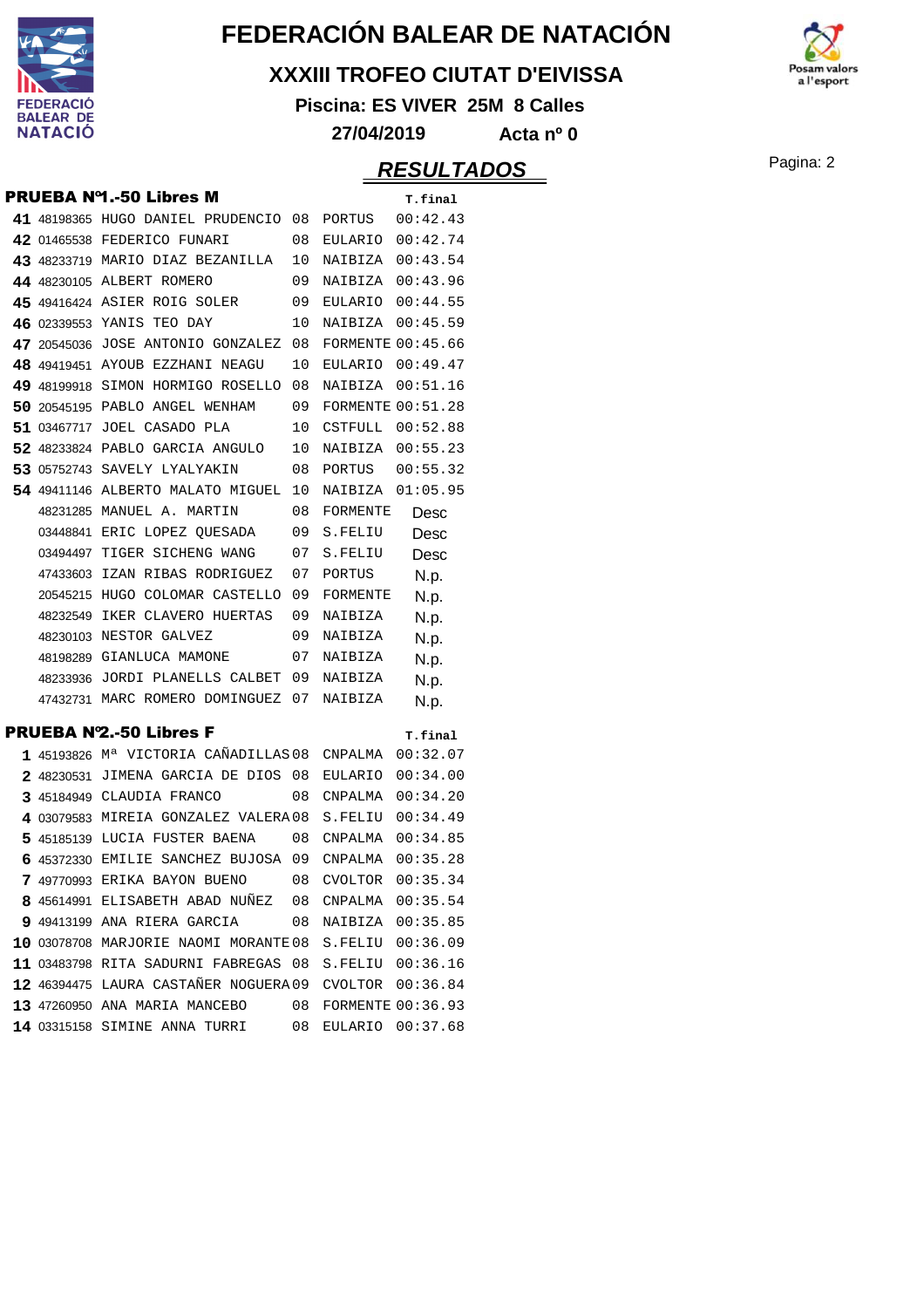# FEDERACIÓN BALEAR DE NATACIÓN

## XXXIII TROFEO CIUTAT D'EIVISSA

**Piscina: ES VIVER 25M 8 Calles**

**27/04/2019 Acta nº 0**

## RESULTADOS

### PRUEBA Nº1.-50 Libres M

| Pos | Licencia | Nombre | Año | Club | T.final |
|---|---|---|---|---|---|
| **41** | 48198365 | HUGO DANIEL PRUDENCIO | 08 | PORTUS | 00:42.43 |
| **42** | 01465538 | FEDERICO FUNARI | 08 | EULARIO | 00:42.74 |
| **43** | 48233719 | MARIO DIAZ BEZANILLA | 10 | NAIBIZA | 00:43.54 |
| **44** | 48230105 | ALBERT ROMERO | 09 | NAIBIZA | 00:43.96 |
| **45** | 49416424 | ASIER ROIG SOLER | 09 | EULARIO | 00:44.55 |
| **46** | 02339553 | YANIS TEO DAY | 10 | NAIBIZA | 00:45.59 |
| **47** | 20545036 | JOSE ANTONIO GONZALEZ | 08 | FORMENTE | 00:45.66 |
| **48** | 49419451 | AYOUB EZZHANI NEAGU | 10 | EULARIO | 00:49.47 |
| **49** | 48199918 | SIMON HORMIGO ROSELLO | 08 | NAIBIZA | 00:51.16 |
| **50** | 20545195 | PABLO ANGEL WENHAM | 09 | FORMENTE | 00:51.28 |
| **51** | 03467717 | JOEL CASADO PLA | 10 | CSTFULL | 00:52.88 |
| **52** | 48233824 | PABLO GARCIA ANGULO | 10 | NAIBIZA | 00:55.23 |
| **53** | 05752743 | SAVELY LYALYAKIN | 08 | PORTUS | 00:55.32 |
| **54** | 49411146 | ALBERTO MALATO MIGUEL | 10 | NAIBIZA | 01:05.95 |
| | 48231285 | MANUEL A. MARTIN | 08 | FORMENTE | Desc |
| | 03448841 | ERIC LOPEZ QUESADA | 09 | S.FELIU | Desc |
| | 03494497 | TIGER SICHENG WANG | 07 | S.FELIU | Desc |
| | 47433603 | IZAN RIBAS RODRIGUEZ | 07 | PORTUS | N.p. |
| | 20545215 | HUGO COLOMAR CASTELLO | 09 | FORMENTE | N.p. |
| | 48232549 | IKER CLAVERO HUERTAS | 09 | NAIBIZA | N.p. |
| | 48230103 | NESTOR GALVEZ | 09 | NAIBIZA | N.p. |
| | 48198289 | GIANLUCA MAMONE | 07 | NAIBIZA | N.p. |
| | 48233936 | JORDI PLANELLS CALBET | 09 | NAIBIZA | N.p. |
| | 47432731 | MARC ROMERO DOMINGUEZ | 07 | NAIBIZA | N.p. |

### PRUEBA Nº2.-50 Libres F

| Pos | Licencia | Nombre | Año | Club | T.final |
|---|---|---|---|---|---|
| **1** | 45193826 | Mª VICTORIA CAÑADILLAS | 08 | CNPALMA | 00:32.07 |
| **2** | 48230531 | JIMENA GARCIA DE DIOS | 08 | EULARIO | 00:34.00 |
| **3** | 45184949 | CLAUDIA FRANCO | 08 | CNPALMA | 00:34.20 |
| **4** | 03079583 | MIREIA GONZALEZ VALERA | 08 | S.FELIU | 00:34.49 |
| **5** | 45185139 | LUCIA FUSTER BAENA | 08 | CNPALMA | 00:34.85 |
| **6** | 45372330 | EMILIE SANCHEZ BUJOSA | 09 | CNPALMA | 00:35.28 |
| **7** | 49770993 | ERIKA BAYON BUENO | 08 | CVOLTOR | 00:35.34 |
| **8** | 45614991 | ELISABETH ABAD NUÑEZ | 08 | CNPALMA | 00:35.54 |
| **9** | 49413199 | ANA RIERA GARCIA | 08 | NAIBIZA | 00:35.85 |
| **10** | 03078708 | MARJORIE NAOMI MORANTE | 08 | S.FELIU | 00:36.09 |
| **11** | 03483798 | RITA SADURNI FABREGAS | 08 | S.FELIU | 00:36.16 |
| **12** | 46394475 | LAURA CASTAÑER NOGUERA | 09 | CVOLTOR | 00:36.84 |
| **13** | 47260950 | ANA MARIA MANCEBO | 08 | FORMENTE | 00:36.93 |
| **14** | 03315158 | SIMINE ANNA TURRI | 08 | EULARIO | 00:37.68 |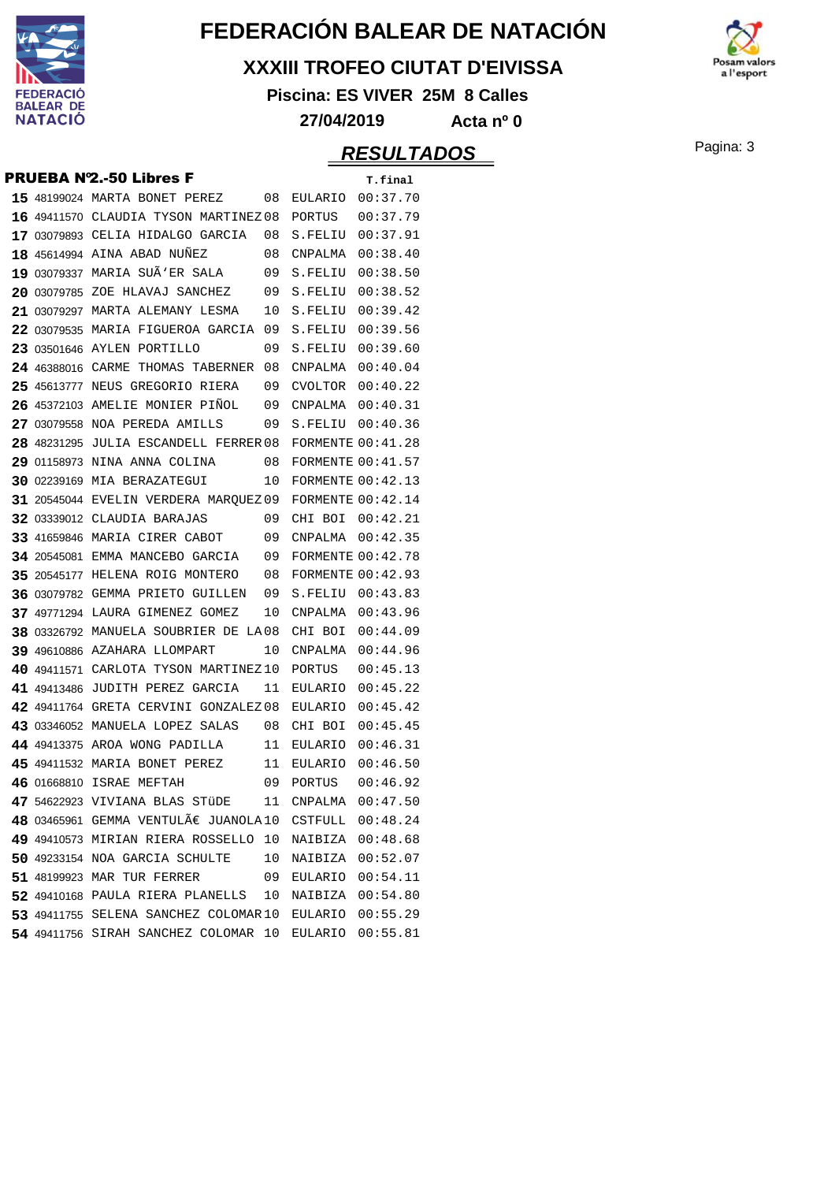# FEDERACIÓN BALEAR DE NATACIÓN

## XXXIII TROFEO CIUTAT D'EIVISSA

**Piscina: ES VIVER 25M 8 Calles**

**27/04/2019 Acta nº 0**

## RESULTADOS

### PRUEBA Nº2.-50 Libres F

| | | | | | T.final |
|---|---|---|---|---|---|
| **15** | 48199024 | MARTA BONET PEREZ | 08 | EULARIO | 00:37.70 |
| **16** | 49411570 | CLAUDIA TYSON MARTINEZ | 08 | PORTUS | 00:37.79 |
| **17** | 03079893 | CELIA HIDALGO GARCIA | 08 | S.FELIU | 00:37.91 |
| **18** | 45614994 | AINA ABAD NUÑEZ | 08 | CNPALMA | 00:38.40 |
| **19** | 03079337 | MARIA SUÃ'ER SALA | 09 | S.FELIU | 00:38.50 |
| **20** | 03079785 | ZOE HLAVAJ SANCHEZ | 09 | S.FELIU | 00:38.52 |
| **21** | 03079297 | MARTA ALEMANY LESMA | 10 | S.FELIU | 00:39.42 |
| **22** | 03079535 | MARIA FIGUEROA GARCIA | 09 | S.FELIU | 00:39.56 |
| **23** | 03501646 | AYLEN PORTILLO | 09 | S.FELIU | 00:39.60 |
| **24** | 46388016 | CARME THOMAS TABERNER | 08 | CNPALMA | 00:40.04 |
| **25** | 45613777 | NEUS GREGORIO RIERA | 09 | CVOLTOR | 00:40.22 |
| **26** | 45372103 | AMELIE MONIER PIÑOL | 09 | CNPALMA | 00:40.31 |
| **27** | 03079558 | NOA PEREDA AMILLS | 09 | S.FELIU | 00:40.36 |
| **28** | 48231295 | JULIA ESCANDELL FERRER | 08 | FORMENTE | 00:41.28 |
| **29** | 01158973 | NINA ANNA COLINA | 08 | FORMENTE | 00:41.57 |
| **30** | 02239169 | MIA BERAZATEGUI | 10 | FORMENTE | 00:42.13 |
| **31** | 20545044 | EVELIN VERDERA MARQUEZ | 09 | FORMENTE | 00:42.14 |
| **32** | 03339012 | CLAUDIA BARAJAS | 09 | CHI BOI | 00:42.21 |
| **33** | 41659846 | MARIA CIRER CABOT | 09 | CNPALMA | 00:42.35 |
| **34** | 20545081 | EMMA MANCEBO GARCIA | 09 | FORMENTE | 00:42.78 |
| **35** | 20545177 | HELENA ROIG MONTERO | 08 | FORMENTE | 00:42.93 |
| **36** | 03079782 | GEMMA PRIETO GUILLEN | 09 | S.FELIU | 00:43.83 |
| **37** | 49771294 | LAURA GIMENEZ GOMEZ | 10 | CNPALMA | 00:43.96 |
| **38** | 03326792 | MANUELA SOUBRIER DE LA | 08 | CHI BOI | 00:44.09 |
| **39** | 49610886 | AZAHARA LLOMPART | 10 | CNPALMA | 00:44.96 |
| **40** | 49411571 | CARLOTA TYSON MARTINEZ | 10 | PORTUS | 00:45.13 |
| **41** | 49413486 | JUDITH PEREZ GARCIA | 11 | EULARIO | 00:45.22 |
| **42** | 49411764 | GRETA CERVINI GONZALEZ | 08 | EULARIO | 00:45.42 |
| **43** | 03346052 | MANUELA LOPEZ SALAS | 08 | CHI BOI | 00:45.45 |
| **44** | 49413375 | AROA WONG PADILLA | 11 | EULARIO | 00:46.31 |
| **45** | 49411532 | MARIA BONET PEREZ | 11 | EULARIO | 00:46.50 |
| **46** | 01668810 | ISRAE MEFTAH | 09 | PORTUS | 00:46.92 |
| **47** | 54622923 | VIVIANA BLAS STüDE | 11 | CNPALMA | 00:47.50 |
| **48** | 03465961 | GEMMA VENTULÃ€ JUANOLA | 10 | CSTFULL | 00:48.24 |
| **49** | 49410573 | MIRIAN RIERA ROSSELLO | 10 | NAIBIZA | 00:48.68 |
| **50** | 49233154 | NOA GARCIA SCHULTE | 10 | NAIBIZA | 00:52.07 |
| **51** | 48199923 | MAR TUR FERRER | 09 | EULARIO | 00:54.11 |
| **52** | 49410168 | PAULA RIERA PLANELLS | 10 | NAIBIZA | 00:54.80 |
| **53** | 49411755 | SELENA SANCHEZ COLOMAR | 10 | EULARIO | 00:55.29 |
| **54** | 49411756 | SIRAH SANCHEZ COLOMAR | 10 | EULARIO | 00:55.81 |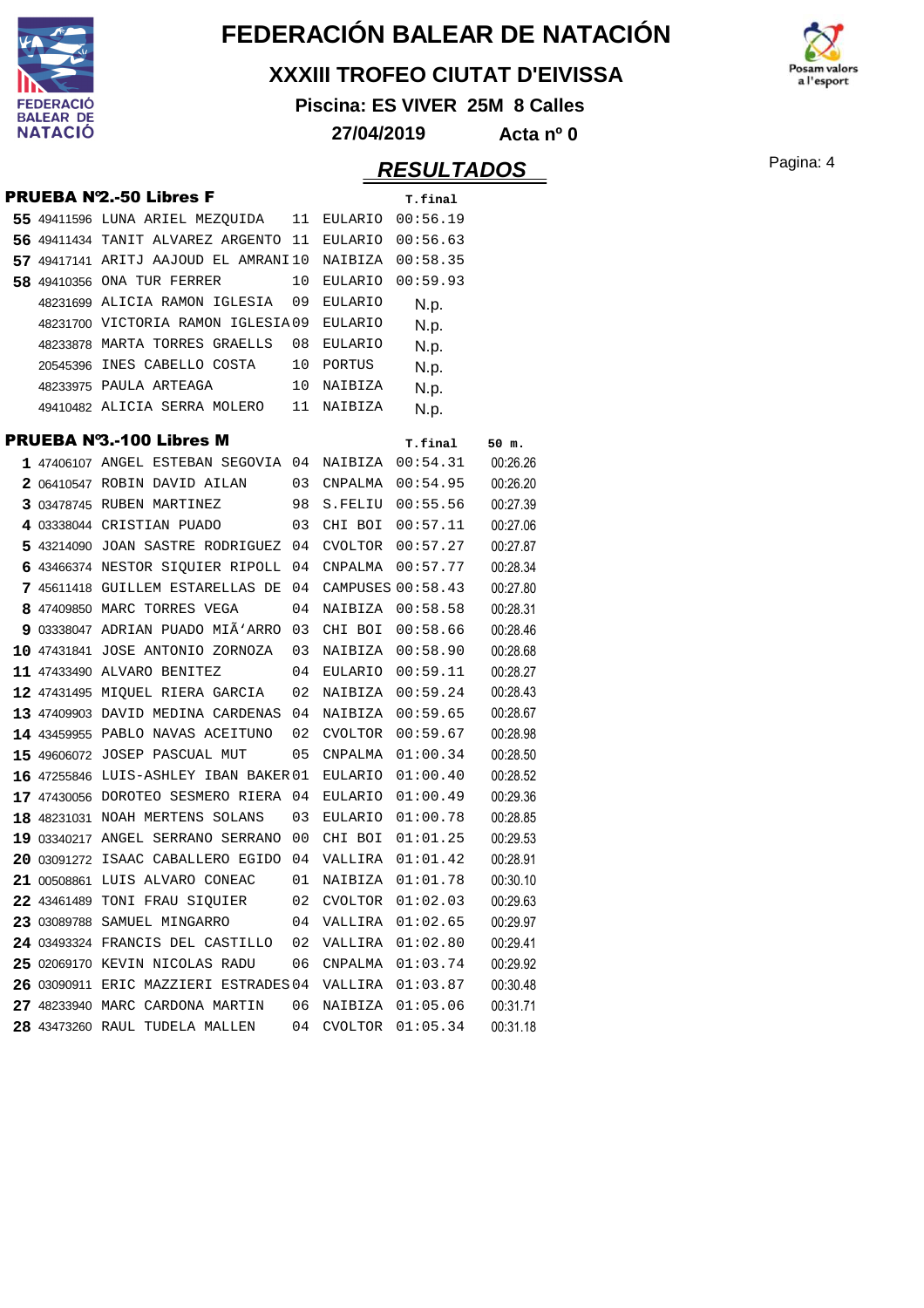# FEDERACIÓN BALEAR DE NATACIÓN

## XXXIII TROFEO CIUTAT D'EIVISSA

**Piscina: ES VIVER 25M 8 Calles**

**27/04/2019 Acta nº 0**

## RESULTADOS

### PRUEBA Nº2.-50 Libres F

| Pos | Licencia | Nombre | Año | Club | T.final |
|---|---|---|---|---|---|
| 55 | 49411596 | LUNA ARIEL MEZQUIDA | 11 | EULARIO | 00:56.19 |
| 56 | 49411434 | TANIT ALVAREZ ARGENTO | 11 | EULARIO | 00:56.63 |
| 57 | 49417141 | ARITJ AAJOUD EL AMRANI | 10 | NAIBIZA | 00:58.35 |
| 58 | 49410356 | ONA TUR FERRER | 10 | EULARIO | 00:59.93 |
| | 48231699 | ALICIA RAMON IGLESIA | 09 | EULARIO | N.p. |
| | 48231700 | VICTORIA RAMON IGLESIA | 09 | EULARIO | N.p. |
| | 48233878 | MARTA TORRES GRAELLS | 08 | EULARIO | N.p. |
| | 20545396 | INES CABELLO COSTA | 10 | PORTUS | N.p. |
| | 48233975 | PAULA ARTEAGA | 10 | NAIBIZA | N.p. |
| | 49410482 | ALICIA SERRA MOLERO | 11 | NAIBIZA | N.p. |

### PRUEBA Nº3.-100 Libres M

| Pos | Licencia | Nombre | Año | Club | T.final | 50 m. |
|---|---|---|---|---|---|---|
| 1 | 47406107 | ANGEL ESTEBAN SEGOVIA | 04 | NAIBIZA | 00:54.31 | 00:26.26 |
| 2 | 06410547 | ROBIN DAVID AILAN | 03 | CNPALMA | 00:54.95 | 00:26.20 |
| 3 | 03478745 | RUBEN MARTINEZ | 98 | S.FELIU | 00:55.56 | 00:27.39 |
| 4 | 03338044 | CRISTIAN PUADO | 03 | CHI BOI | 00:57.11 | 00:27.06 |
| 5 | 43214090 | JOAN SASTRE RODRIGUEZ | 04 | CVOLTOR | 00:57.27 | 00:27.87 |
| 6 | 43466374 | NESTOR SIQUIER RIPOLL | 04 | CNPALMA | 00:57.77 | 00:28.34 |
| 7 | 45611418 | GUILLEM ESTARELLAS DE | 04 | CAMPUSES | 00:58.43 | 00:27.80 |
| 8 | 47409850 | MARC TORRES VEGA | 04 | NAIBIZA | 00:58.58 | 00:28.31 |
| 9 | 03338047 | ADRIAN PUADO MIÃ'ARRO | 03 | CHI BOI | 00:58.66 | 00:28.46 |
| 10 | 47431841 | JOSE ANTONIO ZORNOZA | 03 | NAIBIZA | 00:58.90 | 00:28.68 |
| 11 | 47433490 | ALVARO BENITEZ | 04 | EULARIO | 00:59.11 | 00:28.27 |
| 12 | 47431495 | MIQUEL RIERA GARCIA | 02 | NAIBIZA | 00:59.24 | 00:28.43 |
| 13 | 47409903 | DAVID MEDINA CARDENAS | 04 | NAIBIZA | 00:59.65 | 00:28.67 |
| 14 | 43459955 | PABLO NAVAS ACEITUNO | 02 | CVOLTOR | 00:59.67 | 00:28.98 |
| 15 | 49606072 | JOSEP PASCUAL MUT | 05 | CNPALMA | 01:00.34 | 00:28.50 |
| 16 | 47255846 | LUIS-ASHLEY IBAN BAKER | 01 | EULARIO | 01:00.40 | 00:28.52 |
| 17 | 47430056 | DOROTEO SESMERO RIERA | 04 | EULARIO | 01:00.49 | 00:29.36 |
| 18 | 48231031 | NOAH MERTENS SOLANS | 03 | EULARIO | 01:00.78 | 00:28.85 |
| 19 | 03340217 | ANGEL SERRANO SERRANO | 00 | CHI BOI | 01:01.25 | 00:29.53 |
| 20 | 03091272 | ISAAC CABALLERO EGIDO | 04 | VALLIRA | 01:01.42 | 00:28.91 |
| 21 | 00508861 | LUIS ALVARO CONEAC | 01 | NAIBIZA | 01:01.78 | 00:30.10 |
| 22 | 43461489 | TONI FRAU SIQUIER | 02 | CVOLTOR | 01:02.03 | 00:29.63 |
| 23 | 03089788 | SAMUEL MINGARRO | 04 | VALLIRA | 01:02.65 | 00:29.97 |
| 24 | 03493324 | FRANCIS DEL CASTILLO | 02 | VALLIRA | 01:02.80 | 00:29.41 |
| 25 | 02069170 | KEVIN NICOLAS RADU | 06 | CNPALMA | 01:03.74 | 00:29.92 |
| 26 | 03090911 | ERIC MAZZIERI ESTRADES | 04 | VALLIRA | 01:03.87 | 00:30.48 |
| 27 | 48233940 | MARC CARDONA MARTIN | 06 | NAIBIZA | 01:05.06 | 00:31.71 |
| 28 | 43473260 | RAUL TUDELA MALLEN | 04 | CVOLTOR | 01:05.34 | 00:31.18 |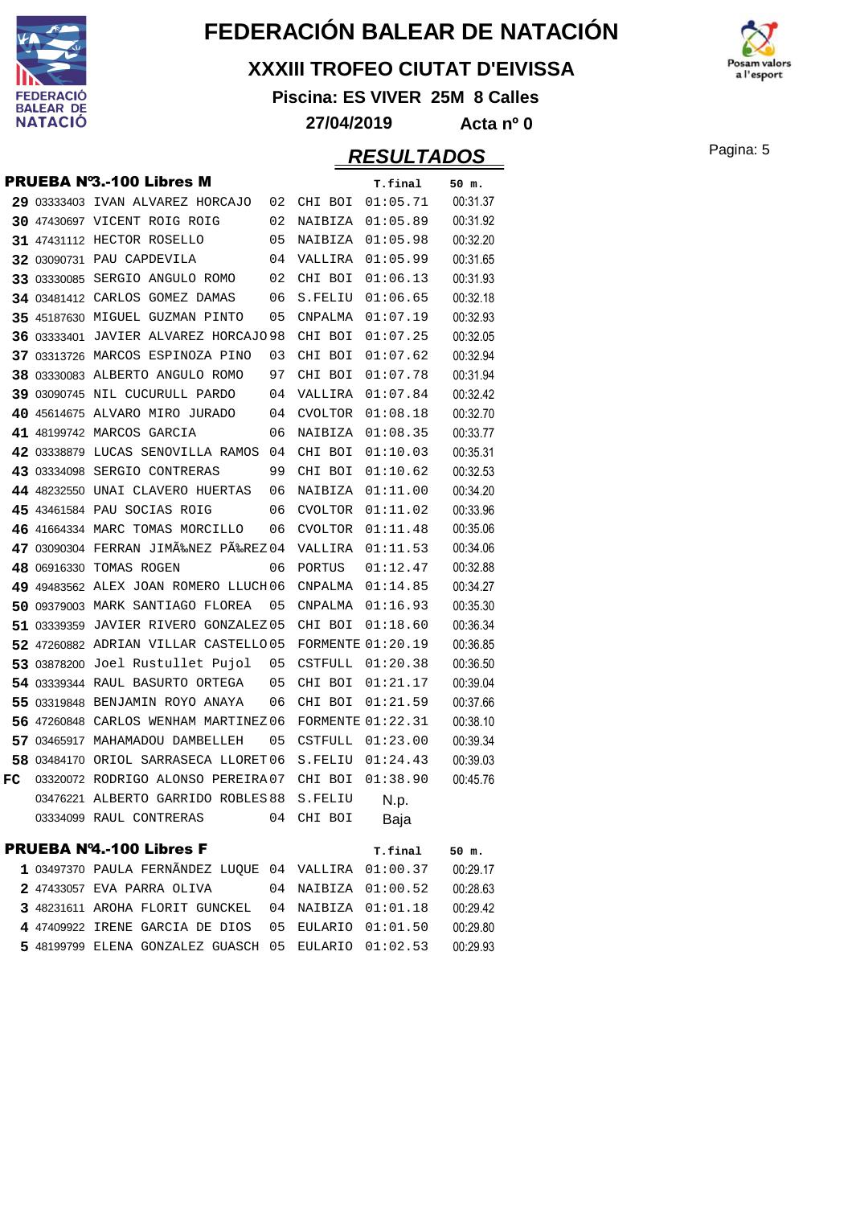# FEDERACIÓN BALEAR DE NATACIÓN

## XXXIII TROFEO CIUTAT D'EIVISSA

**Piscina: ES VIVER 25M 8 Calles**

**27/04/2019 Acta nº 0**

## RESULTADOS

### PRUEBA Nº3.-100 Libres M

| Pos. | Licencia | Nombre | Año | Club | T.final | 50 m. |
|---|---|---|---|---|---|---|
| 29 | 03333403 | IVAN ALVAREZ HORCAJO | 02 | CHI BOI | 01:05.71 | 00:31.37 |
| 30 | 47430697 | VICENT ROIG ROIG | 02 | NAIBIZA | 01:05.89 | 00:31.92 |
| 31 | 47431112 | HECTOR ROSELLO | 05 | NAIBIZA | 01:05.98 | 00:32.20 |
| 32 | 03090731 | PAU CAPDEVILA | 04 | VALLIRA | 01:05.99 | 00:31.65 |
| 33 | 03330085 | SERGIO ANGULO ROMO | 02 | CHI BOI | 01:06.13 | 00:31.93 |
| 34 | 03481412 | CARLOS GOMEZ DAMAS | 06 | S.FELIU | 01:06.65 | 00:32.18 |
| 35 | 45187630 | MIGUEL GUZMAN PINTO | 05 | CNPALMA | 01:07.19 | 00:32.93 |
| 36 | 03333401 | JAVIER ALVAREZ HORCAJO | 98 | CHI BOI | 01:07.25 | 00:32.05 |
| 37 | 03313726 | MARCOS ESPINOZA PINO | 03 | CHI BOI | 01:07.62 | 00:32.94 |
| 38 | 03330083 | ALBERTO ANGULO ROMO | 97 | CHI BOI | 01:07.78 | 00:31.94 |
| 39 | 03090745 | NIL CUCURULL PARDO | 04 | VALLIRA | 01:07.84 | 00:32.42 |
| 40 | 45614675 | ALVARO MIRO JURADO | 04 | CVOLTOR | 01:08.18 | 00:32.70 |
| 41 | 48199742 | MARCOS GARCIA | 06 | NAIBIZA | 01:08.35 | 00:33.77 |
| 42 | 03338879 | LUCAS SENOVILLA RAMOS | 04 | CHI BOI | 01:10.03 | 00:35.31 |
| 43 | 03334098 | SERGIO CONTRERAS | 99 | CHI BOI | 01:10.62 | 00:32.53 |
| 44 | 48232550 | UNAI CLAVERO HUERTAS | 06 | NAIBIZA | 01:11.00 | 00:34.20 |
| 45 | 43461584 | PAU SOCIAS ROIG | 06 | CVOLTOR | 01:11.02 | 00:33.96 |
| 46 | 41664334 | MARC TOMAS MORCILLO | 06 | CVOLTOR | 01:11.48 | 00:35.06 |
| 47 | 03090304 | FERRAN JIMÃ‰NEZ PÃ‰REZ | 04 | VALLIRA | 01:11.53 | 00:34.06 |
| 48 | 06916330 | TOMAS ROGEN | 06 | PORTUS | 01:12.47 | 00:32.88 |
| 49 | 49483562 | ALEX JOAN ROMERO LLUCH | 06 | CNPALMA | 01:14.85 | 00:34.27 |
| 50 | 09379003 | MARK SANTIAGO FLOREA | 05 | CNPALMA | 01:16.93 | 00:35.30 |
| 51 | 03339359 | JAVIER RIVERO GONZALEZ | 05 | CHI BOI | 01:18.60 | 00:36.34 |
| 52 | 47260882 | ADRIAN VILLAR CASTELLO | 05 | FORMENTE | 01:20.19 | 00:36.85 |
| 53 | 03878200 | Joel Rustullet Pujol | 05 | CSTFULL | 01:20.38 | 00:36.50 |
| 54 | 03339344 | RAUL BASURTO ORTEGA | 05 | CHI BOI | 01:21.17 | 00:39.04 |
| 55 | 03319848 | BENJAMIN ROYO ANAYA | 06 | CHI BOI | 01:21.59 | 00:37.66 |
| 56 | 47260848 | CARLOS WENHAM MARTINEZ | 06 | FORMENTE | 01:22.31 | 00:38.10 |
| 57 | 03465917 | MAHAMADOU DAMBELLEH | 05 | CSTFULL | 01:23.00 | 00:39.34 |
| 58 | 03484170 | ORIOL SARRASECA LLORET | 06 | S.FELIU | 01:24.43 | 00:39.03 |
| FC | 03320072 | RODRIGO ALONSO PEREIRA | 07 | CHI BOI | 01:38.90 | 00:45.76 |
| | 03476221 | ALBERTO GARRIDO ROBLES | 88 | S.FELIU | N.p. | |
| | 03334099 | RAUL CONTRERAS | 04 | CHI BOI | Baja | |

### PRUEBA Nº4.-100 Libres F

| Pos. | Licencia | Nombre | Año | Club | T.final | 50 m. |
|---|---|---|---|---|---|---|
| 1 | 03497370 | PAULA FERNÃNDEZ LUQUE | 04 | VALLIRA | 01:00.37 | 00:29.17 |
| 2 | 47433057 | EVA PARRA OLIVA | 04 | NAIBIZA | 01:00.52 | 00:28.63 |
| 3 | 48231611 | AROHA FLORIT GUNCKEL | 04 | NAIBIZA | 01:01.18 | 00:29.42 |
| 4 | 47409922 | IRENE GARCIA DE DIOS | 05 | EULARIO | 01:01.50 | 00:29.80 |
| 5 | 48199799 | ELENA GONZALEZ GUASCH | 05 | EULARIO | 01:02.53 | 00:29.93 |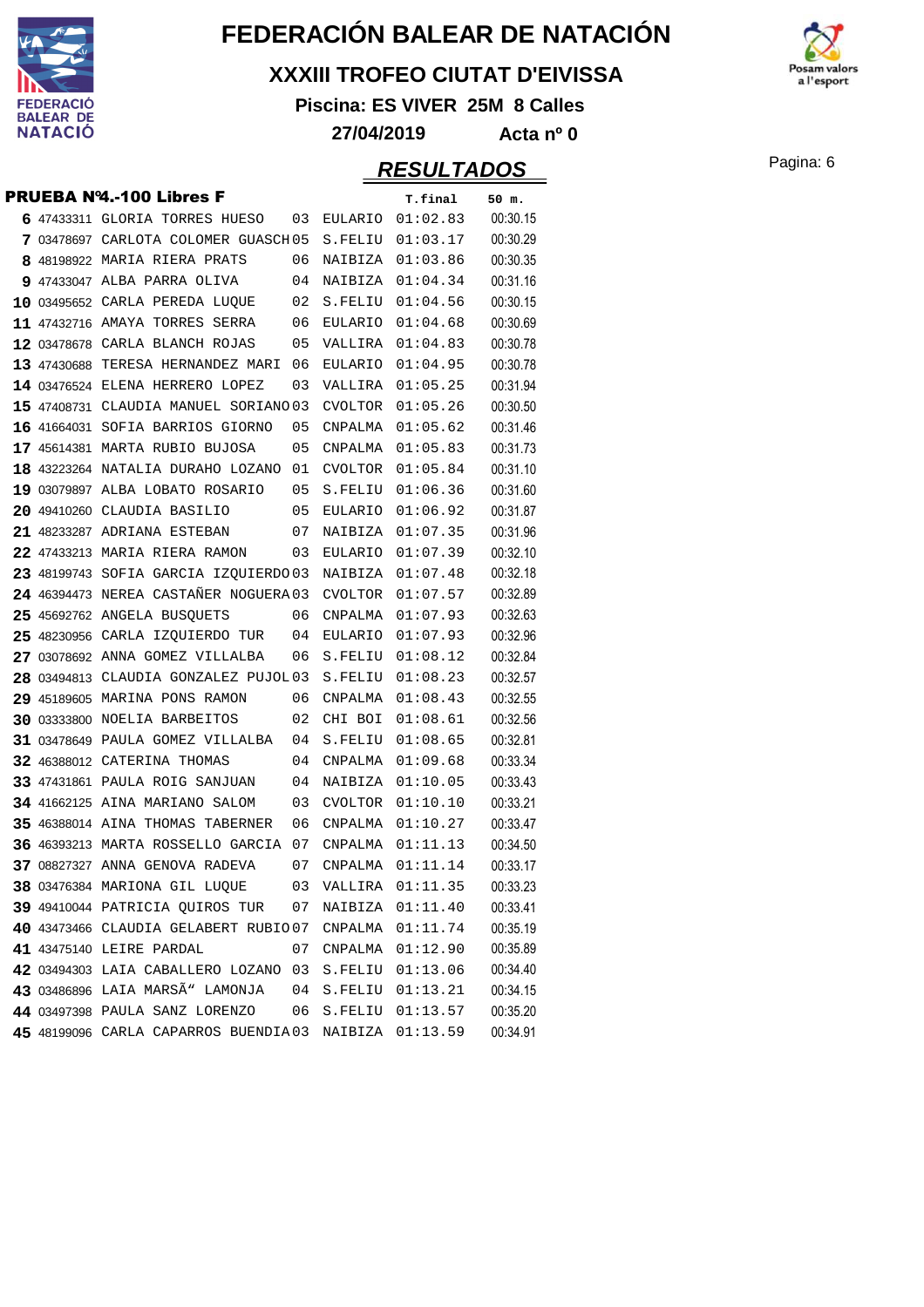# FEDERACIÓN BALEAR DE NATACIÓN

## XXXIII TROFEO CIUTAT D'EIVISSA

**Piscina: ES VIVER 25M 8 Calles**

**27/04/2019 Acta nº 0**

## RESULTADOS

**PRUEBA Nº4.-100 Libres F**

| Pos | Licencia | Nombre | Año | Club | T.final | 50 m. |
|---|---|---|---|---|---|---|
| 6 | 47433311 | GLORIA TORRES HUESO | 03 | EULARIO | 01:02.83 | 00:30.15 |
| 7 | 03478697 | CARLOTA COLOMER GUASCH | 05 | S.FELIU | 01:03.17 | 00:30.29 |
| 8 | 48198922 | MARIA RIERA PRATS | 06 | NAIBIZA | 01:03.86 | 00:30.35 |
| 9 | 47433047 | ALBA PARRA OLIVA | 04 | NAIBIZA | 01:04.34 | 00:31.16 |
| 10 | 03495652 | CARLA PEREDA LUQUE | 02 | S.FELIU | 01:04.56 | 00:30.15 |
| 11 | 47432716 | AMAYA TORRES SERRA | 06 | EULARIO | 01:04.68 | 00:30.69 |
| 12 | 03478678 | CARLA BLANCH ROJAS | 05 | VALLIRA | 01:04.83 | 00:30.78 |
| 13 | 47430688 | TERESA HERNANDEZ MARI | 06 | EULARIO | 01:04.95 | 00:30.78 |
| 14 | 03476524 | ELENA HERRERO LOPEZ | 03 | VALLIRA | 01:05.25 | 00:31.94 |
| 15 | 47408731 | CLAUDIA MANUEL SORIANO | 03 | CVOLTOR | 01:05.26 | 00:30.50 |
| 16 | 41664031 | SOFIA BARRIOS GIORNO | 05 | CNPALMA | 01:05.62 | 00:31.46 |
| 17 | 45614381 | MARTA RUBIO BUJOSA | 05 | CNPALMA | 01:05.83 | 00:31.73 |
| 18 | 43223264 | NATALIA DURAHO LOZANO | 01 | CVOLTOR | 01:05.84 | 00:31.10 |
| 19 | 03079897 | ALBA LOBATO ROSARIO | 05 | S.FELIU | 01:06.36 | 00:31.60 |
| 20 | 49410260 | CLAUDIA BASILIO | 05 | EULARIO | 01:06.92 | 00:31.87 |
| 21 | 48233287 | ADRIANA ESTEBAN | 07 | NAIBIZA | 01:07.35 | 00:31.96 |
| 22 | 47433213 | MARIA RIERA RAMON | 03 | EULARIO | 01:07.39 | 00:32.10 |
| 23 | 48199743 | SOFIA GARCIA IZQUIERDO | 03 | NAIBIZA | 01:07.48 | 00:32.18 |
| 24 | 46394473 | NEREA CASTAÑER NOGUERA | 03 | CVOLTOR | 01:07.57 | 00:32.89 |
| 25 | 45692762 | ANGELA BUSQUETS | 06 | CNPALMA | 01:07.93 | 00:32.63 |
| 25 | 48230956 | CARLA IZQUIERDO TUR | 04 | EULARIO | 01:07.93 | 00:32.96 |
| 27 | 03078692 | ANNA GOMEZ VILLALBA | 06 | S.FELIU | 01:08.12 | 00:32.84 |
| 28 | 03494813 | CLAUDIA GONZALEZ PUJOL | 03 | S.FELIU | 01:08.23 | 00:32.57 |
| 29 | 45189605 | MARINA PONS RAMON | 06 | CNPALMA | 01:08.43 | 00:32.55 |
| 30 | 03333800 | NOELIA BARBEITOS | 02 | CHI BOI | 01:08.61 | 00:32.56 |
| 31 | 03478649 | PAULA GOMEZ VILLALBA | 04 | S.FELIU | 01:08.65 | 00:32.81 |
| 32 | 46388012 | CATERINA THOMAS | 04 | CNPALMA | 01:09.68 | 00:33.34 |
| 33 | 47431861 | PAULA ROIG SANJUAN | 04 | NAIBIZA | 01:10.05 | 00:33.43 |
| 34 | 41662125 | AINA MARIANO SALOM | 03 | CVOLTOR | 01:10.10 | 00:33.21 |
| 35 | 46388014 | AINA THOMAS TABERNER | 06 | CNPALMA | 01:10.27 | 00:33.47 |
| 36 | 46393213 | MARTA ROSSELLO GARCIA | 07 | CNPALMA | 01:11.13 | 00:34.50 |
| 37 | 08827327 | ANNA GENOVA RADEVA | 07 | CNPALMA | 01:11.14 | 00:33.17 |
| 38 | 03476384 | MARIONA GIL LUQUE | 03 | VALLIRA | 01:11.35 | 00:33.23 |
| 39 | 49410044 | PATRICIA QUIROS TUR | 07 | NAIBIZA | 01:11.40 | 00:33.41 |
| 40 | 43473466 | CLAUDIA GELABERT RUBIO | 07 | CNPALMA | 01:11.74 | 00:35.19 |
| 41 | 43475140 | LEIRE PARDAL | 07 | CNPALMA | 01:12.90 | 00:35.89 |
| 42 | 03494303 | LAIA CABALLERO LOZANO | 03 | S.FELIU | 01:13.06 | 00:34.40 |
| 43 | 03486896 | LAIA MARSÃ" LAMONJA | 04 | S.FELIU | 01:13.21 | 00:34.15 |
| 44 | 03497398 | PAULA SANZ LORENZO | 06 | S.FELIU | 01:13.57 | 00:35.20 |
| 45 | 48199096 | CARLA CAPARROS BUENDIA | 03 | NAIBIZA | 01:13.59 | 00:34.91 |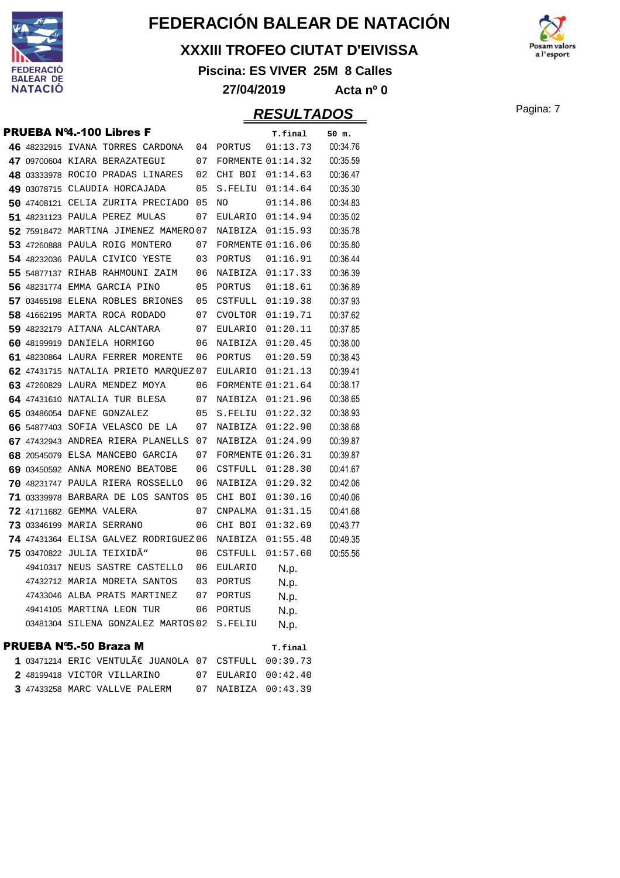# FEDERACIÓN BALEAR DE NATACIÓN

## XXXIII TROFEO CIUTAT D'EIVISSA

**Piscina: ES VIVER 25M 8 Calles**

**27/04/2019 Acta nº 0**

## RESULTADOS

### PRUEBA Nº4.-100 Libres F

| Pos | Licencia | Nombre | Año | Club | T.final | 50 m. |
|---|---|---|---|---|---|---|
| 46 | 48232915 | IVANA TORRES CARDONA | 04 | PORTUS | 01:13.73 | 00:34.76 |
| 47 | 09700604 | KIARA BERAZATEGUI | 07 | FORMENTE | 01:14.32 | 00:35.59 |
| 48 | 03333978 | ROCIO PRADAS LINARES | 02 | CHI BOI | 01:14.63 | 00:36.47 |
| 49 | 03078715 | CLAUDIA HORCAJADA | 05 | S.FELIU | 01:14.64 | 00:35.30 |
| 50 | 47408121 | CELIA ZURITA PRECIADO | 05 | NO | 01:14.86 | 00:34.83 |
| 51 | 48231123 | PAULA PEREZ MULAS | 07 | EULARIO | 01:14.94 | 00:35.02 |
| 52 | 75918472 | MARTINA JIMENEZ MAMERO | 07 | NAIBIZA | 01:15.93 | 00:35.78 |
| 53 | 47260888 | PAULA ROIG MONTERO | 07 | FORMENTE | 01:16.06 | 00:35.80 |
| 54 | 48232036 | PAULA CIVICO YESTE | 03 | PORTUS | 01:16.91 | 00:36.44 |
| 55 | 54877137 | RIHAB RAHMOUNI ZAIM | 06 | NAIBIZA | 01:17.33 | 00:36.39 |
| 56 | 48231774 | EMMA GARCIA PINO | 05 | PORTUS | 01:18.61 | 00:36.89 |
| 57 | 03465198 | ELENA ROBLES BRIONES | 05 | CSTFULL | 01:19.38 | 00:37.93 |
| 58 | 41662195 | MARTA ROCA RODADO | 07 | CVOLTOR | 01:19.71 | 00:37.62 |
| 59 | 48232179 | AITANA ALCANTARA | 07 | EULARIO | 01:20.11 | 00:37.85 |
| 60 | 48199919 | DANIELA HORMIGO | 06 | NAIBIZA | 01:20.45 | 00:38.00 |
| 61 | 48230864 | LAURA FERRER MORENTE | 06 | PORTUS | 01:20.59 | 00:38.43 |
| 62 | 47431715 | NATALIA PRIETO MARQUEZ | 07 | EULARIO | 01:21.13 | 00:39.41 |
| 63 | 47260829 | LAURA MENDEZ MOYA | 06 | FORMENTE | 01:21.64 | 00:38.17 |
| 64 | 47431610 | NATALIA TUR BLESA | 07 | NAIBIZA | 01:21.96 | 00:38.65 |
| 65 | 03486054 | DAFNE GONZALEZ | 05 | S.FELIU | 01:22.32 | 00:38.93 |
| 66 | 54877403 | SOFIA VELASCO DE LA | 07 | NAIBIZA | 01:22.90 | 00:38.68 |
| 67 | 47432943 | ANDREA RIERA PLANELLS | 07 | NAIBIZA | 01:24.99 | 00:39.87 |
| 68 | 20545079 | ELSA MANCEBO GARCIA | 07 | FORMENTE | 01:26.31 | 00:39.87 |
| 69 | 03450592 | ANNA MORENO BEATOBE | 06 | CSTFULL | 01:28.30 | 00:41.67 |
| 70 | 48231747 | PAULA RIERA ROSSELLO | 06 | NAIBIZA | 01:29.32 | 00:42.06 |
| 71 | 03339978 | BARBARA DE LOS SANTOS | 05 | CHI BOI | 01:30.16 | 00:40.06 |
| 72 | 41711682 | GEMMA VALERA | 07 | CNPALMA | 01:31.15 | 00:41.68 |
| 73 | 03346199 | MARIA SERRANO | 06 | CHI BOI | 01:32.69 | 00:43.77 |
| 74 | 47431364 | ELISA GALVEZ RODRIGUEZ | 06 | NAIBIZA | 01:55.48 | 00:49.35 |
| 75 | 03470822 | JULIA TEIXIDÃ“ | 06 | CSTFULL | 01:57.60 | 00:55.56 |
| | 49410317 | NEUS SASTRE CASTELLO | 06 | EULARIO | N.p. | |
| | 47432712 | MARIA MORETA SANTOS | 03 | PORTUS | N.p. | |
| | 47433046 | ALBA PRATS MARTINEZ | 07 | PORTUS | N.p. | |
| | 49414105 | MARTINA LEON TUR | 06 | PORTUS | N.p. | |
| | 03481304 | SILENA GONZALEZ MARTOS | 02 | S.FELIU | N.p. | |

### PRUEBA Nº5.-50 Braza M

| Pos | Licencia | Nombre | Año | Club | T.final |
|---|---|---|---|---|---|
| 1 | 03471214 | ERIC VENTULÃ€ JUANOLA | 07 | CSTFULL | 00:39.73 |
| 2 | 48199418 | VICTOR VILLARINO | 07 | EULARIO | 00:42.40 |
| 3 | 47433258 | MARC VALLVE PALERM | 07 | NAIBIZA | 00:43.39 |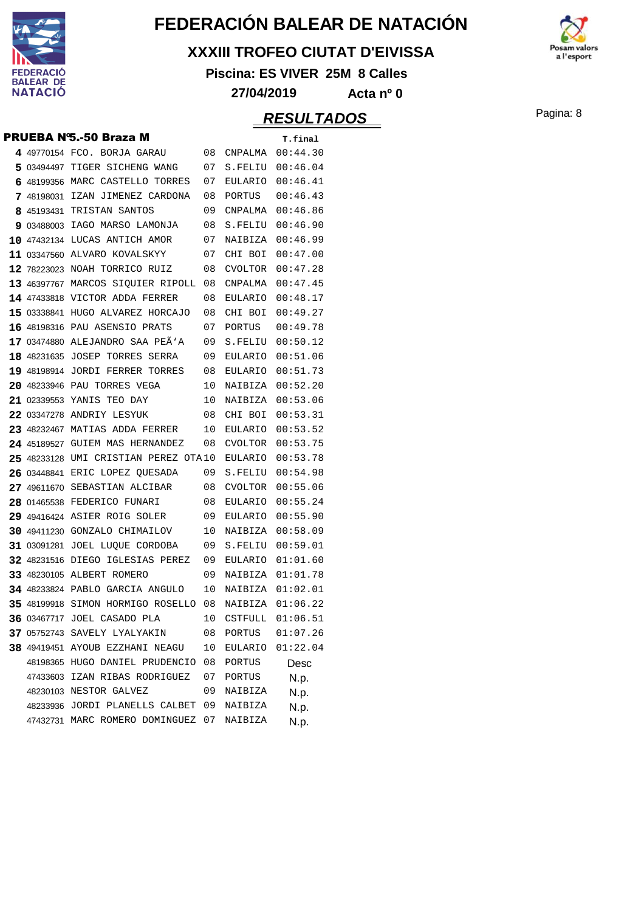# FEDERACIÓN BALEAR DE NATACIÓN

## XXXIII TROFEO CIUTAT D'EIVISSA

**Piscina: ES VIVER 25M 8 Calles**

**27/04/2019 Acta nº 0**

## RESULTADOS

### PRUEBA Nº5.-50 Braza M

| Pos. | Licencia | Nombre | Año | Club | T.final |
|---|---|---|---|---|---|
| 4 | 49770154 | FCO. BORJA GARAU | 08 | CNPALMA | 00:44.30 |
| 5 | 03494497 | TIGER SICHENG WANG | 07 | S.FELIU | 00:46.04 |
| 6 | 48199356 | MARC CASTELLO TORRES | 07 | EULARIO | 00:46.41 |
| 7 | 48198031 | IZAN JIMENEZ CARDONA | 08 | PORTUS | 00:46.43 |
| 8 | 45193431 | TRISTAN SANTOS | 09 | CNPALMA | 00:46.86 |
| 9 | 03488003 | IAGO MARSO LAMONJA | 08 | S.FELIU | 00:46.90 |
| 10 | 47432134 | LUCAS ANTICH AMOR | 07 | NAIBIZA | 00:46.99 |
| 11 | 03347560 | ALVARO KOVALSKYY | 07 | CHI BOI | 00:47.00 |
| 12 | 78223023 | NOAH TORRICO RUIZ | 08 | CVOLTOR | 00:47.28 |
| 13 | 46397767 | MARCOS SIQUIER RIPOLL | 08 | CNPALMA | 00:47.45 |
| 14 | 47433818 | VICTOR ADDA FERRER | 08 | EULARIO | 00:48.17 |
| 15 | 03338841 | HUGO ALVAREZ HORCAJO | 08 | CHI BOI | 00:49.27 |
| 16 | 48198316 | PAU ASENSIO PRATS | 07 | PORTUS | 00:49.78 |
| 17 | 03474880 | ALEJANDRO SAA PEÃ'A | 09 | S.FELIU | 00:50.12 |
| 18 | 48231635 | JOSEP TORRES SERRA | 09 | EULARIO | 00:51.06 |
| 19 | 48198914 | JORDI FERRER TORRES | 08 | EULARIO | 00:51.73 |
| 20 | 48233946 | PAU TORRES VEGA | 10 | NAIBIZA | 00:52.20 |
| 21 | 02339553 | YANIS TEO DAY | 10 | NAIBIZA | 00:53.06 |
| 22 | 03347278 | ANDRIY LESYUK | 08 | CHI BOI | 00:53.31 |
| 23 | 48232467 | MATIAS ADDA FERRER | 10 | EULARIO | 00:53.52 |
| 24 | 45189527 | GUIEM MAS HERNANDEZ | 08 | CVOLTOR | 00:53.75 |
| 25 | 48233128 | UMI CRISTIAN PEREZ OTA | 10 | EULARIO | 00:53.78 |
| 26 | 03448841 | ERIC LOPEZ QUESADA | 09 | S.FELIU | 00:54.98 |
| 27 | 49611670 | SEBASTIAN ALCIBAR | 08 | CVOLTOR | 00:55.06 |
| 28 | 01465538 | FEDERICO FUNARI | 08 | EULARIO | 00:55.24 |
| 29 | 49416424 | ASIER ROIG SOLER | 09 | EULARIO | 00:55.90 |
| 30 | 49411230 | GONZALO CHIMAILOV | 10 | NAIBIZA | 00:58.09 |
| 31 | 03091281 | JOEL LUQUE CORDOBA | 09 | S.FELIU | 00:59.01 |
| 32 | 48231516 | DIEGO IGLESIAS PEREZ | 09 | EULARIO | 01:01.60 |
| 33 | 48230105 | ALBERT ROMERO | 09 | NAIBIZA | 01:01.78 |
| 34 | 48233824 | PABLO GARCIA ANGULO | 10 | NAIBIZA | 01:02.01 |
| 35 | 48199918 | SIMON HORMIGO ROSELLO | 08 | NAIBIZA | 01:06.22 |
| 36 | 03467717 | JOEL CASADO PLA | 10 | CSTFULL | 01:06.51 |
| 37 | 05752743 | SAVELY LYALYAKIN | 08 | PORTUS | 01:07.26 |
| 38 | 49419451 | AYOUB EZZHANI NEAGU | 10 | EULARIO | 01:22.04 |
| | 48198365 | HUGO DANIEL PRUDENCIO | 08 | PORTUS | Desc |
| | 47433603 | IZAN RIBAS RODRIGUEZ | 07 | PORTUS | N.p. |
| | 48230103 | NESTOR GALVEZ | 09 | NAIBIZA | N.p. |
| | 48233936 | JORDI PLANELLS CALBET | 09 | NAIBIZA | N.p. |
| | 47432731 | MARC ROMERO DOMINGUEZ | 07 | NAIBIZA | N.p. |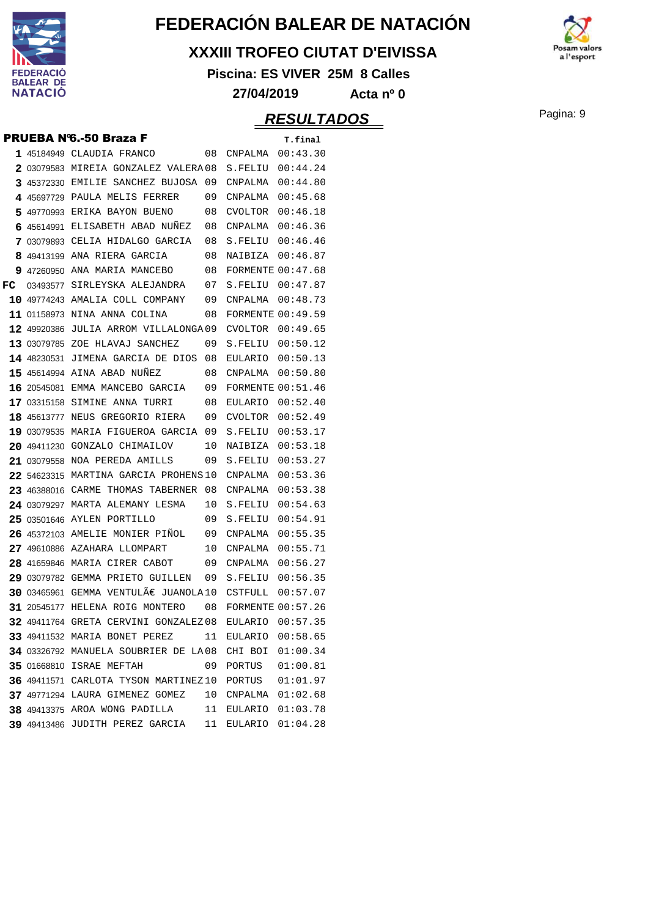# FEDERACIÓN BALEAR DE NATACIÓN

## XXXIII TROFEO CIUTAT D'EIVISSA

**Piscina: ES VIVER 25M 8 Calles**

**27/04/2019 Acta nº 0**

## RESULTADOS

### PRUEBA Nº6.-50 Braza F

| Pos. | Licencia | Nombre | Año | Club | T.final |
|---|---|---|---|---|---|
| 1 | 45184949 | CLAUDIA FRANCO | 08 | CNPALMA | 00:43.30 |
| 2 | 03079583 | MIREIA GONZALEZ VALERA | 08 | S.FELIU | 00:44.24 |
| 3 | 45372330 | EMILIE SANCHEZ BUJOSA | 09 | CNPALMA | 00:44.80 |
| 4 | 45697729 | PAULA MELIS FERRER | 09 | CNPALMA | 00:45.68 |
| 5 | 49770993 | ERIKA BAYON BUENO | 08 | CVOLTOR | 00:46.18 |
| 6 | 45614991 | ELISABETH ABAD NUÑEZ | 08 | CNPALMA | 00:46.36 |
| 7 | 03079893 | CELIA HIDALGO GARCIA | 08 | S.FELIU | 00:46.46 |
| 8 | 49413199 | ANA RIERA GARCIA | 08 | NAIBIZA | 00:46.87 |
| 9 | 47260950 | ANA MARIA MANCEBO | 08 | FORMENTE | 00:47.68 |
| FC | 03493577 | SIRLEYSKA ALEJANDRA | 07 | S.FELIU | 00:47.87 |
| 10 | 49774243 | AMALIA COLL COMPANY | 09 | CNPALMA | 00:48.73 |
| 11 | 01158973 | NINA ANNA COLINA | 08 | FORMENTE | 00:49.59 |
| 12 | 49920386 | JULIA ARROM VILLALONGA | 09 | CVOLTOR | 00:49.65 |
| 13 | 03079785 | ZOE HLAVAJ SANCHEZ | 09 | S.FELIU | 00:50.12 |
| 14 | 48230531 | JIMENA GARCIA DE DIOS | 08 | EULARIO | 00:50.13 |
| 15 | 45614994 | AINA ABAD NUÑEZ | 08 | CNPALMA | 00:50.80 |
| 16 | 20545081 | EMMA MANCEBO GARCIA | 09 | FORMENTE | 00:51.46 |
| 17 | 03315158 | SIMINE ANNA TURRI | 08 | EULARIO | 00:52.40 |
| 18 | 45613777 | NEUS GREGORIO RIERA | 09 | CVOLTOR | 00:52.49 |
| 19 | 03079535 | MARIA FIGUEROA GARCIA | 09 | S.FELIU | 00:53.17 |
| 20 | 49411230 | GONZALO CHIMAILOV | 10 | NAIBIZA | 00:53.18 |
| 21 | 03079558 | NOA PEREDA AMILLS | 09 | S.FELIU | 00:53.27 |
| 22 | 54623315 | MARTINA GARCIA PROHENS | 10 | CNPALMA | 00:53.36 |
| 23 | 46388016 | CARME THOMAS TABERNER | 08 | CNPALMA | 00:53.38 |
| 24 | 03079297 | MARTA ALEMANY LESMA | 10 | S.FELIU | 00:54.63 |
| 25 | 03501646 | AYLEN PORTILLO | 09 | S.FELIU | 00:54.91 |
| 26 | 45372103 | AMELIE MONIER PIÑOL | 09 | CNPALMA | 00:55.35 |
| 27 | 49610886 | AZAHARA LLOMPART | 10 | CNPALMA | 00:55.71 |
| 28 | 41659846 | MARIA CIRER CABOT | 09 | CNPALMA | 00:56.27 |
| 29 | 03079782 | GEMMA PRIETO GUILLEN | 09 | S.FELIU | 00:56.35 |
| 30 | 03465961 | GEMMA VENTULÃ€ JUANOLA | 10 | CSTFULL | 00:57.07 |
| 31 | 20545177 | HELENA ROIG MONTERO | 08 | FORMENTE | 00:57.26 |
| 32 | 49411764 | GRETA CERVINI GONZALEZ | 08 | EULARIO | 00:57.35 |
| 33 | 49411532 | MARIA BONET PEREZ | 11 | EULARIO | 00:58.65 |
| 34 | 03326792 | MANUELA SOUBRIER DE LA | 08 | CHI BOI | 01:00.34 |
| 35 | 01668810 | ISRAE MEFTAH | 09 | PORTUS | 01:00.81 |
| 36 | 49411571 | CARLOTA TYSON MARTINEZ | 10 | PORTUS | 01:01.97 |
| 37 | 49771294 | LAURA GIMENEZ GOMEZ | 10 | CNPALMA | 01:02.68 |
| 38 | 49413375 | AROA WONG PADILLA | 11 | EULARIO | 01:03.78 |
| 39 | 49413486 | JUDITH PEREZ GARCIA | 11 | EULARIO | 01:04.28 |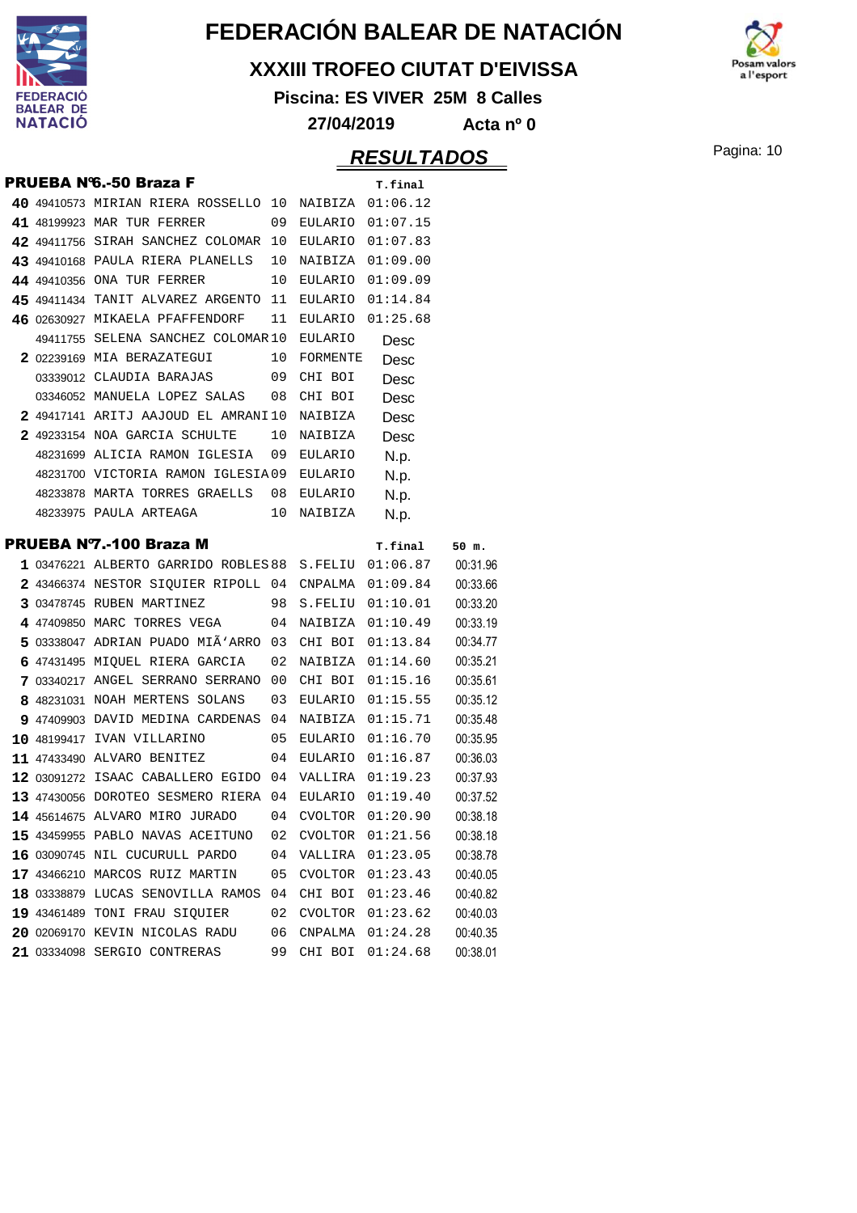# FEDERACIÓN BALEAR DE NATACIÓN

## XXXIII TROFEO CIUTAT D'EIVISSA

**Piscina: ES VIVER 25M 8 Calles**

**27/04/2019 Acta nº 0**

## RESULTADOS

### PRUEBA Nº6.-50 Braza F

| Pos. | Licencia | Nombre | Año | Club | T.final |
|---|---|---|---|---|---|
| 40 | 49410573 | MIRIAN RIERA ROSSELLO | 10 | NAIBIZA | 01:06.12 |
| 41 | 48199923 | MAR TUR FERRER | 09 | EULARIO | 01:07.15 |
| 42 | 49411756 | SIRAH SANCHEZ COLOMAR | 10 | EULARIO | 01:07.83 |
| 43 | 49410168 | PAULA RIERA PLANELLS | 10 | NAIBIZA | 01:09.00 |
| 44 | 49410356 | ONA TUR FERRER | 10 | EULARIO | 01:09.09 |
| 45 | 49411434 | TANIT ALVAREZ ARGENTO | 11 | EULARIO | 01:14.84 |
| 46 | 02630927 | MIKAELA PFAFFENDORF | 11 | EULARIO | 01:25.68 |
| | 49411755 | SELENA SANCHEZ COLOMAR | 10 | EULARIO | Desc |
| 2 | 02239169 | MIA BERAZATEGUI | 10 | FORMENTE | Desc |
| | 03339012 | CLAUDIA BARAJAS | 09 | CHI BOI | Desc |
| | 03346052 | MANUELA LOPEZ SALAS | 08 | CHI BOI | Desc |
| 2 | 49417141 | ARITJ AAJOUD EL AMRANI | 10 | NAIBIZA | Desc |
| 2 | 49233154 | NOA GARCIA SCHULTE | 10 | NAIBIZA | Desc |
| | 48231699 | ALICIA RAMON IGLESIA | 09 | EULARIO | N.p. |
| | 48231700 | VICTORIA RAMON IGLESIA | 09 | EULARIO | N.p. |
| | 48233878 | MARTA TORRES GRAELLS | 08 | EULARIO | N.p. |
| | 48233975 | PAULA ARTEAGA | 10 | NAIBIZA | N.p. |

### PRUEBA Nº7.-100 Braza M

| Pos. | Licencia | Nombre | Año | Club | T.final | 50 m. |
|---|---|---|---|---|---|---|
| 1 | 03476221 | ALBERTO GARRIDO ROBLES | 88 | S.FELIU | 01:06.87 | 00:31.96 |
| 2 | 43466374 | NESTOR SIQUIER RIPOLL | 04 | CNPALMA | 01:09.84 | 00:33.66 |
| 3 | 03478745 | RUBEN MARTINEZ | 98 | S.FELIU | 01:10.01 | 00:33.20 |
| 4 | 47409850 | MARC TORRES VEGA | 04 | NAIBIZA | 01:10.49 | 00:33.19 |
| 5 | 03338047 | ADRIAN PUADO MIÃ'ARRO | 03 | CHI BOI | 01:13.84 | 00:34.77 |
| 6 | 47431495 | MIQUEL RIERA GARCIA | 02 | NAIBIZA | 01:14.60 | 00:35.21 |
| 7 | 03340217 | ANGEL SERRANO SERRANO | 00 | CHI BOI | 01:15.16 | 00:35.61 |
| 8 | 48231031 | NOAH MERTENS SOLANS | 03 | EULARIO | 01:15.55 | 00:35.12 |
| 9 | 47409903 | DAVID MEDINA CARDENAS | 04 | NAIBIZA | 01:15.71 | 00:35.48 |
| 10 | 48199417 | IVAN VILLARINO | 05 | EULARIO | 01:16.70 | 00:35.95 |
| 11 | 47433490 | ALVARO BENITEZ | 04 | EULARIO | 01:16.87 | 00:36.03 |
| 12 | 03091272 | ISAAC CABALLERO EGIDO | 04 | VALLIRA | 01:19.23 | 00:37.93 |
| 13 | 47430056 | DOROTEO SESMERO RIERA | 04 | EULARIO | 01:19.40 | 00:37.52 |
| 14 | 45614675 | ALVARO MIRO JURADO | 04 | CVOLTOR | 01:20.90 | 00:38.18 |
| 15 | 43459955 | PABLO NAVAS ACEITUNO | 02 | CVOLTOR | 01:21.56 | 00:38.18 |
| 16 | 03090745 | NIL CUCURULL PARDO | 04 | VALLIRA | 01:23.05 | 00:38.78 |
| 17 | 43466210 | MARCOS RUIZ MARTIN | 05 | CVOLTOR | 01:23.43 | 00:40.05 |
| 18 | 03338879 | LUCAS SENOVILLA RAMOS | 04 | CHI BOI | 01:23.46 | 00:40.82 |
| 19 | 43461489 | TONI FRAU SIQUIER | 02 | CVOLTOR | 01:23.62 | 00:40.03 |
| 20 | 02069170 | KEVIN NICOLAS RADU | 06 | CNPALMA | 01:24.28 | 00:40.35 |
| 21 | 03334098 | SERGIO CONTRERAS | 99 | CHI BOI | 01:24.68 | 00:38.01 |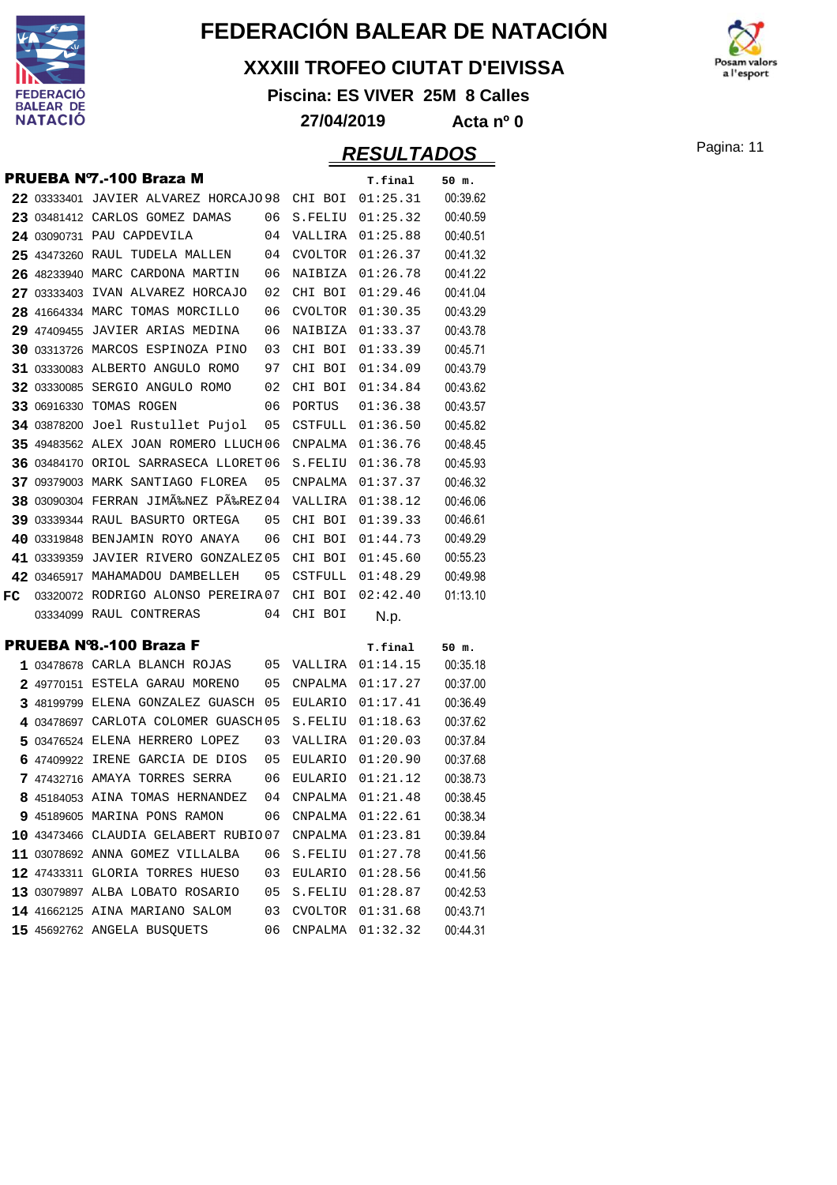# FEDERACIÓN BALEAR DE NATACIÓN

## XXXIII TROFEO CIUTAT D'EIVISSA

**Piscina: ES VIVER 25M 8 Calles**

**27/04/2019 Acta nº 0**

## RESULTADOS

### PRUEBA Nº7.-100 Braza M

| Pos | Licencia | Nombre | Año | Club | T.final | 50 m. |
|---|---|---|---|---|---|---|
| 22 | 03333401 | JAVIER ALVAREZ HORCAJO | 98 | CHI BOI | 01:25.31 | 00:39.62 |
| 23 | 03481412 | CARLOS GOMEZ DAMAS | 06 | S.FELIU | 01:25.32 | 00:40.59 |
| 24 | 03090731 | PAU CAPDEVILA | 04 | VALLIRA | 01:25.88 | 00:40.51 |
| 25 | 43473260 | RAUL TUDELA MALLEN | 04 | CVOLTOR | 01:26.37 | 00:41.32 |
| 26 | 48233940 | MARC CARDONA MARTIN | 06 | NAIBIZA | 01:26.78 | 00:41.22 |
| 27 | 03333403 | IVAN ALVAREZ HORCAJO | 02 | CHI BOI | 01:29.46 | 00:41.04 |
| 28 | 41664334 | MARC TOMAS MORCILLO | 06 | CVOLTOR | 01:30.35 | 00:43.29 |
| 29 | 47409455 | JAVIER ARIAS MEDINA | 06 | NAIBIZA | 01:33.37 | 00:43.78 |
| 30 | 03313726 | MARCOS ESPINOZA PINO | 03 | CHI BOI | 01:33.39 | 00:45.71 |
| 31 | 03330083 | ALBERTO ANGULO ROMO | 97 | CHI BOI | 01:34.09 | 00:43.79 |
| 32 | 03330085 | SERGIO ANGULO ROMO | 02 | CHI BOI | 01:34.84 | 00:43.62 |
| 33 | 06916330 | TOMAS ROGEN | 06 | PORTUS | 01:36.38 | 00:43.57 |
| 34 | 03878200 | Joel Rustullet Pujol | 05 | CSTFULL | 01:36.50 | 00:45.82 |
| 35 | 49483562 | ALEX JOAN ROMERO LLUCH | 06 | CNPALMA | 01:36.76 | 00:48.45 |
| 36 | 03484170 | ORIOL SARRASECA LLORET | 06 | S.FELIU | 01:36.78 | 00:45.93 |
| 37 | 09379003 | MARK SANTIAGO FLOREA | 05 | CNPALMA | 01:37.37 | 00:46.32 |
| 38 | 03090304 | FERRAN JIMÃ‰NEZ PÃ‰REZ | 04 | VALLIRA | 01:38.12 | 00:46.06 |
| 39 | 03339344 | RAUL BASURTO ORTEGA | 05 | CHI BOI | 01:39.33 | 00:46.61 |
| 40 | 03319848 | BENJAMIN ROYO ANAYA | 06 | CHI BOI | 01:44.73 | 00:49.29 |
| 41 | 03339359 | JAVIER RIVERO GONZALEZ | 05 | CHI BOI | 01:45.60 | 00:55.23 |
| 42 | 03465917 | MAHAMADOU DAMBELLEH | 05 | CSTFULL | 01:48.29 | 00:49.98 |
| FC | 03320072 | RODRIGO ALONSO PEREIRA | 07 | CHI BOI | 02:42.40 | 01:13.10 |
| | 03334099 | RAUL CONTRERAS | 04 | CHI BOI | N.p. | |

### PRUEBA Nº8.-100 Braza F

| Pos | Licencia | Nombre | Año | Club | T.final | 50 m. |
|---|---|---|---|---|---|---|
| 1 | 03478678 | CARLA BLANCH ROJAS | 05 | VALLIRA | 01:14.15 | 00:35.18 |
| 2 | 49770151 | ESTELA GARAU MORENO | 05 | CNPALMA | 01:17.27 | 00:37.00 |
| 3 | 48199799 | ELENA GONZALEZ GUASCH | 05 | EULARIO | 01:17.41 | 00:36.49 |
| 4 | 03478697 | CARLOTA COLOMER GUASCH | 05 | S.FELIU | 01:18.63 | 00:37.62 |
| 5 | 03476524 | ELENA HERRERO LOPEZ | 03 | VALLIRA | 01:20.03 | 00:37.84 |
| 6 | 47409922 | IRENE GARCIA DE DIOS | 05 | EULARIO | 01:20.90 | 00:37.68 |
| 7 | 47432716 | AMAYA TORRES SERRA | 06 | EULARIO | 01:21.12 | 00:38.73 |
| 8 | 45184053 | AINA TOMAS HERNANDEZ | 04 | CNPALMA | 01:21.48 | 00:38.45 |
| 9 | 45189605 | MARINA PONS RAMON | 06 | CNPALMA | 01:22.61 | 00:38.34 |
| 10 | 43473466 | CLAUDIA GELABERT RUBIO | 07 | CNPALMA | 01:23.81 | 00:39.84 |
| 11 | 03078692 | ANNA GOMEZ VILLALBA | 06 | S.FELIU | 01:27.78 | 00:41.56 |
| 12 | 47433311 | GLORIA TORRES HUESO | 03 | EULARIO | 01:28.56 | 00:41.56 |
| 13 | 03079897 | ALBA LOBATO ROSARIO | 05 | S.FELIU | 01:28.87 | 00:42.53 |
| 14 | 41662125 | AINA MARIANO SALOM | 03 | CVOLTOR | 01:31.68 | 00:43.71 |
| 15 | 45692762 | ANGELA BUSQUETS | 06 | CNPALMA | 01:32.32 | 00:44.31 |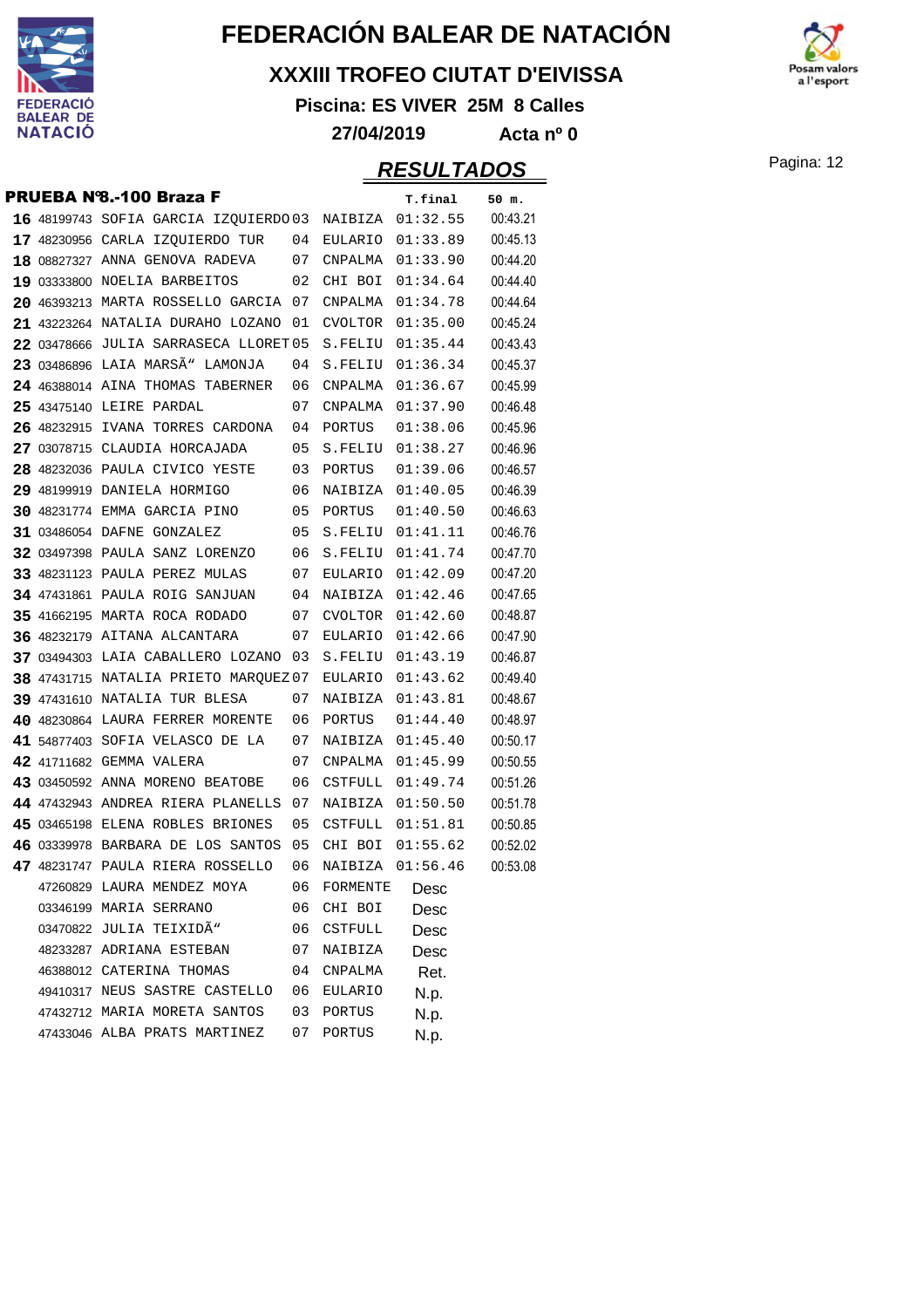# FEDERACIÓN BALEAR DE NATACIÓN

## XXXIII TROFEO CIUTAT D'EIVISSA

**Piscina: ES VIVER 25M 8 Calles**

**27/04/2019 Acta nº 0**

## RESULTADOS

**PRUEBA Nº8.-100 Braza F**

| Pos. | Licencia | Nombre | Año | Club | T.final | 50 m. |
|---|---|---|---|---|---|---|
| 16 | 48199743 | SOFIA GARCIA IZQUIERDO | 03 | NAIBIZA | 01:32.55 | 00:43.21 |
| 17 | 48230956 | CARLA IZQUIERDO TUR | 04 | EULARIO | 01:33.89 | 00:45.13 |
| 18 | 08827327 | ANNA GENOVA RADEVA | 07 | CNPALMA | 01:33.90 | 00:44.20 |
| 19 | 03333800 | NOELIA BARBEITOS | 02 | CHI BOI | 01:34.64 | 00:44.40 |
| 20 | 46393213 | MARTA ROSSELLO GARCIA | 07 | CNPALMA | 01:34.78 | 00:44.64 |
| 21 | 43223264 | NATALIA DURAHO LOZANO | 01 | CVOLTOR | 01:35.00 | 00:45.24 |
| 22 | 03478666 | JULIA SARRASECA LLORET | 05 | S.FELIU | 01:35.44 | 00:43.43 |
| 23 | 03486896 | LAIA MARSÃ" LAMONJA | 04 | S.FELIU | 01:36.34 | 00:45.37 |
| 24 | 46388014 | AINA THOMAS TABERNER | 06 | CNPALMA | 01:36.67 | 00:45.99 |
| 25 | 43475140 | LEIRE PARDAL | 07 | CNPALMA | 01:37.90 | 00:46.48 |
| 26 | 48232915 | IVANA TORRES CARDONA | 04 | PORTUS | 01:38.06 | 00:45.96 |
| 27 | 03078715 | CLAUDIA HORCAJADA | 05 | S.FELIU | 01:38.27 | 00:46.96 |
| 28 | 48232036 | PAULA CIVICO YESTE | 03 | PORTUS | 01:39.06 | 00:46.57 |
| 29 | 48199919 | DANIELA HORMIGO | 06 | NAIBIZA | 01:40.05 | 00:46.39 |
| 30 | 48231774 | EMMA GARCIA PINO | 05 | PORTUS | 01:40.50 | 00:46.63 |
| 31 | 03486054 | DAFNE GONZALEZ | 05 | S.FELIU | 01:41.11 | 00:46.76 |
| 32 | 03497398 | PAULA SANZ LORENZO | 06 | S.FELIU | 01:41.74 | 00:47.70 |
| 33 | 48231123 | PAULA PEREZ MULAS | 07 | EULARIO | 01:42.09 | 00:47.20 |
| 34 | 47431861 | PAULA ROIG SANJUAN | 04 | NAIBIZA | 01:42.46 | 00:47.65 |
| 35 | 41662195 | MARTA ROCA RODADO | 07 | CVOLTOR | 01:42.60 | 00:48.87 |
| 36 | 48232179 | AITANA ALCANTARA | 07 | EULARIO | 01:42.66 | 00:47.90 |
| 37 | 03494303 | LAIA CABALLERO LOZANO | 03 | S.FELIU | 01:43.19 | 00:46.87 |
| 38 | 47431715 | NATALIA PRIETO MARQUEZ | 07 | EULARIO | 01:43.62 | 00:49.40 |
| 39 | 47431610 | NATALIA TUR BLESA | 07 | NAIBIZA | 01:43.81 | 00:48.67 |
| 40 | 48230864 | LAURA FERRER MORENTE | 06 | PORTUS | 01:44.40 | 00:48.97 |
| 41 | 54877403 | SOFIA VELASCO DE LA | 07 | NAIBIZA | 01:45.40 | 00:50.17 |
| 42 | 41711682 | GEMMA VALERA | 07 | CNPALMA | 01:45.99 | 00:50.55 |
| 43 | 03450592 | ANNA MORENO BEATOBE | 06 | CSTFULL | 01:49.74 | 00:51.26 |
| 44 | 47432943 | ANDREA RIERA PLANELLS | 07 | NAIBIZA | 01:50.50 | 00:51.78 |
| 45 | 03465198 | ELENA ROBLES BRIONES | 05 | CSTFULL | 01:51.81 | 00:50.85 |
| 46 | 03339978 | BARBARA DE LOS SANTOS | 05 | CHI BOI | 01:55.62 | 00:52.02 |
| 47 | 48231747 | PAULA RIERA ROSSELLO | 06 | NAIBIZA | 01:56.46 | 00:53.08 |
| | 47260829 | LAURA MENDEZ MOYA | 06 | FORMENTE | Desc | |
| | 03346199 | MARIA SERRANO | 06 | CHI BOI | Desc | |
| | 03470822 | JULIA TEIXIDÃ" | 06 | CSTFULL | Desc | |
| | 48233287 | ADRIANA ESTEBAN | 07 | NAIBIZA | Desc | |
| | 46388012 | CATERINA THOMAS | 04 | CNPALMA | Ret. | |
| | 49410317 | NEUS SASTRE CASTELLO | 06 | EULARIO | N.p. | |
| | 47432712 | MARIA MORETA SANTOS | 03 | PORTUS | N.p. | |
| | 47433046 | ALBA PRATS MARTINEZ | 07 | PORTUS | N.p. | |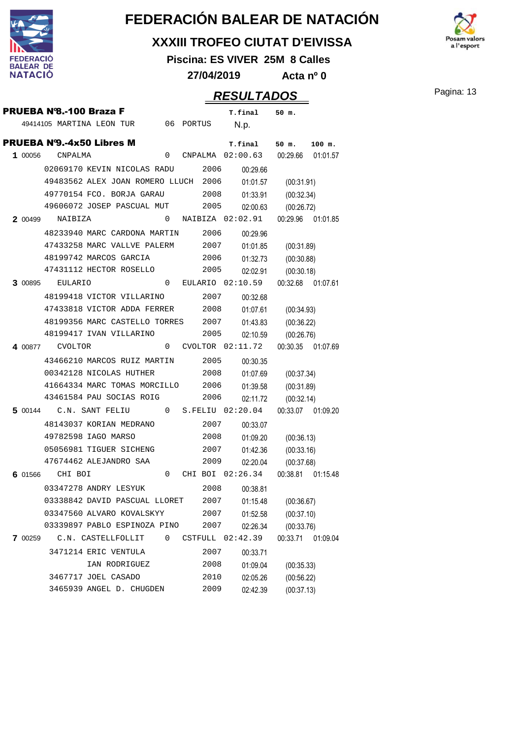# FEDERACIÓN BALEAR DE NATACIÓN

## XXXIII TROFEO CIUTAT D'EIVISSA

**Piscina: ES VIVER 25M 8 Calles**

**27/04/2019 Acta nº 0**

## RESULTADOS

### PRUEBA Nº8.-100 Braza F

| | | | | | T.final | 50 m. | |
|---|---|---|---|---|---|---|---|
| | 49414105 | MARTINA LEON TUR | 06 | PORTUS | N.p. | | |

### PRUEBA Nº9.-4x50 Libres M

| | | | | | T.final | 50 m. | 100 m. |
|---|---|---|---|---|---|---|---|
| 1 | 00056 | CNPALMA | 0 | CNPALMA | 02:00.63 | 00:29.66 | 01:01.57 |
| | 02069170 | KEVIN NICOLAS RADU | 2006 | | 00:29.66 | | |
| | 49483562 | ALEX JOAN ROMERO LLUCH | 2006 | | 01:01.57 | (00:31.91) | |
| | 49770154 | FCO. BORJA GARAU | 2008 | | 01:33.91 | (00:32.34) | |
| | 49606072 | JOSEP PASCUAL MUT | 2005 | | 02:00.63 | (00:26.72) | |
| 2 | 00499 | NAIBIZA | 0 | NAIBIZA | 02:02.91 | 00:29.96 | 01:01.85 |
| | 48233940 | MARC CARDONA MARTIN | 2006 | | 00:29.96 | | |
| | 47433258 | MARC VALLVE PALERM | 2007 | | 01:01.85 | (00:31.89) | |
| | 48199742 | MARCOS GARCIA | 2006 | | 01:32.73 | (00:30.88) | |
| | 47431112 | HECTOR ROSELLO | 2005 | | 02:02.91 | (00:30.18) | |
| 3 | 00895 | EULARIO | 0 | EULARIO | 02:10.59 | 00:32.68 | 01:07.61 |
| | 48199418 | VICTOR VILLARINO | 2007 | | 00:32.68 | | |
| | 47433818 | VICTOR ADDA FERRER | 2008 | | 01:07.61 | (00:34.93) | |
| | 48199356 | MARC CASTELLO TORRES | 2007 | | 01:43.83 | (00:36.22) | |
| | 48199417 | IVAN VILLARINO | 2005 | | 02:10.59 | (00:26.76) | |
| 4 | 00877 | CVOLTOR | 0 | CVOLTOR | 02:11.72 | 00:30.35 | 01:07.69 |
| | 43466210 | MARCOS RUIZ MARTIN | 2005 | | 00:30.35 | | |
| | 00342128 | NICOLAS HUTHER | 2008 | | 01:07.69 | (00:37.34) | |
| | 41664334 | MARC TOMAS MORCILLO | 2006 | | 01:39.58 | (00:31.89) | |
| | 43461584 | PAU SOCIAS ROIG | 2006 | | 02:11.72 | (00:32.14) | |
| 5 | 00144 | C.N. SANT FELIU | 0 | S.FELIU | 02:20.04 | 00:33.07 | 01:09.20 |
| | 48143037 | KORIAN MEDRANO | 2007 | | 00:33.07 | | |
| | 49782598 | IAGO MARSO | 2008 | | 01:09.20 | (00:36.13) | |
| | 05056981 | TIGUER SICHENG | 2007 | | 01:42.36 | (00:33.16) | |
| | 47674462 | ALEJANDRO SAA | 2009 | | 02:20.04 | (00:37.68) | |
| 6 | 01566 | CHI BOI | 0 | CHI BOI | 02:26.34 | 00:38.81 | 01:15.48 |
| | 03347278 | ANDRY LESYUK | 2008 | | 00:38.81 | | |
| | 03338842 | DAVID PASCUAL LLORET | 2007 | | 01:15.48 | (00:36.67) | |
| | 03347560 | ALVARO KOVALSKYY | 2007 | | 01:52.58 | (00:37.10) | |
| | 03339897 | PABLO ESPINOZA PINO | 2007 | | 02:26.34 | (00:33.76) | |
| 7 | 00259 | C.N. CASTELLFOLLIT | 0 | CSTFULL | 02:42.39 | 00:33.71 | 01:09.04 |
| | 3471214 | ERIC VENTULA | 2007 | | 00:33.71 | | |
| | | IAN RODRIGUEZ | 2008 | | 01:09.04 | (00:35.33) | |
| | 3467717 | JOEL CASADO | 2010 | | 02:05.26 | (00:56.22) | |
| | 3465939 | ANGEL D. CHUGDEN | 2009 | | 02:42.39 | (00:37.13) | |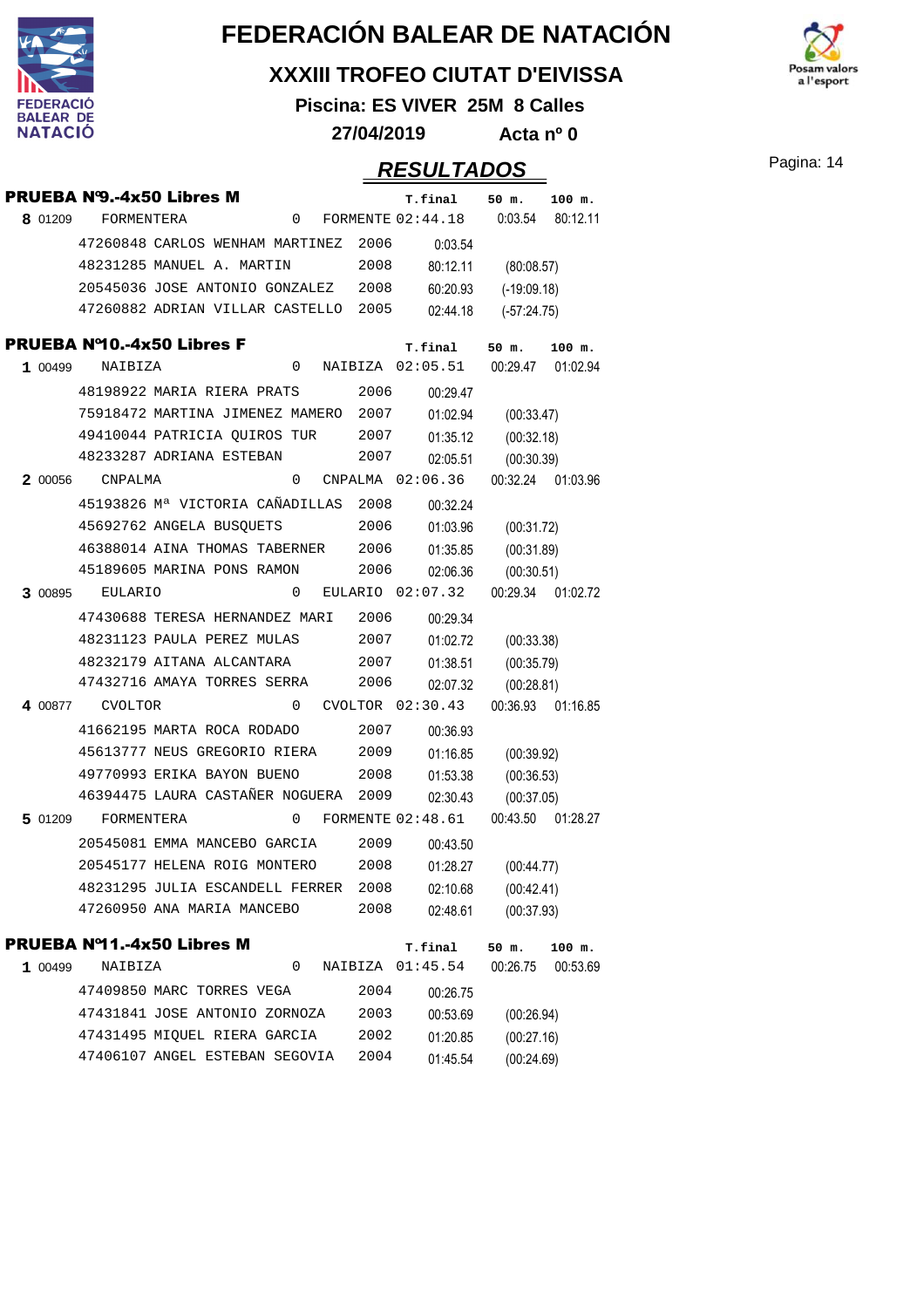# FEDERACIÓN BALEAR DE NATACIÓN

## XXXIII TROFEO CIUTAT D'EIVISSA

**Piscina: ES VIVER 25M 8 Calles**

**27/04/2019 Acta nº 0**

## RESULTADOS

### PRUEBA Nº9.-4x50 Libres M

| Pos | Código | Club / Nadador | Año | | T.final | 50 m. | 100 m. |
|---|---|---|---|---|---|---|---|
| **8** | 01209 | FORMENTERA | 0 | FORMENTE | 02:44.18 | 0:03.54 | 80:12.11 |
| | | 47260848 CARLOS WENHAM MARTINEZ | 2006 | | 0:03.54 | | |
| | | 48231285 MANUEL A. MARTIN | 2008 | | 80:12.11 | (80:08.57) | |
| | | 20545036 JOSE ANTONIO GONZALEZ | 2008 | | 60:20.93 | (-19:09.18) | |
| | | 47260882 ADRIAN VILLAR CASTELLO | 2005 | | 02:44.18 | (-57:24.75) | |

### PRUEBA Nº10.-4x50 Libres F

| Pos | Código | Club / Nadador | Año | | T.final | 50 m. | 100 m. |
|---|---|---|---|---|---|---|---|
| **1** | 00499 | NAIBIZA | 0 | NAIBIZA | 02:05.51 | 00:29.47 | 01:02.94 |
| | | 48198922 MARIA RIERA PRATS | 2006 | | 00:29.47 | | |
| | | 75918472 MARTINA JIMENEZ MAMERO | 2007 | | 01:02.94 | (00:33.47) | |
| | | 49410044 PATRICIA QUIROS TUR | 2007 | | 01:35.12 | (00:32.18) | |
| | | 48233287 ADRIANA ESTEBAN | 2007 | | 02:05.51 | (00:30.39) | |
| **2** | 00056 | CNPALMA | 0 | CNPALMA | 02:06.36 | 00:32.24 | 01:03.96 |
| | | 45193826 Mª VICTORIA CAÑADILLAS | 2008 | | 00:32.24 | | |
| | | 45692762 ANGELA BUSQUETS | 2006 | | 01:03.96 | (00:31.72) | |
| | | 46388014 AINA THOMAS TABERNER | 2006 | | 01:35.85 | (00:31.89) | |
| | | 45189605 MARINA PONS RAMON | 2006 | | 02:06.36 | (00:30.51) | |
| **3** | 00895 | EULARIO | 0 | EULARIO | 02:07.32 | 00:29.34 | 01:02.72 |
| | | 47430688 TERESA HERNANDEZ MARI | 2006 | | 00:29.34 | | |
| | | 48231123 PAULA PEREZ MULAS | 2007 | | 01:02.72 | (00:33.38) | |
| | | 48232179 AITANA ALCANTARA | 2007 | | 01:38.51 | (00:35.79) | |
| | | 47432716 AMAYA TORRES SERRA | 2006 | | 02:07.32 | (00:28.81) | |
| **4** | 00877 | CVOLTOR | 0 | CVOLTOR | 02:30.43 | 00:36.93 | 01:16.85 |
| | | 41662195 MARTA ROCA RODADO | 2007 | | 00:36.93 | | |
| | | 45613777 NEUS GREGORIO RIERA | 2009 | | 01:16.85 | (00:39.92) | |
| | | 49770993 ERIKA BAYON BUENO | 2008 | | 01:53.38 | (00:36.53) | |
| | | 46394475 LAURA CASTAÑER NOGUERA | 2009 | | 02:30.43 | (00:37.05) | |
| **5** | 01209 | FORMENTERA | 0 | FORMENTE | 02:48.61 | 00:43.50 | 01:28.27 |
| | | 20545081 EMMA MANCEBO GARCIA | 2009 | | 00:43.50 | | |
| | | 20545177 HELENA ROIG MONTERO | 2008 | | 01:28.27 | (00:44.77) | |
| | | 48231295 JULIA ESCANDELL FERRER | 2008 | | 02:10.68 | (00:42.41) | |
| | | 47260950 ANA MARIA MANCEBO | 2008 | | 02:48.61 | (00:37.93) | |

### PRUEBA Nº11.-4x50 Libres M

| Pos | Código | Club / Nadador | Año | | T.final | 50 m. | 100 m. |
|---|---|---|---|---|---|---|---|
| **1** | 00499 | NAIBIZA | 0 | NAIBIZA | 01:45.54 | 00:26.75 | 00:53.69 |
| | | 47409850 MARC TORRES VEGA | 2004 | | 00:26.75 | | |
| | | 47431841 JOSE ANTONIO ZORNOZA | 2003 | | 00:53.69 | (00:26.94) | |
| | | 47431495 MIQUEL RIERA GARCIA | 2002 | | 01:20.85 | (00:27.16) | |
| | | 47406107 ANGEL ESTEBAN SEGOVIA | 2004 | | 01:45.54 | (00:24.69) | |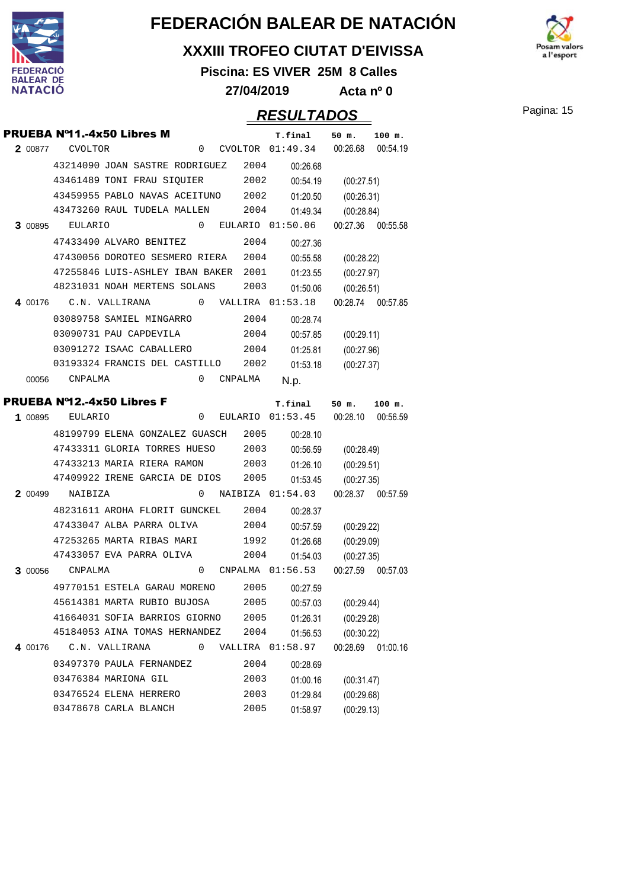# FEDERACIÓN BALEAR DE NATACIÓN

## XXXIII TROFEO CIUTAT D'EIVISSA

**Piscina: ES VIVER 25M 8 Calles**

**27/04/2019 Acta nº 0**

## RESULTADOS

### PRUEBA Nº11.-4x50 Libres M

| | | | | | T.final | 50 m. | 100 m. |
|---|---|---|---|---|---|---|---|
| **2** | 00877 | CVOLTOR | 0 | CVOLTOR | 01:49.34 | 00:26.68 | 00:54.19 |
| | | 43214090 JOAN SASTRE RODRIGUEZ | 2004 | | 00:26.68 | | |
| | | 43461489 TONI FRAU SIQUIER | 2002 | | 00:54.19 | (00:27.51) | |
| | | 43459955 PABLO NAVAS ACEITUNO | 2002 | | 01:20.50 | (00:26.31) | |
| | | 43473260 RAUL TUDELA MALLEN | 2004 | | 01:49.34 | (00:28.84) | |
| **3** | 00895 | EULARIO | 0 | EULARIO | 01:50.06 | 00:27.36 | 00:55.58 |
| | | 47433490 ALVARO BENITEZ | 2004 | | 00:27.36 | | |
| | | 47430056 DOROTEO SESMERO RIERA | 2004 | | 00:55.58 | (00:28.22) | |
| | | 47255846 LUIS-ASHLEY IBAN BAKER | 2001 | | 01:23.55 | (00:27.97) | |
| | | 48231031 NOAH MERTENS SOLANS | 2003 | | 01:50.06 | (00:26.51) | |
| **4** | 00176 | C.N. VALLIRANA | 0 | VALLIRA | 01:53.18 | 00:28.74 | 00:57.85 |
| | | 03089758 SAMIEL MINGARRO | 2004 | | 00:28.74 | | |
| | | 03090731 PAU CAPDEVILA | 2004 | | 00:57.85 | (00:29.11) | |
| | | 03091272 ISAAC CABALLERO | 2004 | | 01:25.81 | (00:27.96) | |
| | | 03193324 FRANCIS DEL CASTILLO | 2002 | | 01:53.18 | (00:27.37) | |
| | 00056 | CNPALMA | 0 | CNPALMA | N.p. | | |

### PRUEBA Nº12.-4x50 Libres F

| | | | | | T.final | 50 m. | 100 m. |
|---|---|---|---|---|---|---|---|
| **1** | 00895 | EULARIO | 0 | EULARIO | 01:53.45 | 00:28.10 | 00:56.59 |
| | | 48199799 ELENA GONZALEZ GUASCH | 2005 | | 00:28.10 | | |
| | | 47433311 GLORIA TORRES HUESO | 2003 | | 00:56.59 | (00:28.49) | |
| | | 47433213 MARIA RIERA RAMON | 2003 | | 01:26.10 | (00:29.51) | |
| | | 47409922 IRENE GARCIA DE DIOS | 2005 | | 01:53.45 | (00:27.35) | |
| **2** | 00499 | NAIBIZA | 0 | NAIBIZA | 01:54.03 | 00:28.37 | 00:57.59 |
| | | 48231611 AROHA FLORIT GUNCKEL | 2004 | | 00:28.37 | | |
| | | 47433047 ALBA PARRA OLIVA | 2004 | | 00:57.59 | (00:29.22) | |
| | | 47253265 MARTA RIBAS MARI | 1992 | | 01:26.68 | (00:29.09) | |
| | | 47433057 EVA PARRA OLIVA | 2004 | | 01:54.03 | (00:27.35) | |
| **3** | 00056 | CNPALMA | 0 | CNPALMA | 01:56.53 | 00:27.59 | 00:57.03 |
| | | 49770151 ESTELA GARAU MORENO | 2005 | | 00:27.59 | | |
| | | 45614381 MARTA RUBIO BUJOSA | 2005 | | 00:57.03 | (00:29.44) | |
| | | 41664031 SOFIA BARRIOS GIORNO | 2005 | | 01:26.31 | (00:29.28) | |
| | | 45184053 AINA TOMAS HERNANDEZ | 2004 | | 01:56.53 | (00:30.22) | |
| **4** | 00176 | C.N. VALLIRANA | 0 | VALLIRA | 01:58.97 | 00:28.69 | 01:00.16 |
| | | 03497370 PAULA FERNANDEZ | 2004 | | 00:28.69 | | |
| | | 03476384 MARIONA GIL | 2003 | | 01:00.16 | (00:31.47) | |
| | | 03476524 ELENA HERRERO | 2003 | | 01:29.84 | (00:29.68) | |
| | | 03478678 CARLA BLANCH | 2005 | | 01:58.97 | (00:29.13) | |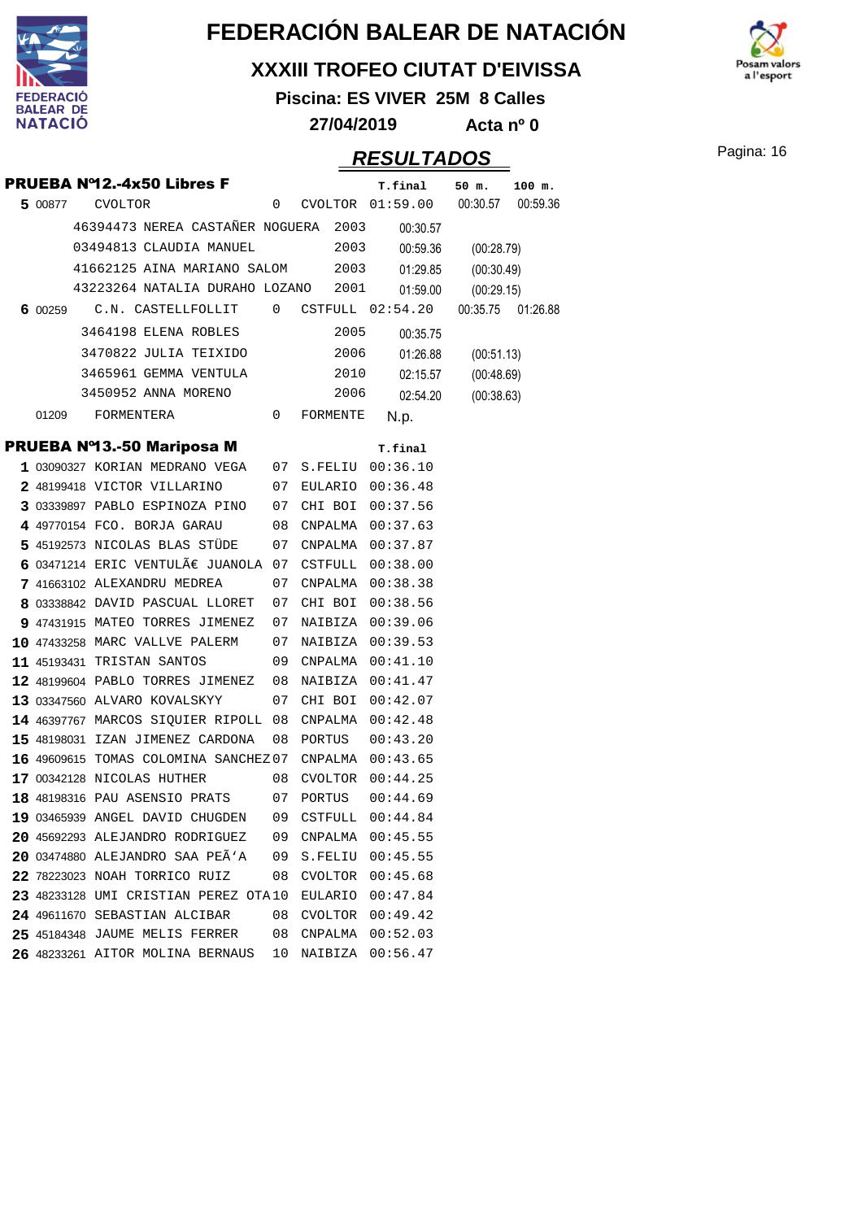# FEDERACIÓN BALEAR DE NATACIÓN

## XXXIII TROFEO CIUTAT D'EIVISSA

**Piscina: ES VIVER 25M 8 Calles**

**27/04/2019 Acta nº 0**

## RESULTADOS

### PRUEBA Nº12.-4x50 Libres F

| | | | | | T.final | 50 m. | 100 m. |
|---|---|---|---|---|---|---|---|
| **5** | 00877 | CVOLTOR | 0 | CVOLTOR | 01:59.00 | 00:30.57 | 00:59.36 |
| | | 46394473 NEREA CASTAÑER NOGUERA | 2003 | | 00:30.57 | | |
| | | 03494813 CLAUDIA MANUEL | 2003 | | 00:59.36 | (00:28.79) | |
| | | 41662125 AINA MARIANO SALOM | 2003 | | 01:29.85 | (00:30.49) | |
| | | 43223264 NATALIA DURAHO LOZANO | 2001 | | 01:59.00 | (00:29.15) | |
| **6** | 00259 | C.N. CASTELLFOLLIT | 0 | CSTFULL | 02:54.20 | 00:35.75 | 01:26.88 |
| | | 3464198 ELENA ROBLES | 2005 | | 00:35.75 | | |
| | | 3470822 JULIA TEIXIDO | 2006 | | 01:26.88 | (00:51.13) | |
| | | 3465961 GEMMA VENTULA | 2010 | | 02:15.57 | (00:48.69) | |
| | | 3450952 ANNA MORENO | 2006 | | 02:54.20 | (00:38.63) | |
| | 01209 | FORMENTERA | 0 | FORMENTE | N.p. | | |

### PRUEBA Nº13.-50 Mariposa M

| | | | | | T.final |
|---|---|---|---|---|---|
| **1** | 03090327 | KORIAN MEDRANO VEGA | 07 | S.FELIU | 00:36.10 |
| **2** | 48199418 | VICTOR VILLARINO | 07 | EULARIO | 00:36.48 |
| **3** | 03339897 | PABLO ESPINOZA PINO | 07 | CHI BOI | 00:37.56 |
| **4** | 49770154 | FCO. BORJA GARAU | 08 | CNPALMA | 00:37.63 |
| **5** | 45192573 | NICOLAS BLAS STÜDE | 07 | CNPALMA | 00:37.87 |
| **6** | 03471214 | ERIC VENTULÃ€ JUANOLA | 07 | CSTFULL | 00:38.00 |
| **7** | 41663102 | ALEXANDRU MEDREA | 07 | CNPALMA | 00:38.38 |
| **8** | 03338842 | DAVID PASCUAL LLORET | 07 | CHI BOI | 00:38.56 |
| **9** | 47431915 | MATEO TORRES JIMENEZ | 07 | NAIBIZA | 00:39.06 |
| **10** | 47433258 | MARC VALLVE PALERM | 07 | NAIBIZA | 00:39.53 |
| **11** | 45193431 | TRISTAN SANTOS | 09 | CNPALMA | 00:41.10 |
| **12** | 48199604 | PABLO TORRES JIMENEZ | 08 | NAIBIZA | 00:41.47 |
| **13** | 03347560 | ALVARO KOVALSKYY | 07 | CHI BOI | 00:42.07 |
| **14** | 46397767 | MARCOS SIQUIER RIPOLL | 08 | CNPALMA | 00:42.48 |
| **15** | 48198031 | IZAN JIMENEZ CARDONA | 08 | PORTUS | 00:43.20 |
| **16** | 49609615 | TOMAS COLOMINA SANCHEZ | 07 | CNPALMA | 00:43.65 |
| **17** | 00342128 | NICOLAS HUTHER | 08 | CVOLTOR | 00:44.25 |
| **18** | 48198316 | PAU ASENSIO PRATS | 07 | PORTUS | 00:44.69 |
| **19** | 03465939 | ANGEL DAVID CHUGDEN | 09 | CSTFULL | 00:44.84 |
| **20** | 45692293 | ALEJANDRO RODRIGUEZ | 09 | CNPALMA | 00:45.55 |
| **20** | 03474880 | ALEJANDRO SAA PEÃ'A | 09 | S.FELIU | 00:45.55 |
| **22** | 78223023 | NOAH TORRICO RUIZ | 08 | CVOLTOR | 00:45.68 |
| **23** | 48233128 | UMI CRISTIAN PEREZ OTA | 10 | EULARIO | 00:47.84 |
| **24** | 49611670 | SEBASTIAN ALCIBAR | 08 | CVOLTOR | 00:49.42 |
| **25** | 45184348 | JAUME MELIS FERRER | 08 | CNPALMA | 00:52.03 |
| **26** | 48233261 | AITOR MOLINA BERNAUS | 10 | NAIBIZA | 00:56.47 |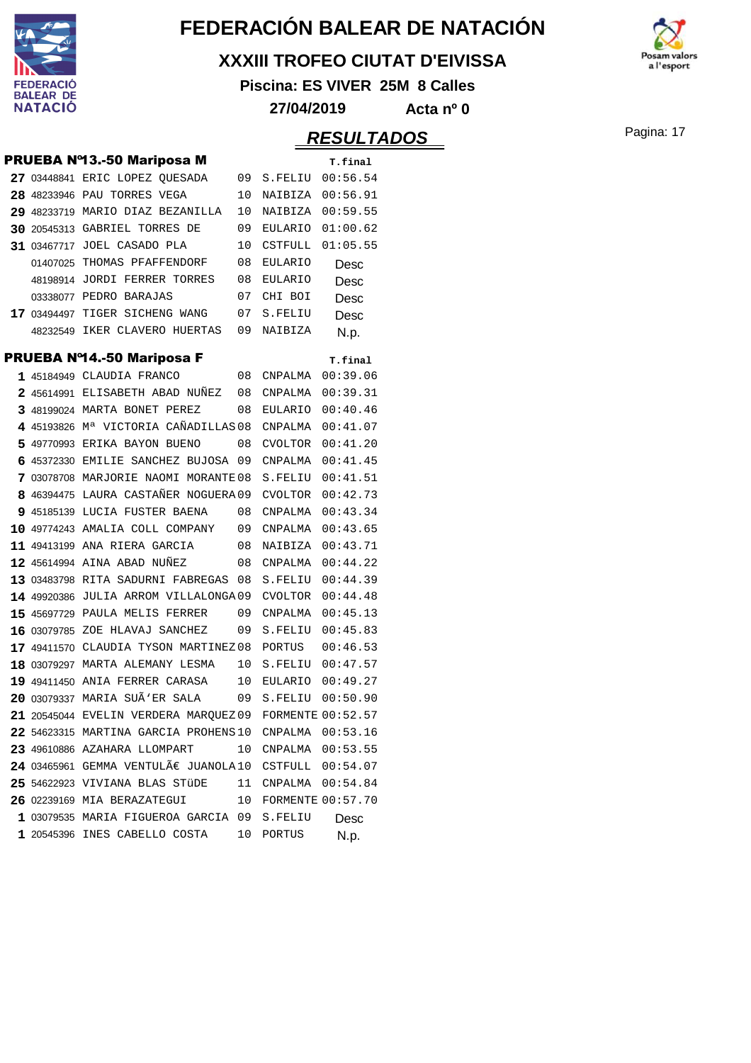# FEDERACIÓN BALEAR DE NATACIÓN

## XXXIII TROFEO CIUTAT D'EIVISSA

**Piscina: ES VIVER 25M 8 Calles**

**27/04/2019 Acta nº 0**

## RESULTADOS

### PRUEBA Nº13.-50 Mariposa M

| Pos. | Licencia | Nombre | Año | Club | T.final |
|---|---|---|---|---|---|
| 27 | 03448841 | ERIC LOPEZ QUESADA | 09 | S.FELIU | 00:56.54 |
| 28 | 48233946 | PAU TORRES VEGA | 10 | NAIBIZA | 00:56.91 |
| 29 | 48233719 | MARIO DIAZ BEZANILLA | 10 | NAIBIZA | 00:59.55 |
| 30 | 20545313 | GABRIEL TORRES DE | 09 | EULARIO | 01:00.62 |
| 31 | 03467717 | JOEL CASADO PLA | 10 | CSTFULL | 01:05.55 |
| | 01407025 | THOMAS PFAFFENDORF | 08 | EULARIO | Desc |
| | 48198914 | JORDI FERRER TORRES | 08 | EULARIO | Desc |
| | 03338077 | PEDRO BARAJAS | 07 | CHI BOI | Desc |
| 17 | 03494497 | TIGER SICHENG WANG | 07 | S.FELIU | Desc |
| | 48232549 | IKER CLAVERO HUERTAS | 09 | NAIBIZA | N.p. |

### PRUEBA Nº14.-50 Mariposa F

| Pos. | Licencia | Nombre | Año | Club | T.final |
|---|---|---|---|---|---|
| 1 | 45184949 | CLAUDIA FRANCO | 08 | CNPALMA | 00:39.06 |
| 2 | 45614991 | ELISABETH ABAD NUÑEZ | 08 | CNPALMA | 00:39.31 |
| 3 | 48199024 | MARTA BONET PEREZ | 08 | EULARIO | 00:40.46 |
| 4 | 45193826 | Mª VICTORIA CAÑADILLAS | 08 | CNPALMA | 00:41.07 |
| 5 | 49770993 | ERIKA BAYON BUENO | 08 | CVOLTOR | 00:41.20 |
| 6 | 45372330 | EMILIE SANCHEZ BUJOSA | 09 | CNPALMA | 00:41.45 |
| 7 | 03078708 | MARJORIE NAOMI MORANTE | 08 | S.FELIU | 00:41.51 |
| 8 | 46394475 | LAURA CASTAÑER NOGUERA | 09 | CVOLTOR | 00:42.73 |
| 9 | 45185139 | LUCIA FUSTER BAENA | 08 | CNPALMA | 00:43.34 |
| 10 | 49774243 | AMALIA COLL COMPANY | 09 | CNPALMA | 00:43.65 |
| 11 | 49413199 | ANA RIERA GARCIA | 08 | NAIBIZA | 00:43.71 |
| 12 | 45614994 | AINA ABAD NUÑEZ | 08 | CNPALMA | 00:44.22 |
| 13 | 03483798 | RITA SADURNI FABREGAS | 08 | S.FELIU | 00:44.39 |
| 14 | 49920386 | JULIA ARROM VILLALONGA | 09 | CVOLTOR | 00:44.48 |
| 15 | 45697729 | PAULA MELIS FERRER | 09 | CNPALMA | 00:45.13 |
| 16 | 03079785 | ZOE HLAVAJ SANCHEZ | 09 | S.FELIU | 00:45.83 |
| 17 | 49411570 | CLAUDIA TYSON MARTINEZ | 08 | PORTUS | 00:46.53 |
| 18 | 03079297 | MARTA ALEMANY LESMA | 10 | S.FELIU | 00:47.57 |
| 19 | 49411450 | ANIA FERRER CARASA | 10 | EULARIO | 00:49.27 |
| 20 | 03079337 | MARIA SUÃ'ER SALA | 09 | S.FELIU | 00:50.90 |
| 21 | 20545044 | EVELIN VERDERA MARQUEZ | 09 | FORMENTE | 00:52.57 |
| 22 | 54623315 | MARTINA GARCIA PROHENS | 10 | CNPALMA | 00:53.16 |
| 23 | 49610886 | AZAHARA LLOMPART | 10 | CNPALMA | 00:53.55 |
| 24 | 03465961 | GEMMA VENTULÃ€ JUANOLA | 10 | CSTFULL | 00:54.07 |
| 25 | 54622923 | VIVIANA BLAS STÜDE | 11 | CNPALMA | 00:54.84 |
| 26 | 02239169 | MIA BERAZATEGUI | 10 | FORMENTE | 00:57.70 |
| 1 | 03079535 | MARIA FIGUEROA GARCIA | 09 | S.FELIU | Desc |
| 1 | 20545396 | INES CABELLO COSTA | 10 | PORTUS | N.p. |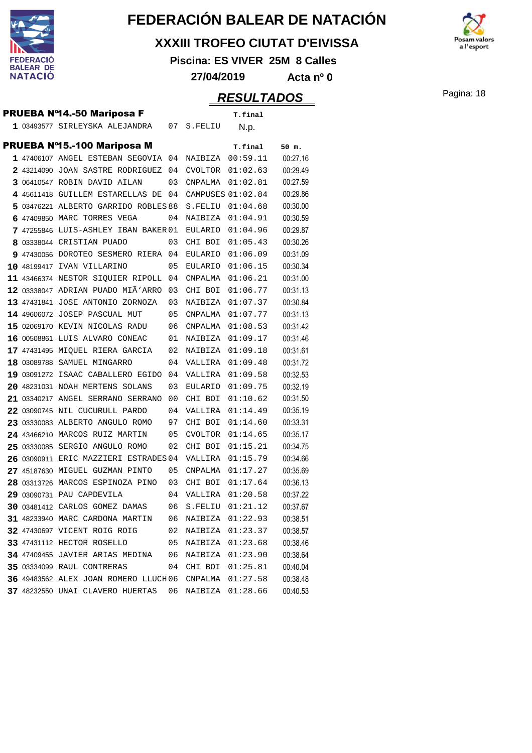# FEDERACIÓN BALEAR DE NATACIÓN

## XXXIII TROFEO CIUTAT D'EIVISSA

**Piscina: ES VIVER 25M 8 Calles**

**27/04/2019 Acta nº 0**

## RESULTADOS

### PRUEBA Nº14.-50 Mariposa F

| | | | | | T.final |
|---|---|---|---|---|---|
| 1 | 03493577 | SIRLEYSKA ALEJANDRA | 07 | S.FELIU | N.p. |

### PRUEBA Nº15.-100 Mariposa M

| | | | | | T.final | 50 m. |
|---|---|---|---|---|---|---|
| 1 | 47406107 | ANGEL ESTEBAN SEGOVIA | 04 | NAIBIZA | 00:59.11 | 00:27.16 |
| 2 | 43214090 | JOAN SASTRE RODRIGUEZ | 04 | CVOLTOR | 01:02.63 | 00:29.49 |
| 3 | 06410547 | ROBIN DAVID AILAN | 03 | CNPALMA | 01:02.81 | 00:27.59 |
| 4 | 45611418 | GUILLEM ESTARELLAS DE | 04 | CAMPUSES | 01:02.84 | 00:29.86 |
| 5 | 03476221 | ALBERTO GARRIDO ROBLES | 88 | S.FELIU | 01:04.68 | 00:30.00 |
| 6 | 47409850 | MARC TORRES VEGA | 04 | NAIBIZA | 01:04.91 | 00:30.59 |
| 7 | 47255846 | LUIS-ASHLEY IBAN BAKER | 01 | EULARIO | 01:04.96 | 00:29.87 |
| 8 | 03338044 | CRISTIAN PUADO | 03 | CHI BOI | 01:05.43 | 00:30.26 |
| 9 | 47430056 | DOROTEO SESMERO RIERA | 04 | EULARIO | 01:06.09 | 00:31.09 |
| 10 | 48199417 | IVAN VILLARINO | 05 | EULARIO | 01:06.15 | 00:30.34 |
| 11 | 43466374 | NESTOR SIQUIER RIPOLL | 04 | CNPALMA | 01:06.21 | 00:31.00 |
| 12 | 03338047 | ADRIAN PUADO MIÃ'ARRO | 03 | CHI BOI | 01:06.77 | 00:31.13 |
| 13 | 47431841 | JOSE ANTONIO ZORNOZA | 03 | NAIBIZA | 01:07.37 | 00:30.84 |
| 14 | 49606072 | JOSEP PASCUAL MUT | 05 | CNPALMA | 01:07.77 | 00:31.13 |
| 15 | 02069170 | KEVIN NICOLAS RADU | 06 | CNPALMA | 01:08.53 | 00:31.42 |
| 16 | 00508861 | LUIS ALVARO CONEAC | 01 | NAIBIZA | 01:09.17 | 00:31.46 |
| 17 | 47431495 | MIQUEL RIERA GARCIA | 02 | NAIBIZA | 01:09.18 | 00:31.61 |
| 18 | 03089788 | SAMUEL MINGARRO | 04 | VALLIRA | 01:09.48 | 00:31.72 |
| 19 | 03091272 | ISAAC CABALLERO EGIDO | 04 | VALLIRA | 01:09.58 | 00:32.53 |
| 20 | 48231031 | NOAH MERTENS SOLANS | 03 | EULARIO | 01:09.75 | 00:32.19 |
| 21 | 03340217 | ANGEL SERRANO SERRANO | 00 | CHI BOI | 01:10.62 | 00:31.50 |
| 22 | 03090745 | NIL CUCURULL PARDO | 04 | VALLIRA | 01:14.49 | 00:35.19 |
| 23 | 03330083 | ALBERTO ANGULO ROMO | 97 | CHI BOI | 01:14.60 | 00:33.31 |
| 24 | 43466210 | MARCOS RUIZ MARTIN | 05 | CVOLTOR | 01:14.65 | 00:35.17 |
| 25 | 03330085 | SERGIO ANGULO ROMO | 02 | CHI BOI | 01:15.21 | 00:34.75 |
| 26 | 03090911 | ERIC MAZZIERI ESTRADES | 04 | VALLIRA | 01:15.79 | 00:34.66 |
| 27 | 45187630 | MIGUEL GUZMAN PINTO | 05 | CNPALMA | 01:17.27 | 00:35.69 |
| 28 | 03313726 | MARCOS ESPINOZA PINO | 03 | CHI BOI | 01:17.64 | 00:36.13 |
| 29 | 03090731 | PAU CAPDEVILA | 04 | VALLIRA | 01:20.58 | 00:37.22 |
| 30 | 03481412 | CARLOS GOMEZ DAMAS | 06 | S.FELIU | 01:21.12 | 00:37.67 |
| 31 | 48233940 | MARC CARDONA MARTIN | 06 | NAIBIZA | 01:22.93 | 00:38.51 |
| 32 | 47430697 | VICENT ROIG ROIG | 02 | NAIBIZA | 01:23.37 | 00:38.57 |
| 33 | 47431112 | HECTOR ROSELLO | 05 | NAIBIZA | 01:23.68 | 00:38.46 |
| 34 | 47409455 | JAVIER ARIAS MEDINA | 06 | NAIBIZA | 01:23.90 | 00:38.64 |
| 35 | 03334099 | RAUL CONTRERAS | 04 | CHI BOI | 01:25.81 | 00:40.04 |
| 36 | 49483562 | ALEX JOAN ROMERO LLUCH | 06 | CNPALMA | 01:27.58 | 00:38.48 |
| 37 | 48232550 | UNAI CLAVERO HUERTAS | 06 | NAIBIZA | 01:28.66 | 00:40.53 |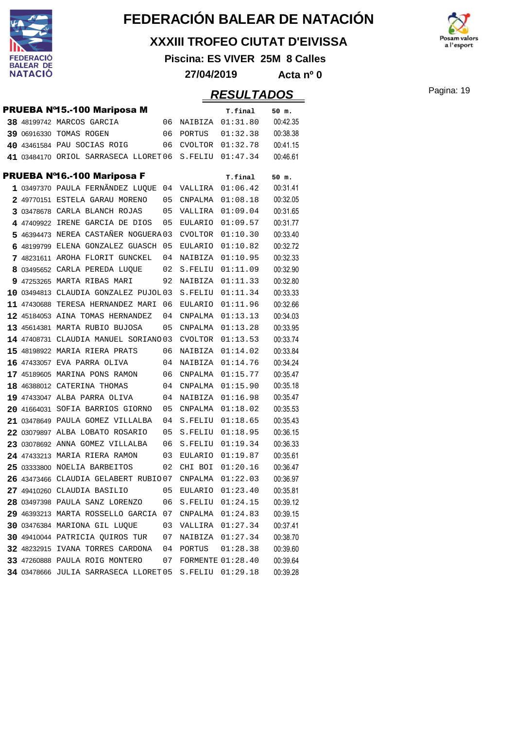# FEDERACIÓN BALEAR DE NATACIÓN

## XXXIII TROFEO CIUTAT D'EIVISSA

**Piscina: ES VIVER 25M 8 Calles**

**27/04/2019 Acta nº 0**

## RESULTADOS

### PRUEBA Nº15.-100 Mariposa M

| Pos. | Licencia | Nombre | Año | Club | T.final | 50 m. |
|---|---|---|---|---|---|---|
| 38 | 48199742 | MARCOS GARCIA | 06 | NAIBIZA | 01:31.80 | 00:42.35 |
| 39 | 06916330 | TOMAS ROGEN | 06 | PORTUS | 01:32.38 | 00:38.38 |
| 40 | 43461584 | PAU SOCIAS ROIG | 06 | CVOLTOR | 01:32.78 | 00:41.15 |
| 41 | 03484170 | ORIOL SARRASECA LLORET | 06 | S.FELIU | 01:47.34 | 00:46.61 |

### PRUEBA Nº16.-100 Mariposa F

| Pos. | Licencia | Nombre | Año | Club | T.final | 50 m. |
|---|---|---|---|---|---|---|
| 1 | 03497370 | PAULA FERNÃNDEZ LUQUE | 04 | VALLIRA | 01:06.42 | 00:31.41 |
| 2 | 49770151 | ESTELA GARAU MORENO | 05 | CNPALMA | 01:08.18 | 00:32.05 |
| 3 | 03478678 | CARLA BLANCH ROJAS | 05 | VALLIRA | 01:09.04 | 00:31.65 |
| 4 | 47409922 | IRENE GARCIA DE DIOS | 05 | EULARIO | 01:09.57 | 00:31.77 |
| 5 | 46394473 | NEREA CASTAÑER NOGUERA | 03 | CVOLTOR | 01:10.30 | 00:33.40 |
| 6 | 48199799 | ELENA GONZALEZ GUASCH | 05 | EULARIO | 01:10.82 | 00:32.72 |
| 7 | 48231611 | AROHA FLORIT GUNCKEL | 04 | NAIBIZA | 01:10.95 | 00:32.33 |
| 8 | 03495652 | CARLA PEREDA LUQUE | 02 | S.FELIU | 01:11.09 | 00:32.90 |
| 9 | 47253265 | MARTA RIBAS MARI | 92 | NAIBIZA | 01:11.33 | 00:32.80 |
| 10 | 03494813 | CLAUDIA GONZALEZ PUJOL | 03 | S.FELIU | 01:11.34 | 00:33.33 |
| 11 | 47430688 | TERESA HERNANDEZ MARI | 06 | EULARIO | 01:11.96 | 00:32.66 |
| 12 | 45184053 | AINA TOMAS HERNANDEZ | 04 | CNPALMA | 01:13.13 | 00:34.03 |
| 13 | 45614381 | MARTA RUBIO BUJOSA | 05 | CNPALMA | 01:13.28 | 00:33.95 |
| 14 | 47408731 | CLAUDIA MANUEL SORIANO | 03 | CVOLTOR | 01:13.53 | 00:33.74 |
| 15 | 48198922 | MARIA RIERA PRATS | 06 | NAIBIZA | 01:14.02 | 00:33.84 |
| 16 | 47433057 | EVA PARRA OLIVA | 04 | NAIBIZA | 01:14.76 | 00:34.24 |
| 17 | 45189605 | MARINA PONS RAMON | 06 | CNPALMA | 01:15.77 | 00:35.47 |
| 18 | 46388012 | CATERINA THOMAS | 04 | CNPALMA | 01:15.90 | 00:35.18 |
| 19 | 47433047 | ALBA PARRA OLIVA | 04 | NAIBIZA | 01:16.98 | 00:35.47 |
| 20 | 41664031 | SOFIA BARRIOS GIORNO | 05 | CNPALMA | 01:18.02 | 00:35.53 |
| 21 | 03478649 | PAULA GOMEZ VILLALBA | 04 | S.FELIU | 01:18.65 | 00:35.43 |
| 22 | 03079897 | ALBA LOBATO ROSARIO | 05 | S.FELIU | 01:18.95 | 00:36.15 |
| 23 | 03078692 | ANNA GOMEZ VILLALBA | 06 | S.FELIU | 01:19.34 | 00:36.33 |
| 24 | 47433213 | MARIA RIERA RAMON | 03 | EULARIO | 01:19.87 | 00:35.61 |
| 25 | 03333800 | NOELIA BARBEITOS | 02 | CHI BOI | 01:20.16 | 00:36.47 |
| 26 | 43473466 | CLAUDIA GELABERT RUBIO | 07 | CNPALMA | 01:22.03 | 00:36.97 |
| 27 | 49410260 | CLAUDIA BASILIO | 05 | EULARIO | 01:23.40 | 00:35.81 |
| 28 | 03497398 | PAULA SANZ LORENZO | 06 | S.FELIU | 01:24.15 | 00:39.12 |
| 29 | 46393213 | MARTA ROSSELLO GARCIA | 07 | CNPALMA | 01:24.83 | 00:39.15 |
| 30 | 03476384 | MARIONA GIL LUQUE | 03 | VALLIRA | 01:27.34 | 00:37.41 |
| 30 | 49410044 | PATRICIA QUIROS TUR | 07 | NAIBIZA | 01:27.34 | 00:38.70 |
| 32 | 48232915 | IVANA TORRES CARDONA | 04 | PORTUS | 01:28.38 | 00:39.60 |
| 33 | 47260888 | PAULA ROIG MONTERO | 07 | FORMENTE | 01:28.40 | 00:39.64 |
| 34 | 03478666 | JULIA SARRASECA LLORET | 05 | S.FELIU | 01:29.18 | 00:39.28 |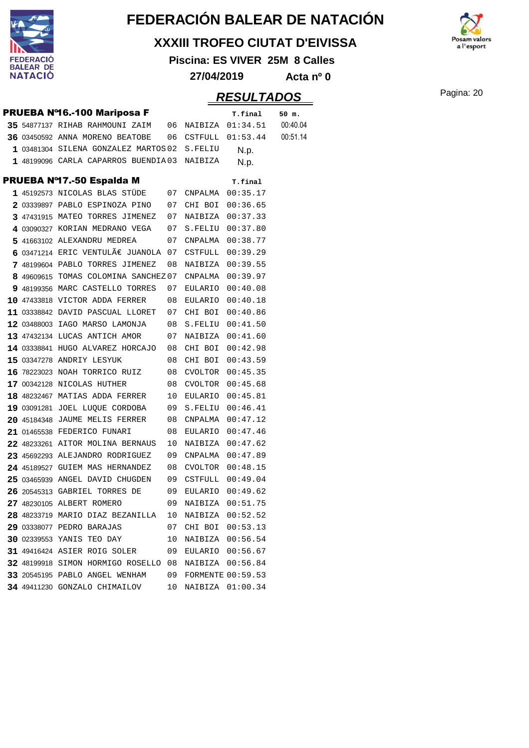# FEDERACIÓN BALEAR DE NATACIÓN

## XXXIII TROFEO CIUTAT D'EIVISSA

**Piscina: ES VIVER 25M 8 Calles**

**27/04/2019 Acta nº 0**

## RESULTADOS

### PRUEBA Nº16.-100 Mariposa F

| Pos | Licencia | Nombre | Año | Club | T.final | 50 m. |
|---|---|---|---|---|---|---|
| 35 | 54877137 | RIHAB RAHMOUNI ZAIM | 06 | NAIBIZA | 01:34.51 | 00:40.04 |
| 36 | 03450592 | ANNA MORENO BEATOBE | 06 | CSTFULL | 01:53.44 | 00:51.14 |
| 1 | 03481304 | SILENA GONZALEZ MARTOS | 02 | S.FELIU | N.p. | |
| 1 | 48199096 | CARLA CAPARROS BUENDIA | 03 | NAIBIZA | N.p. | |

### PRUEBA Nº17.-50 Espalda M

| Pos | Licencia | Nombre | Año | Club | T.final |
|---|---|---|---|---|---|
| 1 | 45192573 | NICOLAS BLAS STÜDE | 07 | CNPALMA | 00:35.17 |
| 2 | 03339897 | PABLO ESPINOZA PINO | 07 | CHI BOI | 00:36.65 |
| 3 | 47431915 | MATEO TORRES JIMENEZ | 07 | NAIBIZA | 00:37.33 |
| 4 | 03090327 | KORIAN MEDRANO VEGA | 07 | S.FELIU | 00:37.80 |
| 5 | 41663102 | ALEXANDRU MEDREA | 07 | CNPALMA | 00:38.77 |
| 6 | 03471214 | ERIC VENTULÃ€ JUANOLA | 07 | CSTFULL | 00:39.29 |
| 7 | 48199604 | PABLO TORRES JIMENEZ | 08 | NAIBIZA | 00:39.55 |
| 8 | 49609615 | TOMAS COLOMINA SANCHEZ | 07 | CNPALMA | 00:39.97 |
| 9 | 48199356 | MARC CASTELLO TORRES | 07 | EULARIO | 00:40.08 |
| 10 | 47433818 | VICTOR ADDA FERRER | 08 | EULARIO | 00:40.18 |
| 11 | 03338842 | DAVID PASCUAL LLORET | 07 | CHI BOI | 00:40.86 |
| 12 | 03488003 | IAGO MARSO LAMONJA | 08 | S.FELIU | 00:41.50 |
| 13 | 47432134 | LUCAS ANTICH AMOR | 07 | NAIBIZA | 00:41.60 |
| 14 | 03338841 | HUGO ALVAREZ HORCAJO | 08 | CHI BOI | 00:42.98 |
| 15 | 03347278 | ANDRIY LESYUK | 08 | CHI BOI | 00:43.59 |
| 16 | 78223023 | NOAH TORRICO RUIZ | 08 | CVOLTOR | 00:45.35 |
| 17 | 00342128 | NICOLAS HUTHER | 08 | CVOLTOR | 00:45.68 |
| 18 | 48232467 | MATIAS ADDA FERRER | 10 | EULARIO | 00:45.81 |
| 19 | 03091281 | JOEL LUQUE CORDOBA | 09 | S.FELIU | 00:46.41 |
| 20 | 45184348 | JAUME MELIS FERRER | 08 | CNPALMA | 00:47.12 |
| 21 | 01465538 | FEDERICO FUNARI | 08 | EULARIO | 00:47.46 |
| 22 | 48233261 | AITOR MOLINA BERNAUS | 10 | NAIBIZA | 00:47.62 |
| 23 | 45692293 | ALEJANDRO RODRIGUEZ | 09 | CNPALMA | 00:47.89 |
| 24 | 45189527 | GUIEM MAS HERNANDEZ | 08 | CVOLTOR | 00:48.15 |
| 25 | 03465939 | ANGEL DAVID CHUGDEN | 09 | CSTFULL | 00:49.04 |
| 26 | 20545313 | GABRIEL TORRES DE | 09 | EULARIO | 00:49.62 |
| 27 | 48230105 | ALBERT ROMERO | 09 | NAIBIZA | 00:51.75 |
| 28 | 48233719 | MARIO DIAZ BEZANILLA | 10 | NAIBIZA | 00:52.52 |
| 29 | 03338077 | PEDRO BARAJAS | 07 | CHI BOI | 00:53.13 |
| 30 | 02339553 | YANIS TEO DAY | 10 | NAIBIZA | 00:56.54 |
| 31 | 49416424 | ASIER ROIG SOLER | 09 | EULARIO | 00:56.67 |
| 32 | 48199918 | SIMON HORMIGO ROSELLO | 08 | NAIBIZA | 00:56.84 |
| 33 | 20545195 | PABLO ANGEL WENHAM | 09 | FORMENTE | 00:59.53 |
| 34 | 49411230 | GONZALO CHIMAILOV | 10 | NAIBIZA | 01:00.34 |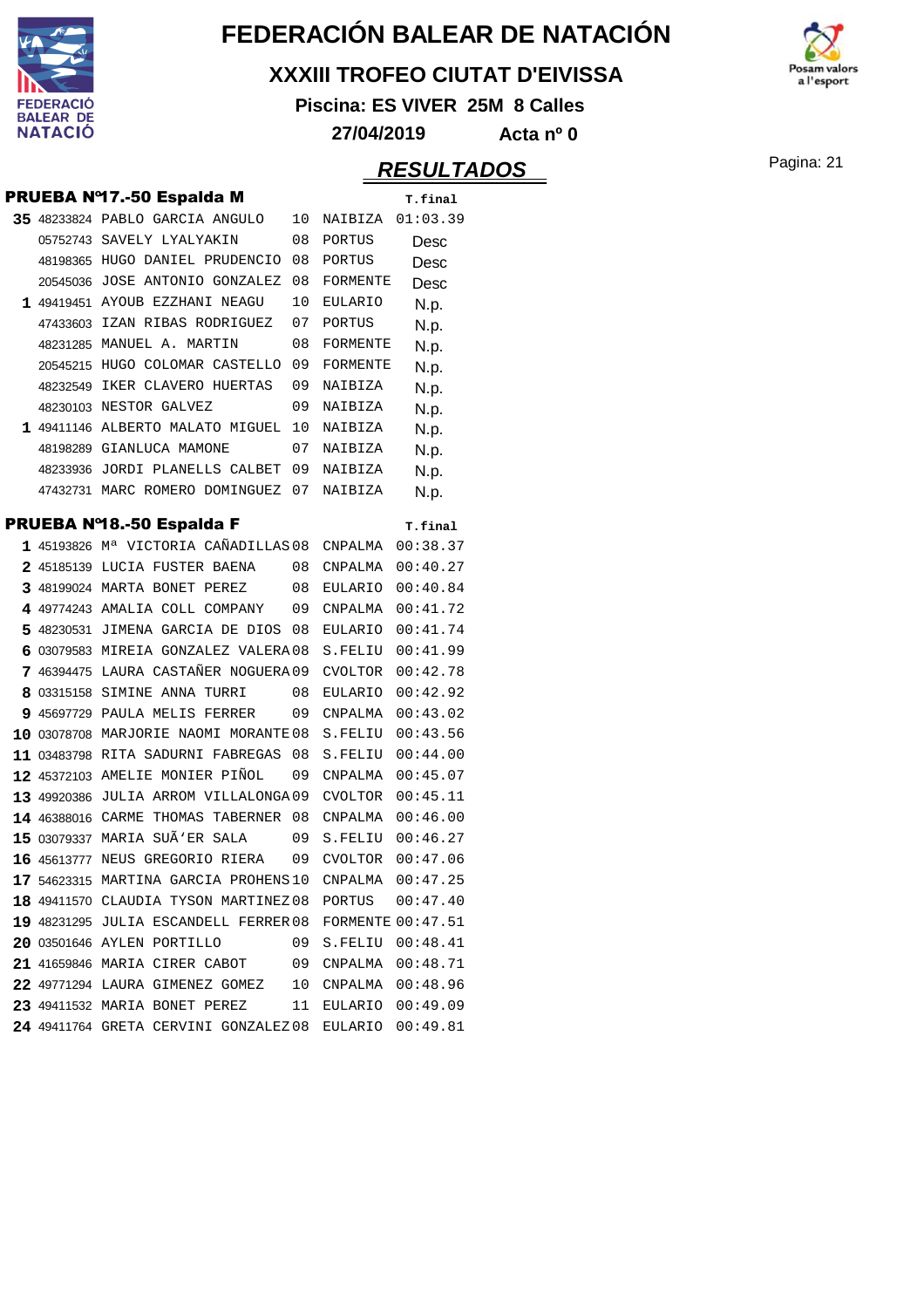# FEDERACIÓN BALEAR DE NATACIÓN

## XXXIII TROFEO CIUTAT D'EIVISSA

**Piscina: ES VIVER 25M 8 Calles**

**27/04/2019 Acta nº 0**

## RESULTADOS

### PRUEBA Nº17.-50 Espalda M

| | | | | | T.final |
|---|---|---|---|---|---|
| 35 | 48233824 | PABLO GARCIA ANGULO | 10 | NAIBIZA | 01:03.39 |
| | 05752743 | SAVELY LYALYAKIN | 08 | PORTUS | Desc |
| | 48198365 | HUGO DANIEL PRUDENCIO | 08 | PORTUS | Desc |
| | 20545036 | JOSE ANTONIO GONZALEZ | 08 | FORMENTE | Desc |
| 1 | 49419451 | AYOUB EZZHANI NEAGU | 10 | EULARIO | N.p. |
| | 47433603 | IZAN RIBAS RODRIGUEZ | 07 | PORTUS | N.p. |
| | 48231285 | MANUEL A. MARTIN | 08 | FORMENTE | N.p. |
| | 20545215 | HUGO COLOMAR CASTELLO | 09 | FORMENTE | N.p. |
| | 48232549 | IKER CLAVERO HUERTAS | 09 | NAIBIZA | N.p. |
| | 48230103 | NESTOR GALVEZ | 09 | NAIBIZA | N.p. |
| 1 | 49411146 | ALBERTO MALATO MIGUEL | 10 | NAIBIZA | N.p. |
| | 48198289 | GIANLUCA MAMONE | 07 | NAIBIZA | N.p. |
| | 48233936 | JORDI PLANELLS CALBET | 09 | NAIBIZA | N.p. |
| | 47432731 | MARC ROMERO DOMINGUEZ | 07 | NAIBIZA | N.p. |

### PRUEBA Nº18.-50 Espalda F

| | | | | | T.final |
|---|---|---|---|---|---|
| 1 | 45193826 | Mª VICTORIA CAÑADILLAS | 08 | CNPALMA | 00:38.37 |
| 2 | 45185139 | LUCIA FUSTER BAENA | 08 | CNPALMA | 00:40.27 |
| 3 | 48199024 | MARTA BONET PEREZ | 08 | EULARIO | 00:40.84 |
| 4 | 49774243 | AMALIA COLL COMPANY | 09 | CNPALMA | 00:41.72 |
| 5 | 48230531 | JIMENA GARCIA DE DIOS | 08 | EULARIO | 00:41.74 |
| 6 | 03079583 | MIREIA GONZALEZ VALERA | 08 | S.FELIU | 00:41.99 |
| 7 | 46394475 | LAURA CASTAÑER NOGUERA | 09 | CVOLTOR | 00:42.78 |
| 8 | 03315158 | SIMINE ANNA TURRI | 08 | EULARIO | 00:42.92 |
| 9 | 45697729 | PAULA MELIS FERRER | 09 | CNPALMA | 00:43.02 |
| 10 | 03078708 | MARJORIE NAOMI MORANTE | 08 | S.FELIU | 00:43.56 |
| 11 | 03483798 | RITA SADURNI FABREGAS | 08 | S.FELIU | 00:44.00 |
| 12 | 45372103 | AMELIE MONIER PIÑOL | 09 | CNPALMA | 00:45.07 |
| 13 | 49920386 | JULIA ARROM VILLALONGA | 09 | CVOLTOR | 00:45.11 |
| 14 | 46388016 | CARME THOMAS TABERNER | 08 | CNPALMA | 00:46.00 |
| 15 | 03079337 | MARIA SUÃ'ER SALA | 09 | S.FELIU | 00:46.27 |
| 16 | 45613777 | NEUS GREGORIO RIERA | 09 | CVOLTOR | 00:47.06 |
| 17 | 54623315 | MARTINA GARCIA PROHENS | 10 | CNPALMA | 00:47.25 |
| 18 | 49411570 | CLAUDIA TYSON MARTINEZ | 08 | PORTUS | 00:47.40 |
| 19 | 48231295 | JULIA ESCANDELL FERRER | 08 | FORMENTE | 00:47.51 |
| 20 | 03501646 | AYLEN PORTILLO | 09 | S.FELIU | 00:48.41 |
| 21 | 41659846 | MARIA CIRER CABOT | 09 | CNPALMA | 00:48.71 |
| 22 | 49771294 | LAURA GIMENEZ GOMEZ | 10 | CNPALMA | 00:48.96 |
| 23 | 49411532 | MARIA BONET PEREZ | 11 | EULARIO | 00:49.09 |
| 24 | 49411764 | GRETA CERVINI GONZALEZ | 08 | EULARIO | 00:49.81 |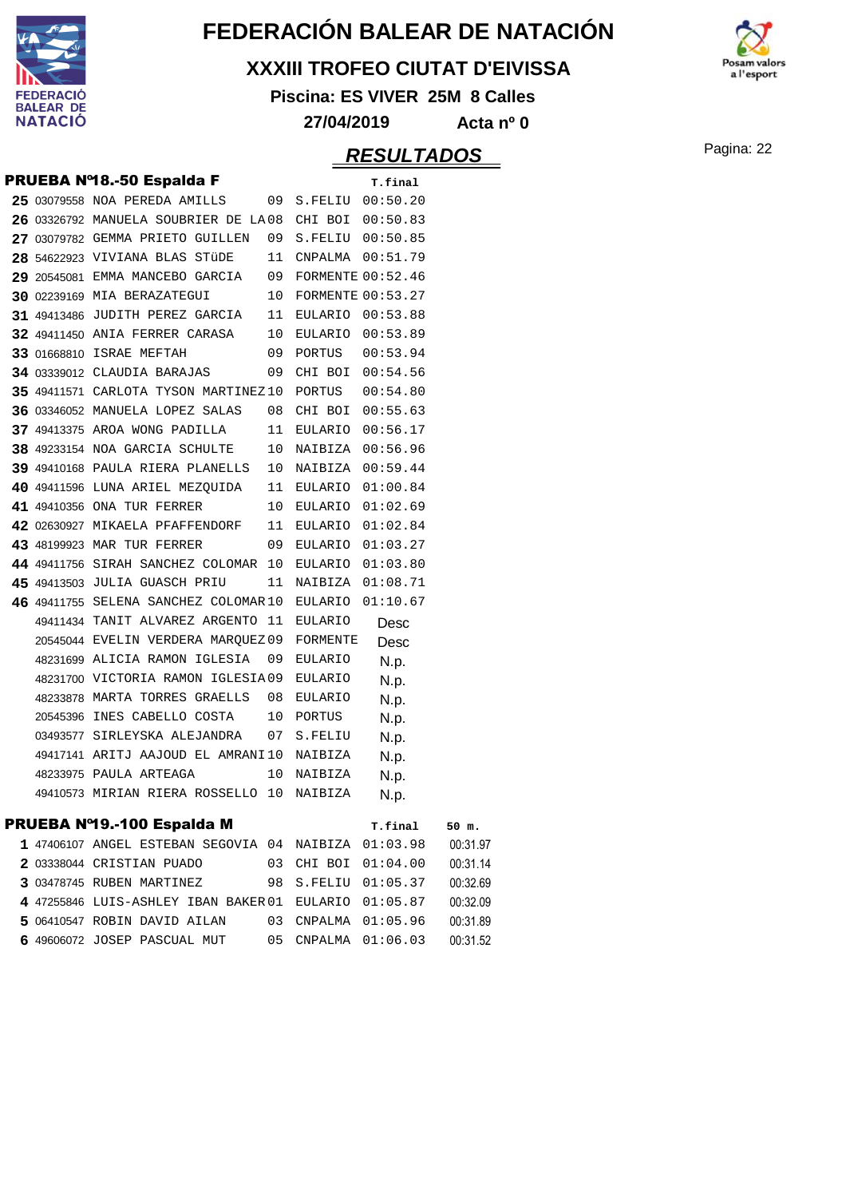# FEDERACIÓN BALEAR DE NATACIÓN

## XXXIII TROFEO CIUTAT D'EIVISSA

**Piscina: ES VIVER 25M 8 Calles**

**27/04/2019 Acta nº 0**

## RESULTADOS

### PRUEBA Nº18.-50 Espalda F

| Pos | Licencia | Nombre | Año | Club | T.final |
|---|---|---|---|---|---|
| 25 | 03079558 | NOA PEREDA AMILLS | 09 | S.FELIU | 00:50.20 |
| 26 | 03326792 | MANUELA SOUBRIER DE LA | 08 | CHI BOI | 00:50.83 |
| 27 | 03079782 | GEMMA PRIETO GUILLEN | 09 | S.FELIU | 00:50.85 |
| 28 | 54622923 | VIVIANA BLAS STÜDE | 11 | CNPALMA | 00:51.79 |
| 29 | 20545081 | EMMA MANCEBO GARCIA | 09 | FORMENTE | 00:52.46 |
| 30 | 02239169 | MIA BERAZATEGUI | 10 | FORMENTE | 00:53.27 |
| 31 | 49413486 | JUDITH PEREZ GARCIA | 11 | EULARIO | 00:53.88 |
| 32 | 49411450 | ANIA FERRER CARASA | 10 | EULARIO | 00:53.89 |
| 33 | 01668810 | ISRAE MEFTAH | 09 | PORTUS | 00:53.94 |
| 34 | 03339012 | CLAUDIA BARAJAS | 09 | CHI BOI | 00:54.56 |
| 35 | 49411571 | CARLOTA TYSON MARTINEZ | 10 | PORTUS | 00:54.80 |
| 36 | 03346052 | MANUELA LOPEZ SALAS | 08 | CHI BOI | 00:55.63 |
| 37 | 49413375 | AROA WONG PADILLA | 11 | EULARIO | 00:56.17 |
| 38 | 49233154 | NOA GARCIA SCHULTE | 10 | NAIBIZA | 00:56.96 |
| 39 | 49410168 | PAULA RIERA PLANELLS | 10 | NAIBIZA | 00:59.44 |
| 40 | 49411596 | LUNA ARIEL MEZQUIDA | 11 | EULARIO | 01:00.84 |
| 41 | 49410356 | ONA TUR FERRER | 10 | EULARIO | 01:02.69 |
| 42 | 02630927 | MIKAELA PFAFFENDORF | 11 | EULARIO | 01:02.84 |
| 43 | 48199923 | MAR TUR FERRER | 09 | EULARIO | 01:03.27 |
| 44 | 49411756 | SIRAH SANCHEZ COLOMAR | 10 | EULARIO | 01:03.80 |
| 45 | 49413503 | JULIA GUASCH PRIU | 11 | NAIBIZA | 01:08.71 |
| 46 | 49411755 | SELENA SANCHEZ COLOMAR | 10 | EULARIO | 01:10.67 |
| | 49411434 | TANIT ALVAREZ ARGENTO | 11 | EULARIO | Desc |
| | 20545044 | EVELIN VERDERA MARQUEZ | 09 | FORMENTE | Desc |
| | 48231699 | ALICIA RAMON IGLESIA | 09 | EULARIO | N.p. |
| | 48231700 | VICTORIA RAMON IGLESIA | 09 | EULARIO | N.p. |
| | 48233878 | MARTA TORRES GRAELLS | 08 | EULARIO | N.p. |
| | 20545396 | INES CABELLO COSTA | 10 | PORTUS | N.p. |
| | 03493577 | SIRLEYSKA ALEJANDRA | 07 | S.FELIU | N.p. |
| | 49417141 | ARITJ AAJOUD EL AMRANI | 10 | NAIBIZA | N.p. |
| | 48233975 | PAULA ARTEAGA | 10 | NAIBIZA | N.p. |
| | 49410573 | MIRIAN RIERA ROSSELLO | 10 | NAIBIZA | N.p. |

### PRUEBA Nº19.-100 Espalda M

| Pos | Licencia | Nombre | Año | Club | T.final | 50 m. |
|---|---|---|---|---|---|---|
| 1 | 47406107 | ANGEL ESTEBAN SEGOVIA | 04 | NAIBIZA | 01:03.98 | 00:31.97 |
| 2 | 03338044 | CRISTIAN PUADO | 03 | CHI BOI | 01:04.00 | 00:31.14 |
| 3 | 03478745 | RUBEN MARTINEZ | 98 | S.FELIU | 01:05.37 | 00:32.69 |
| 4 | 47255846 | LUIS-ASHLEY IBAN BAKER | 01 | EULARIO | 01:05.87 | 00:32.09 |
| 5 | 06410547 | ROBIN DAVID AILAN | 03 | CNPALMA | 01:05.96 | 00:31.89 |
| 6 | 49606072 | JOSEP PASCUAL MUT | 05 | CNPALMA | 01:06.03 | 00:31.52 |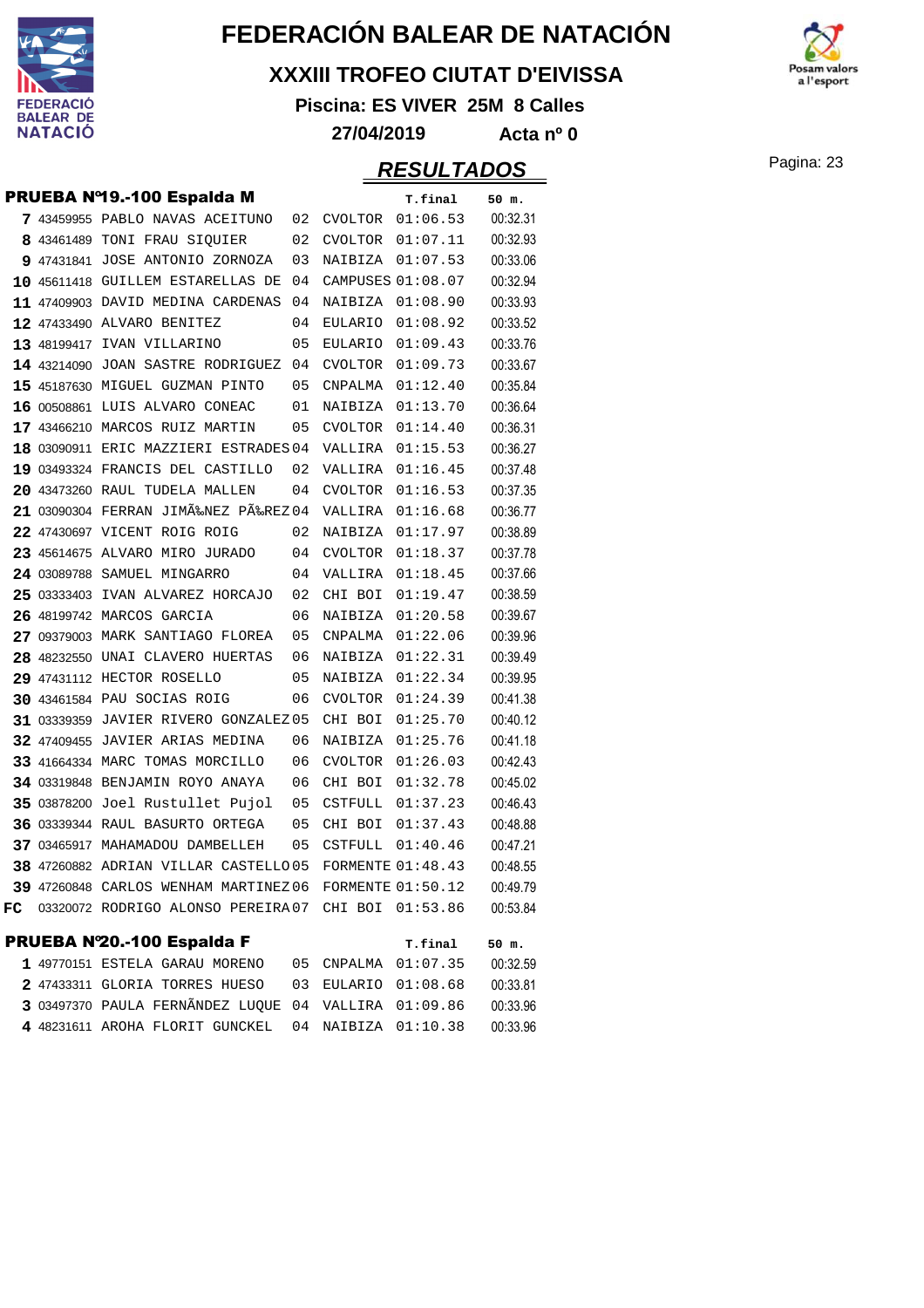# FEDERACIÓN BALEAR DE NATACIÓN

## XXXIII TROFEO CIUTAT D'EIVISSA

**Piscina: ES VIVER 25M 8 Calles**

**27/04/2019 Acta nº 0**

## RESULTADOS

### PRUEBA Nº19.-100 Espalda M

| Pos. | Licencia | Nombre | Año | Club | T.final | 50 m. |
|---|---|---|---|---|---|---|
| 7 | 43459955 | PABLO NAVAS ACEITUNO | 02 | CVOLTOR | 01:06.53 | 00:32.31 |
| 8 | 43461489 | TONI FRAU SIQUIER | 02 | CVOLTOR | 01:07.11 | 00:32.93 |
| 9 | 47431841 | JOSE ANTONIO ZORNOZA | 03 | NAIBIZA | 01:07.53 | 00:33.06 |
| 10 | 45611418 | GUILLEM ESTARELLAS DE | 04 | CAMPUSES | 01:08.07 | 00:32.94 |
| 11 | 47409903 | DAVID MEDINA CARDENAS | 04 | NAIBIZA | 01:08.90 | 00:33.93 |
| 12 | 47433490 | ALVARO BENITEZ | 04 | EULARIO | 01:08.92 | 00:33.52 |
| 13 | 48199417 | IVAN VILLARINO | 05 | EULARIO | 01:09.43 | 00:33.76 |
| 14 | 43214090 | JOAN SASTRE RODRIGUEZ | 04 | CVOLTOR | 01:09.73 | 00:33.67 |
| 15 | 45187630 | MIGUEL GUZMAN PINTO | 05 | CNPALMA | 01:12.40 | 00:35.84 |
| 16 | 00508861 | LUIS ALVARO CONEAC | 01 | NAIBIZA | 01:13.70 | 00:36.64 |
| 17 | 43466210 | MARCOS RUIZ MARTIN | 05 | CVOLTOR | 01:14.40 | 00:36.31 |
| 18 | 03090911 | ERIC MAZZIERI ESTRADES | 04 | VALLIRA | 01:15.53 | 00:36.27 |
| 19 | 03493324 | FRANCIS DEL CASTILLO | 02 | VALLIRA | 01:16.45 | 00:37.48 |
| 20 | 43473260 | RAUL TUDELA MALLEN | 04 | CVOLTOR | 01:16.53 | 00:37.35 |
| 21 | 03090304 | FERRAN JIMÃ‰NEZ PÃ‰REZ | 04 | VALLIRA | 01:16.68 | 00:36.77 |
| 22 | 47430697 | VICENT ROIG ROIG | 02 | NAIBIZA | 01:17.97 | 00:38.89 |
| 23 | 45614675 | ALVARO MIRO JURADO | 04 | CVOLTOR | 01:18.37 | 00:37.78 |
| 24 | 03089788 | SAMUEL MINGARRO | 04 | VALLIRA | 01:18.45 | 00:37.66 |
| 25 | 03333403 | IVAN ALVAREZ HORCAJO | 02 | CHI BOI | 01:19.47 | 00:38.59 |
| 26 | 48199742 | MARCOS GARCIA | 06 | NAIBIZA | 01:20.58 | 00:39.67 |
| 27 | 09379003 | MARK SANTIAGO FLOREA | 05 | CNPALMA | 01:22.06 | 00:39.96 |
| 28 | 48232550 | UNAI CLAVERO HUERTAS | 06 | NAIBIZA | 01:22.31 | 00:39.49 |
| 29 | 47431112 | HECTOR ROSELLO | 05 | NAIBIZA | 01:22.34 | 00:39.95 |
| 30 | 43461584 | PAU SOCIAS ROIG | 06 | CVOLTOR | 01:24.39 | 00:41.38 |
| 31 | 03339359 | JAVIER RIVERO GONZALEZ | 05 | CHI BOI | 01:25.70 | 00:40.12 |
| 32 | 47409455 | JAVIER ARIAS MEDINA | 06 | NAIBIZA | 01:25.76 | 00:41.18 |
| 33 | 41664334 | MARC TOMAS MORCILLO | 06 | CVOLTOR | 01:26.03 | 00:42.43 |
| 34 | 03319848 | BENJAMIN ROYO ANAYA | 06 | CHI BOI | 01:32.78 | 00:45.02 |
| 35 | 03878200 | Joel Rustullet Pujol | 05 | CSTFULL | 01:37.23 | 00:46.43 |
| 36 | 03339344 | RAUL BASURTO ORTEGA | 05 | CHI BOI | 01:37.43 | 00:48.88 |
| 37 | 03465917 | MAHAMADOU DAMBELLEH | 05 | CSTFULL | 01:40.46 | 00:47.21 |
| 38 | 47260882 | ADRIAN VILLAR CASTELLO | 05 | FORMENTE | 01:48.43 | 00:48.55 |
| 39 | 47260848 | CARLOS WENHAM MARTINEZ | 06 | FORMENTE | 01:50.12 | 00:49.79 |
| FC | 03320072 | RODRIGO ALONSO PEREIRA | 07 | CHI BOI | 01:53.86 | 00:53.84 |

### PRUEBA Nº20.-100 Espalda F

| Pos. | Licencia | Nombre | Año | Club | T.final | 50 m. |
|---|---|---|---|---|---|---|
| 1 | 49770151 | ESTELA GARAU MORENO | 05 | CNPALMA | 01:07.35 | 00:32.59 |
| 2 | 47433311 | GLORIA TORRES HUESO | 03 | EULARIO | 01:08.68 | 00:33.81 |
| 3 | 03497370 | PAULA FERNÃNDEZ LUQUE | 04 | VALLIRA | 01:09.86 | 00:33.96 |
| 4 | 48231611 | AROHA FLORIT GUNCKEL | 04 | NAIBIZA | 01:10.38 | 00:33.96 |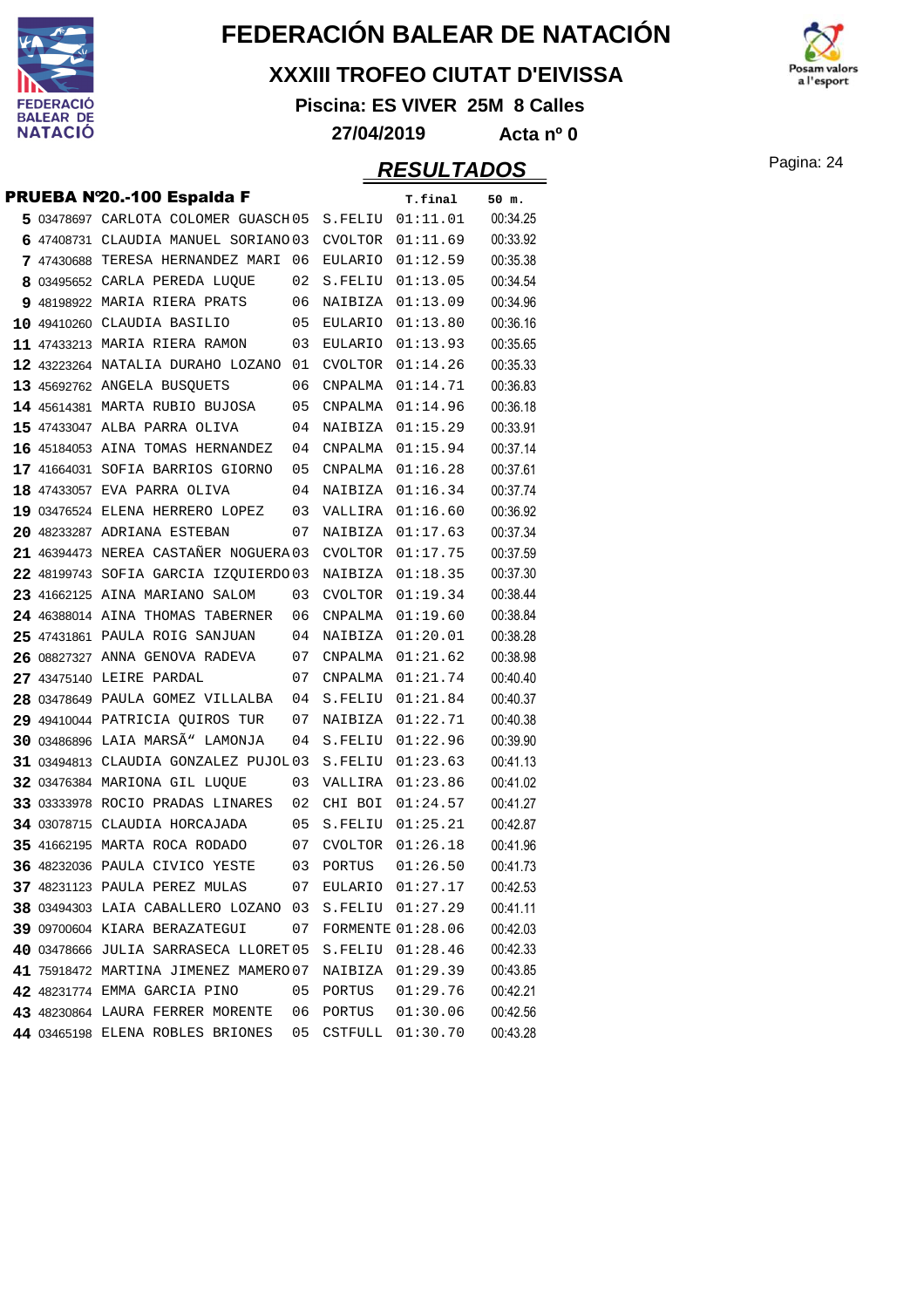# FEDERACIÓN BALEAR DE NATACIÓN

## XXXIII TROFEO CIUTAT D'EIVISSA

**Piscina: ES VIVER 25M 8 Calles**

**27/04/2019 Acta nº 0**

## RESULTADOS

**PRUEBA Nº20.-100 Espalda F**

| Pos | Licencia | Nombre | Año | Club | T.final | 50 m. |
|---|---|---|---|---|---|---|
| 5 | 03478697 | CARLOTA COLOMER GUASCH | 05 | S.FELIU | 01:11.01 | 00:34.25 |
| 6 | 47408731 | CLAUDIA MANUEL SORIANO | 03 | CVOLTOR | 01:11.69 | 00:33.92 |
| 7 | 47430688 | TERESA HERNANDEZ MARI | 06 | EULARIO | 01:12.59 | 00:35.38 |
| 8 | 03495652 | CARLA PEREDA LUQUE | 02 | S.FELIU | 01:13.05 | 00:34.54 |
| 9 | 48198922 | MARIA RIERA PRATS | 06 | NAIBIZA | 01:13.09 | 00:34.96 |
| 10 | 49410260 | CLAUDIA BASILIO | 05 | EULARIO | 01:13.80 | 00:36.16 |
| 11 | 47433213 | MARIA RIERA RAMON | 03 | EULARIO | 01:13.93 | 00:35.65 |
| 12 | 43223264 | NATALIA DURAHO LOZANO | 01 | CVOLTOR | 01:14.26 | 00:35.33 |
| 13 | 45692762 | ANGELA BUSQUETS | 06 | CNPALMA | 01:14.71 | 00:36.83 |
| 14 | 45614381 | MARTA RUBIO BUJOSA | 05 | CNPALMA | 01:14.96 | 00:36.18 |
| 15 | 47433047 | ALBA PARRA OLIVA | 04 | NAIBIZA | 01:15.29 | 00:33.91 |
| 16 | 45184053 | AINA TOMAS HERNANDEZ | 04 | CNPALMA | 01:15.94 | 00:37.14 |
| 17 | 41664031 | SOFIA BARRIOS GIORNO | 05 | CNPALMA | 01:16.28 | 00:37.61 |
| 18 | 47433057 | EVA PARRA OLIVA | 04 | NAIBIZA | 01:16.34 | 00:37.74 |
| 19 | 03476524 | ELENA HERRERO LOPEZ | 03 | VALLIRA | 01:16.60 | 00:36.92 |
| 20 | 48233287 | ADRIANA ESTEBAN | 07 | NAIBIZA | 01:17.63 | 00:37.34 |
| 21 | 46394473 | NEREA CASTAÑER NOGUERA | 03 | CVOLTOR | 01:17.75 | 00:37.59 |
| 22 | 48199743 | SOFIA GARCIA IZQUIERDO | 03 | NAIBIZA | 01:18.35 | 00:37.30 |
| 23 | 41662125 | AINA MARIANO SALOM | 03 | CVOLTOR | 01:19.34 | 00:38.44 |
| 24 | 46388014 | AINA THOMAS TABERNER | 06 | CNPALMA | 01:19.60 | 00:38.84 |
| 25 | 47431861 | PAULA ROIG SANJUAN | 04 | NAIBIZA | 01:20.01 | 00:38.28 |
| 26 | 08827327 | ANNA GENOVA RADEVA | 07 | CNPALMA | 01:21.62 | 00:38.98 |
| 27 | 43475140 | LEIRE PARDAL | 07 | CNPALMA | 01:21.74 | 00:40.40 |
| 28 | 03478649 | PAULA GOMEZ VILLALBA | 04 | S.FELIU | 01:21.84 | 00:40.37 |
| 29 | 49410044 | PATRICIA QUIROS TUR | 07 | NAIBIZA | 01:22.71 | 00:40.38 |
| 30 | 03486896 | LAIA MARSÃ" LAMONJA | 04 | S.FELIU | 01:22.96 | 00:39.90 |
| 31 | 03494813 | CLAUDIA GONZALEZ PUJOL | 03 | S.FELIU | 01:23.63 | 00:41.13 |
| 32 | 03476384 | MARIONA GIL LUQUE | 03 | VALLIRA | 01:23.86 | 00:41.02 |
| 33 | 03333978 | ROCIO PRADAS LINARES | 02 | CHI BOI | 01:24.57 | 00:41.27 |
| 34 | 03078715 | CLAUDIA HORCAJADA | 05 | S.FELIU | 01:25.21 | 00:42.87 |
| 35 | 41662195 | MARTA ROCA RODADO | 07 | CVOLTOR | 01:26.18 | 00:41.96 |
| 36 | 48232036 | PAULA CIVICO YESTE | 03 | PORTUS | 01:26.50 | 00:41.73 |
| 37 | 48231123 | PAULA PEREZ MULAS | 07 | EULARIO | 01:27.17 | 00:42.53 |
| 38 | 03494303 | LAIA CABALLERO LOZANO | 03 | S.FELIU | 01:27.29 | 00:41.11 |
| 39 | 09700604 | KIARA BERAZATEGUI | 07 | FORMENTE | 01:28.06 | 00:42.03 |
| 40 | 03478666 | JULIA SARRASECA LLORET | 05 | S.FELIU | 01:28.46 | 00:42.33 |
| 41 | 75918472 | MARTINA JIMENEZ MAMERO | 07 | NAIBIZA | 01:29.39 | 00:43.85 |
| 42 | 48231774 | EMMA GARCIA PINO | 05 | PORTUS | 01:29.76 | 00:42.21 |
| 43 | 48230864 | LAURA FERRER MORENTE | 06 | PORTUS | 01:30.06 | 00:42.56 |
| 44 | 03465198 | ELENA ROBLES BRIONES | 05 | CSTFULL | 01:30.70 | 00:43.28 |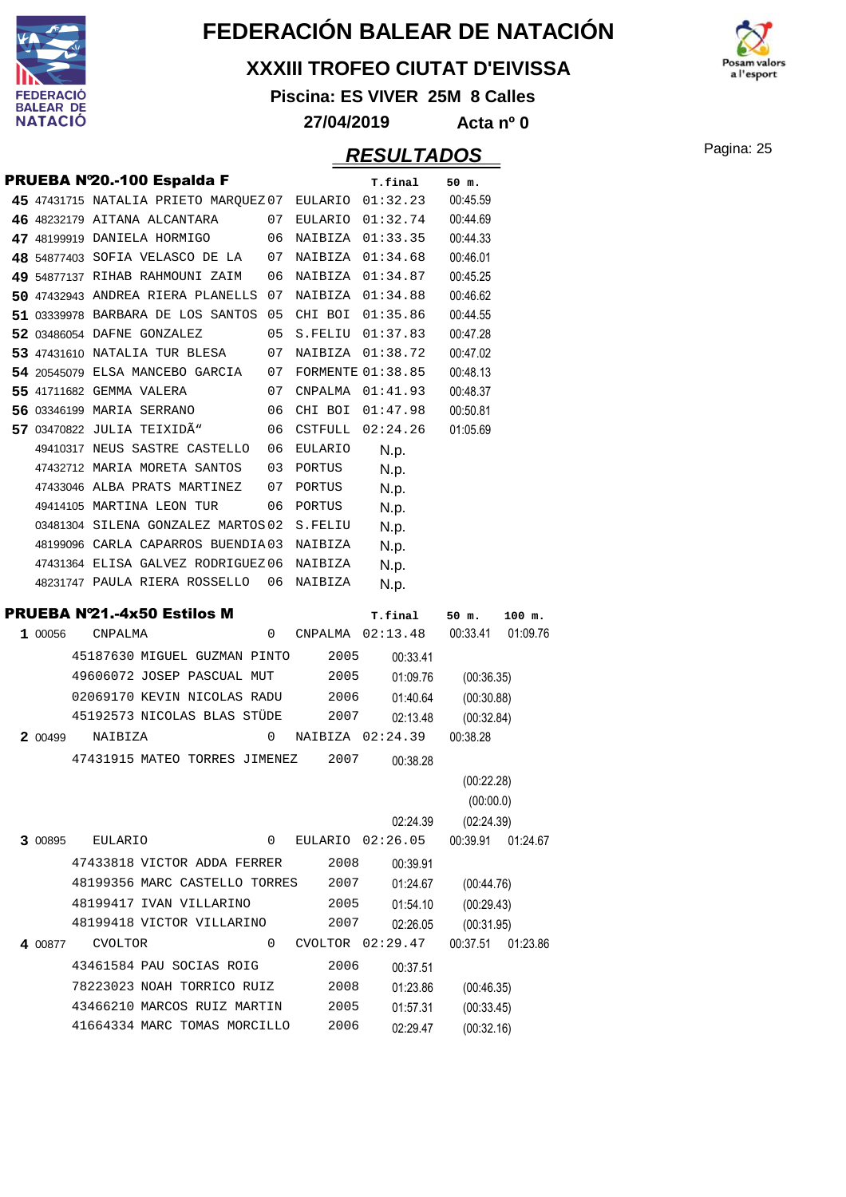# FEDERACIÓN BALEAR DE NATACIÓN

## XXXIII TROFEO CIUTAT D'EIVISSA

**Piscina: ES VIVER 25M 8 Calles**

**27/04/2019 Acta nº 0**

## RESULTADOS

### PRUEBA Nº20.-100 Espalda F

| | Licencia | Nombre | Año | Club | T.final | 50 m. |
|---|---|---|---|---|---|---|
| **45** | 47431715 | NATALIA PRIETO MARQUEZ | 07 | EULARIO | 01:32.23 | 00:45.59 |
| **46** | 48232179 | AITANA ALCANTARA | 07 | EULARIO | 01:32.74 | 00:44.69 |
| **47** | 48199919 | DANIELA HORMIGO | 06 | NAIBIZA | 01:33.35 | 00:44.33 |
| **48** | 54877403 | SOFIA VELASCO DE LA | 07 | NAIBIZA | 01:34.68 | 00:46.01 |
| **49** | 54877137 | RIHAB RAHMOUNI ZAIM | 06 | NAIBIZA | 01:34.87 | 00:45.25 |
| **50** | 47432943 | ANDREA RIERA PLANELLS | 07 | NAIBIZA | 01:34.88 | 00:46.62 |
| **51** | 03339978 | BARBARA DE LOS SANTOS | 05 | CHI BOI | 01:35.86 | 00:44.55 |
| **52** | 03486054 | DAFNE GONZALEZ | 05 | S.FELIU | 01:37.83 | 00:47.28 |
| **53** | 47431610 | NATALIA TUR BLESA | 07 | NAIBIZA | 01:38.72 | 00:47.02 |
| **54** | 20545079 | ELSA MANCEBO GARCIA | 07 | FORMENTE | 01:38.85 | 00:48.13 |
| **55** | 41711682 | GEMMA VALERA | 07 | CNPALMA | 01:41.93 | 00:48.37 |
| **56** | 03346199 | MARIA SERRANO | 06 | CHI BOI | 01:47.98 | 00:50.81 |
| **57** | 03470822 | JULIA TEIXIDÃ“ | 06 | CSTFULL | 02:24.26 | 01:05.69 |
| | 49410317 | NEUS SASTRE CASTELLO | 06 | EULARIO | N.p. | |
| | 47432712 | MARIA MORETA SANTOS | 03 | PORTUS | N.p. | |
| | 47433046 | ALBA PRATS MARTINEZ | 07 | PORTUS | N.p. | |
| | 49414105 | MARTINA LEON TUR | 06 | PORTUS | N.p. | |
| | 03481304 | SILENA GONZALEZ MARTOS | 02 | S.FELIU | N.p. | |
| | 48199096 | CARLA CAPARROS BUENDIA | 03 | NAIBIZA | N.p. | |
| | 47431364 | ELISA GALVEZ RODRIGUEZ | 06 | NAIBIZA | N.p. | |
| | 48231747 | PAULA RIERA ROSSELLO | 06 | NAIBIZA | N.p. | |

### PRUEBA Nº21.-4x50 Estilos M

| | Código | Nombre | Año | Club | T.final | 50 m. | 100 m. |
|---|---|---|---|---|---|---|---|
| **1** | 00056 | CNPALMA | 0 | CNPALMA | 02:13.48 | 00:33.41 | 01:09.76 |
| | | 45187630 MIGUEL GUZMAN PINTO | 2005 | | 00:33.41 | | |
| | | 49606072 JOSEP PASCUAL MUT | 2005 | | 01:09.76 | (00:36.35) | |
| | | 02069170 KEVIN NICOLAS RADU | 2006 | | 01:40.64 | (00:30.88) | |
| | | 45192573 NICOLAS BLAS STÜDE | 2007 | | 02:13.48 | (00:32.84) | |
| **2** | 00499 | NAIBIZA | 0 | NAIBIZA | 02:24.39 | 00:38.28 | |
| | | 47431915 MATEO TORRES JIMENEZ | 2007 | | 00:38.28 | | |
| | | | | | | (00:22.28) | |
| | | | | | | (00:00.0) | |
| | | | | | 02:24.39 | (02:24.39) | |
| **3** | 00895 | EULARIO | 0 | EULARIO | 02:26.05 | 00:39.91 | 01:24.67 |
| | | 47433818 VICTOR ADDA FERRER | 2008 | | 00:39.91 | | |
| | | 48199356 MARC CASTELLO TORRES | 2007 | | 01:24.67 | (00:44.76) | |
| | | 48199417 IVAN VILLARINO | 2005 | | 01:54.10 | (00:29.43) | |
| | | 48199418 VICTOR VILLARINO | 2007 | | 02:26.05 | (00:31.95) | |
| **4** | 00877 | CVOLTOR | 0 | CVOLTOR | 02:29.47 | 00:37.51 | 01:23.86 |
| | | 43461584 PAU SOCIAS ROIG | 2006 | | 00:37.51 | | |
| | | 78223023 NOAH TORRICO RUIZ | 2008 | | 01:23.86 | (00:46.35) | |
| | | 43466210 MARCOS RUIZ MARTIN | 2005 | | 01:57.31 | (00:33.45) | |
| | | 41664334 MARC TOMAS MORCILLO | 2006 | | 02:29.47 | (00:32.16) | |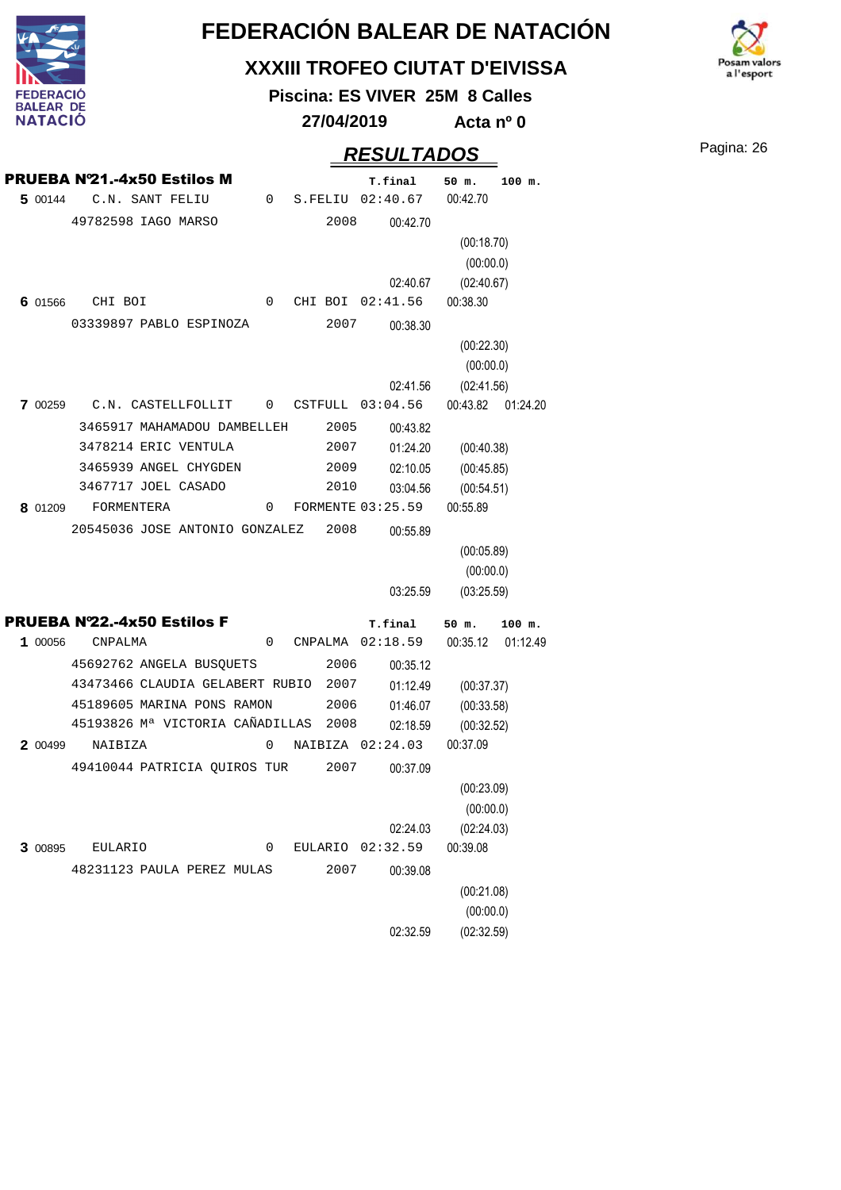# FEDERACIÓN BALEAR DE NATACIÓN

## XXXIII TROFEO CIUTAT D'EIVISSA

**Piscina: ES VIVER 25M 8 Calles**

**27/04/2019 Acta nº 0**

## RESULTADOS

### PRUEBA Nº21.-4x50 Estilos M

| Pos | Código | Club / Nadador | | Año | Abrev. / Parcial | T.final | 50 m. | 100 m. |
|---|---|---|---|---|---|---|---|---|
| **5** | 00144 | C.N. SANT FELIU | 0 | | S.FELIU | 02:40.67 | 00:42.70 | |
| | | 49782598 IAGO MARSO | | 2008 | 00:42.70 | | | |
| | | | | | | | (00:18.70) | |
| | | | | | | | (00:00.0) | |
| | | | | | 02:40.67 | | (02:40.67) | |
| **6** | 01566 | CHI BOI | 0 | | CHI BOI | 02:41.56 | 00:38.30 | |
| | | 03339897 PABLO ESPINOZA | | 2007 | 00:38.30 | | | |
| | | | | | | | (00:22.30) | |
| | | | | | | | (00:00.0) | |
| | | | | | 02:41.56 | | (02:41.56) | |
| **7** | 00259 | C.N. CASTELLFOLLIT | 0 | | CSTFULL | 03:04.56 | 00:43.82 | 01:24.20 |
| | | 3465917 MAHAMADOU DAMBELLEH | | 2005 | 00:43.82 | | | |
| | | 3478214 ERIC VENTULA | | 2007 | 01:24.20 | | (00:40.38) | |
| | | 3465939 ANGEL CHYGDEN | | 2009 | 02:10.05 | | (00:45.85) | |
| | | 3467717 JOEL CASADO | | 2010 | 03:04.56 | | (00:54.51) | |
| **8** | 01209 | FORMENTERA | 0 | | FORMENTE | 03:25.59 | 00:55.89 | |
| | | 20545036 JOSE ANTONIO GONZALEZ | | 2008 | 00:55.89 | | | |
| | | | | | | | (00:05.89) | |
| | | | | | | | (00:00.0) | |
| | | | | | 03:25.59 | | (03:25.59) | |

### PRUEBA Nº22.-4x50 Estilos F

| Pos | Código | Club / Nadador | | Año | Abrev. / Parcial | T.final | 50 m. | 100 m. |
|---|---|---|---|---|---|---|---|---|
| **1** | 00056 | CNPALMA | 0 | | CNPALMA | 02:18.59 | 00:35.12 | 01:12.49 |
| | | 45692762 ANGELA BUSQUETS | | 2006 | 00:35.12 | | | |
| | | 43473466 CLAUDIA GELABERT RUBIO | | 2007 | 01:12.49 | | (00:37.37) | |
| | | 45189605 MARINA PONS RAMON | | 2006 | 01:46.07 | | (00:33.58) | |
| | | 45193826 Mª VICTORIA CAÑADILLAS | | 2008 | 02:18.59 | | (00:32.52) | |
| **2** | 00499 | NAIBIZA | 0 | | NAIBIZA | 02:24.03 | 00:37.09 | |
| | | 49410044 PATRICIA QUIROS TUR | | 2007 | 00:37.09 | | | |
| | | | | | | | (00:23.09) | |
| | | | | | | | (00:00.0) | |
| | | | | | 02:24.03 | | (02:24.03) | |
| **3** | 00895 | EULARIO | 0 | | EULARIO | 02:32.59 | 00:39.08 | |
| | | 48231123 PAULA PEREZ MULAS | | 2007 | 00:39.08 | | | |
| | | | | | | | (00:21.08) | |
| | | | | | | | (00:00.0) | |
| | | | | | 02:32.59 | | (02:32.59) | |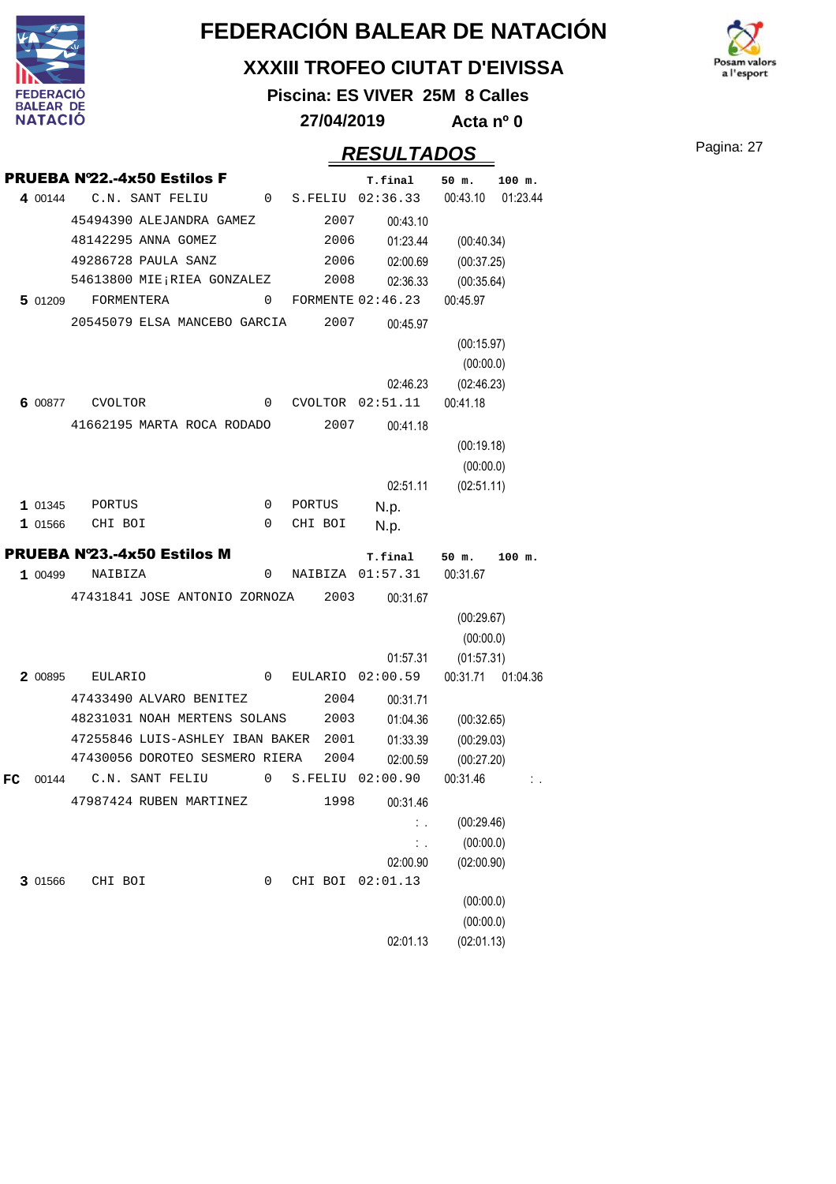# FEDERACIÓN BALEAR DE NATACIÓN

## XXXIII TROFEO CIUTAT D'EIVISSA

**Piscina: ES VIVER 25M 8 Calles**

**27/04/2019 Acta nº 0**

## RESULTADOS

### PRUEBA Nº22.-4x50 Estilos F

| Pos | Código | Club / Nadador | | Año | Club | T.final | 50 m. | 100 m. |
|---|---|---|---|---|---|---|---|---|
| **4** | 00144 | C.N. SANT FELIU | 0 | | S.FELIU | 02:36.33 | 00:43.10 | 01:23.44 |
| | | 45494390 ALEJANDRA GAMEZ | | 2007 | | 00:43.10 | | |
| | | 48142295 ANNA GOMEZ | | 2006 | | 01:23.44 | (00:40.34) | |
| | | 49286728 PAULA SANZ | | 2006 | | 02:00.69 | (00:37.25) | |
| | | 54613800 MIE¡RIEA GONZALEZ | | 2008 | | 02:36.33 | (00:35.64) | |
| **5** | 01209 | FORMENTERA | 0 | | FORMENTE | 02:46.23 | 00:45.97 | |
| | | 20545079 ELSA MANCEBO GARCIA | | 2007 | | 00:45.97 | | |
| | | | | | | | (00:15.97) | |
| | | | | | | | (00:00.0) | |
| | | | | | | 02:46.23 | (02:46.23) | |
| **6** | 00877 | CVOLTOR | 0 | | CVOLTOR | 02:51.11 | 00:41.18 | |
| | | 41662195 MARTA ROCA RODADO | | 2007 | | 00:41.18 | | |
| | | | | | | | (00:19.18) | |
| | | | | | | | (00:00.0) | |
| | | | | | | 02:51.11 | (02:51.11) | |
| **1** | 01345 | PORTUS | 0 | | PORTUS | N.p. | | |
| **1** | 01566 | CHI BOI | 0 | | CHI BOI | N.p. | | |

### PRUEBA Nº23.-4x50 Estilos M

| Pos | Código | Club / Nadador | | Año | Club | T.final | 50 m. | 100 m. |
|---|---|---|---|---|---|---|---|---|
| **1** | 00499 | NAIBIZA | 0 | | NAIBIZA | 01:57.31 | 00:31.67 | |
| | | 47431841 JOSE ANTONIO ZORNOZA | | 2003 | | 00:31.67 | | |
| | | | | | | | (00:29.67) | |
| | | | | | | | (00:00.0) | |
| | | | | | | 01:57.31 | (01:57.31) | |
| **2** | 00895 | EULARIO | 0 | | EULARIO | 02:00.59 | 00:31.71 | 01:04.36 |
| | | 47433490 ALVARO BENITEZ | | 2004 | | 00:31.71 | | |
| | | 48231031 NOAH MERTENS SOLANS | | 2003 | | 01:04.36 | (00:32.65) | |
| | | 47255846 LUIS-ASHLEY IBAN BAKER | | 2001 | | 01:33.39 | (00:29.03) | |
| | | 47430056 DOROTEO SESMERO RIERA | | 2004 | | 02:00.59 | (00:27.20) | |
| **FC** | 00144 | C.N. SANT FELIU | 0 | | S.FELIU | 02:00.90 | 00:31.46 | : . |
| | | 47987424 RUBEN MARTINEZ | | 1998 | | 00:31.46 | | |
| | | | | | | : . | (00:29.46) | |
| | | | | | | : . | (00:00.0) | |
| | | | | | | 02:00.90 | (02:00.90) | |
| **3** | 01566 | CHI BOI | 0 | | CHI BOI | 02:01.13 | | |
| | | | | | | | (00:00.0) | |
| | | | | | | | (00:00.0) | |
| | | | | | | 02:01.13 | (02:01.13) | |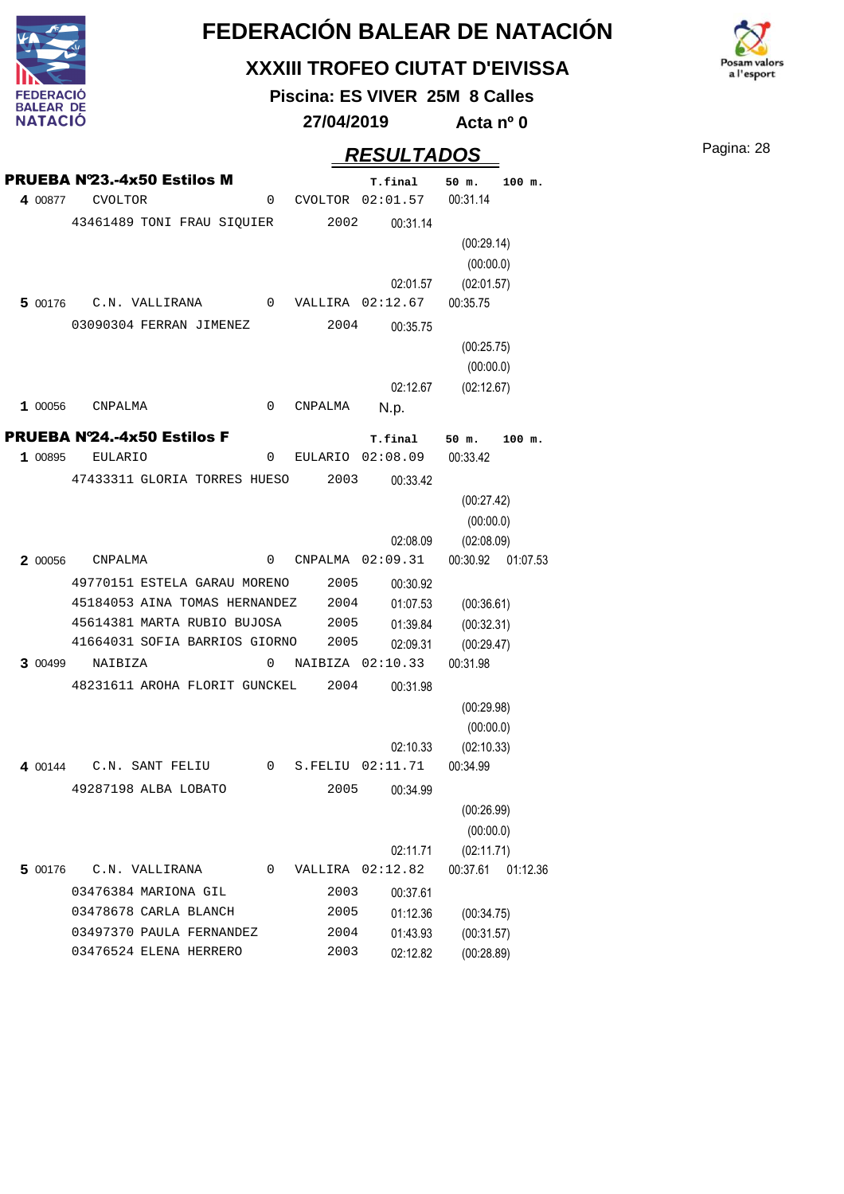# FEDERACIÓN BALEAR DE NATACIÓN

## XXXIII TROFEO CIUTAT D'EIVISSA

**Piscina: ES VIVER 25M 8 Calles**

**27/04/2019 Acta nº 0**

## RESULTADOS

### PRUEBA Nº23.-4x50 Estilos M

| Pos. | Licencia | Nombre | | Club | T.final | 50 m. | 100 m. |
|---|---|---|---|---|---|---|---|
| **4** | 00877 | CVOLTOR | 0 | CVOLTOR | 02:01.57 | 00:31.14 | |
| | | 43461489 TONI FRAU SIQUIER | 2002 | | 00:31.14 | | |
| | | | | | | (00:29.14) | |
| | | | | | | (00:00.0) | |
| | | | | | 02:01.57 | (02:01.57) | |
| **5** | 00176 | C.N. VALLIRANA | 0 | VALLIRA | 02:12.67 | 00:35.75 | |
| | | 03090304 FERRAN JIMENEZ | 2004 | | 00:35.75 | | |
| | | | | | | (00:25.75) | |
| | | | | | | (00:00.0) | |
| | | | | | 02:12.67 | (02:12.67) | |
| **1** | 00056 | CNPALMA | 0 | CNPALMA | N.p. | | |

### PRUEBA Nº24.-4x50 Estilos F

| Pos. | Licencia | Nombre | | Club | T.final | 50 m. | 100 m. |
|---|---|---|---|---|---|---|---|
| **1** | 00895 | EULARIO | 0 | EULARIO | 02:08.09 | 00:33.42 | |
| | | 47433311 GLORIA TORRES HUESO | 2003 | | 00:33.42 | | |
| | | | | | | (00:27.42) | |
| | | | | | | (00:00.0) | |
| | | | | | 02:08.09 | (02:08.09) | |
| **2** | 00056 | CNPALMA | 0 | CNPALMA | 02:09.31 | 00:30.92 | 01:07.53 |
| | | 49770151 ESTELA GARAU MORENO | 2005 | | 00:30.92 | | |
| | | 45184053 AINA TOMAS HERNANDEZ | 2004 | | 01:07.53 | (00:36.61) | |
| | | 45614381 MARTA RUBIO BUJOSA | 2005 | | 01:39.84 | (00:32.31) | |
| | | 41664031 SOFIA BARRIOS GIORNO | 2005 | | 02:09.31 | (00:29.47) | |
| **3** | 00499 | NAIBIZA | 0 | NAIBIZA | 02:10.33 | 00:31.98 | |
| | | 48231611 AROHA FLORIT GUNCKEL | 2004 | | 00:31.98 | | |
| | | | | | | (00:29.98) | |
| | | | | | | (00:00.0) | |
| | | | | | 02:10.33 | (02:10.33) | |
| **4** | 00144 | C.N. SANT FELIU | 0 | S.FELIU | 02:11.71 | 00:34.99 | |
| | | 49287198 ALBA LOBATO | 2005 | | 00:34.99 | | |
| | | | | | | (00:26.99) | |
| | | | | | | (00:00.0) | |
| | | | | | 02:11.71 | (02:11.71) | |
| **5** | 00176 | C.N. VALLIRANA | 0 | VALLIRA | 02:12.82 | 00:37.61 | 01:12.36 |
| | | 03476384 MARIONA GIL | 2003 | | 00:37.61 | | |
| | | 03478678 CARLA BLANCH | 2005 | | 01:12.36 | (00:34.75) | |
| | | 03497370 PAULA FERNANDEZ | 2004 | | 01:43.93 | (00:31.57) | |
| | | 03476524 ELENA HERRERO | 2003 | | 02:12.82 | (00:28.89) | |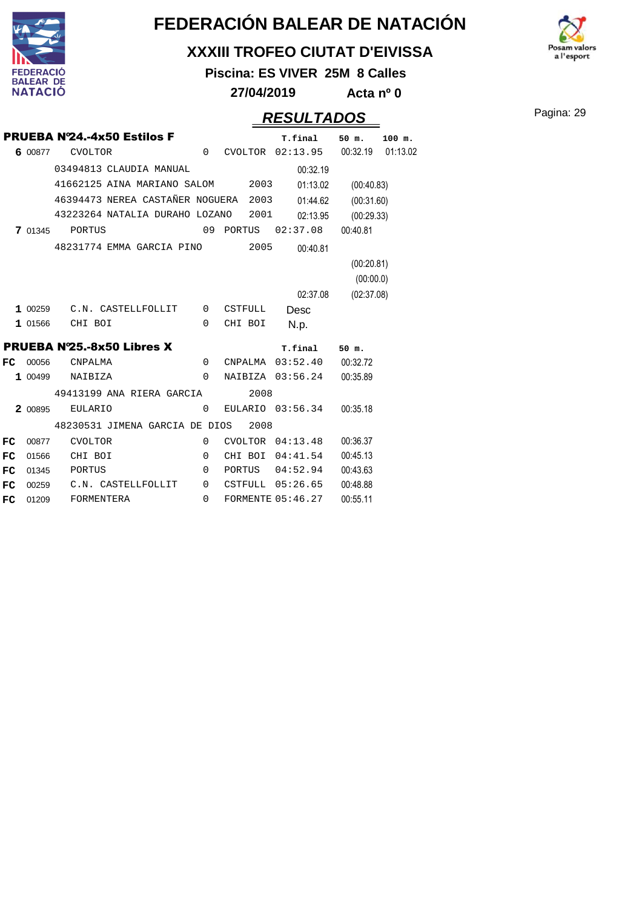# FEDERACIÓN BALEAR DE NATACIÓN

## XXXIII TROFEO CIUTAT D'EIVISSA

**Piscina: ES VIVER 25M 8 Calles**

**27/04/2019 Acta nº 0**

## RESULTADOS

Pagina: 29

### PRUEBA Nº24.-4x50 Estilos F

| | | | | | T.final | 50 m. | 100 m. |
|---|---|---|---|---|---|---|---|
| **6** | 00877 | CVOLTOR | 0 | CVOLTOR | 02:13.95 | 00:32.19 | 01:13.02 |
| | | 03494813 CLAUDIA MANUAL | | | 00:32.19 | | |
| | | 41662125 AINA MARIANO SALOM | 2003 | | 01:13.02 | (00:40.83) | |
| | | 46394473 NEREA CASTAÑER NOGUERA | 2003 | | 01:44.62 | (00:31.60) | |
| | | 43223264 NATALIA DURAHO LOZANO | 2001 | | 02:13.95 | (00:29.33) | |
| **7** | 01345 | PORTUS | 09 | PORTUS | 02:37.08 | 00:40.81 | |
| | | 48231774 EMMA GARCIA PINO | 2005 | | 00:40.81 | | |
| | | | | | | (00:20.81) | |
| | | | | | | (00:00.0) | |
| | | | | | 02:37.08 | (02:37.08) | |
| **1** | 00259 | C.N. CASTELLFOLLIT | 0 | CSTFULL | Desc | | |
| **1** | 01566 | CHI BOI | 0 | CHI BOI | N.p. | | |

### PRUEBA Nº25.-8x50 Libres X

| | | | | | T.final | 50 m. |
|---|---|---|---|---|---|---|
| **FC** | 00056 | CNPALMA | 0 | CNPALMA | 03:52.40 | 00:32.72 |
| **1** | 00499 | NAIBIZA | 0 | NAIBIZA | 03:56.24 | 00:35.89 |
| | | 49413199 ANA RIERA GARCIA | 2008 | | | |
| **2** | 00895 | EULARIO | 0 | EULARIO | 03:56.34 | 00:35.18 |
| | | 48230531 JIMENA GARCIA DE DIOS | 2008 | | | |
| **FC** | 00877 | CVOLTOR | 0 | CVOLTOR | 04:13.48 | 00:36.37 |
| **FC** | 01566 | CHI BOI | 0 | CHI BOI | 04:41.54 | 00:45.13 |
| **FC** | 01345 | PORTUS | 0 | PORTUS | 04:52.94 | 00:43.63 |
| **FC** | 00259 | C.N. CASTELLFOLLIT | 0 | CSTFULL | 05:26.65 | 00:48.88 |
| **FC** | 01209 | FORMENTERA | 0 | FORMENTE | 05:46.27 | 00:55.11 |